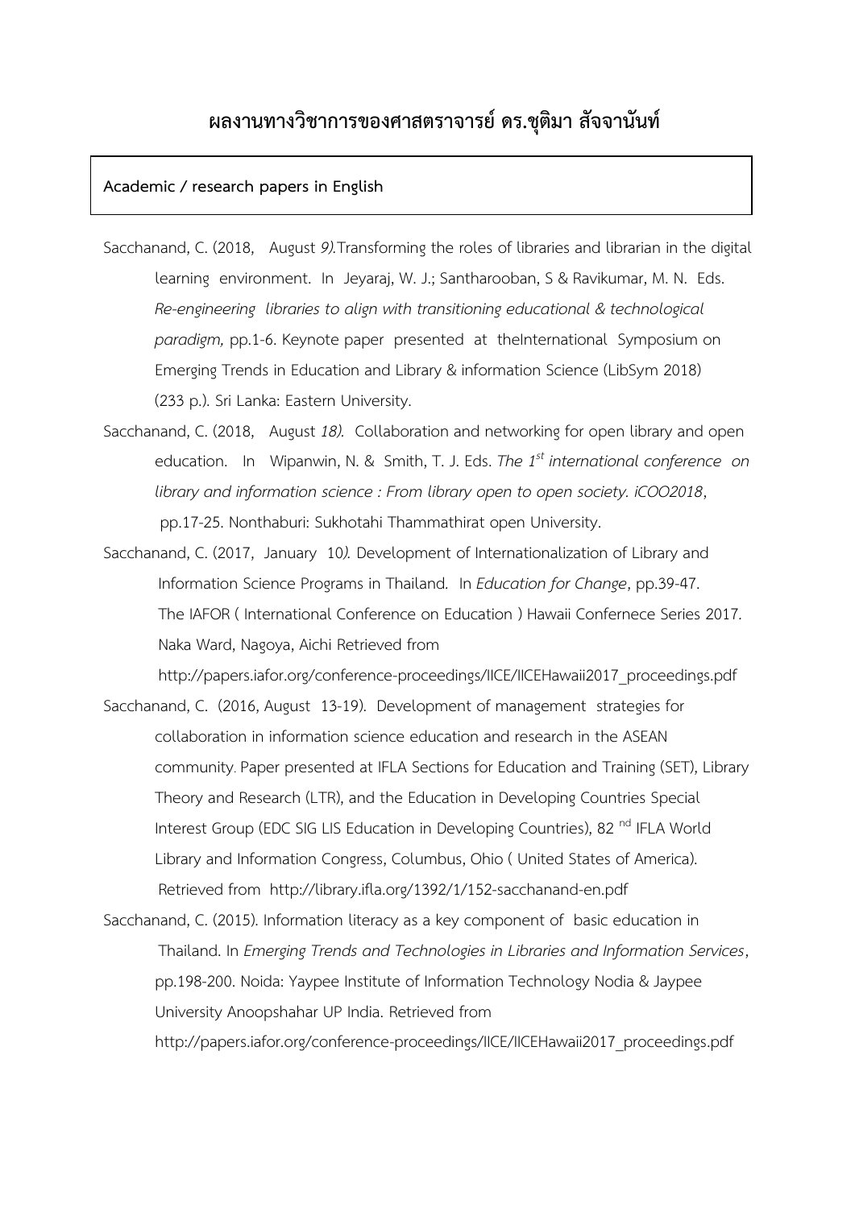# ผลงานทางวิชาการของศาสตราจารย์ ดร.ชุติมา สัจจานันท์

**Academic / research papers in English**

Sacchanand, C. (2018, August *9).*Transforming the roles of libraries and librarian in the digital learning environment. In Jeyaraj, W. J.; Santharooban, S & Ravikumar, M. N. Eds. *Re-engineering libraries to align with transitioning educational & technological paradigm,* pp.1-6. Keynote paper presented at theInternational Symposium on Emerging Trends in Education and Library & information Science (LibSym 2018) (233 p.). Sri Lanka: Eastern University.

Sacchanand, C. (2018, August *18).* Collaboration and networking for open library and open education. In Wipanwin, N. & Smith, T. J. Eds. *The 1st international conference on library and information science : From library open to open society. iCOO2018*, pp.17-25. Nonthaburi: Sukhotahi Thammathirat open University.

Sacchanand, C. (2017, January 10*).* Development of Internationalization of Library and Information Science Programs in Thailand. In *Education for Change*, pp.39-47. The IAFOR ( International Conference on Education ) Hawaii Confernece Series 2017. Naka Ward, Nagoya, Aichi Retrieved from http://papers.iafor.org/conference-proceedings/IICE/IICEHawaii2017_proceedings.pdf

Sacchanand, C. (2016, August 13-19). Development of management strategies for collaboration in information science education and research in the ASEAN community. Paper presented at IFLA Sections for Education and Training (SET), Library Theory and Research (LTR), and the Education in Developing Countries Special Interest Group (EDC SIG LIS Education in Developing Countries), 82 nd IFLA World Library and Information Congress, Columbus, Ohio ( United States of America). Retrieved from http://library.ifla.org/1392/1/152-sacchanand-en.pdf

Sacchanand, C. (2015). Information literacy as a key component of basic education in Thailand. In *Emerging Trends and Technologies in Libraries and Information Services*, pp.198-200. Noida: Yaypee Institute of Information Technology Nodia & Jaypee University Anoopshahar UP India. Retrieved from http://papers.iafor.org/conference-proceedings/IICE/IICEHawaii2017_proceedings.pdf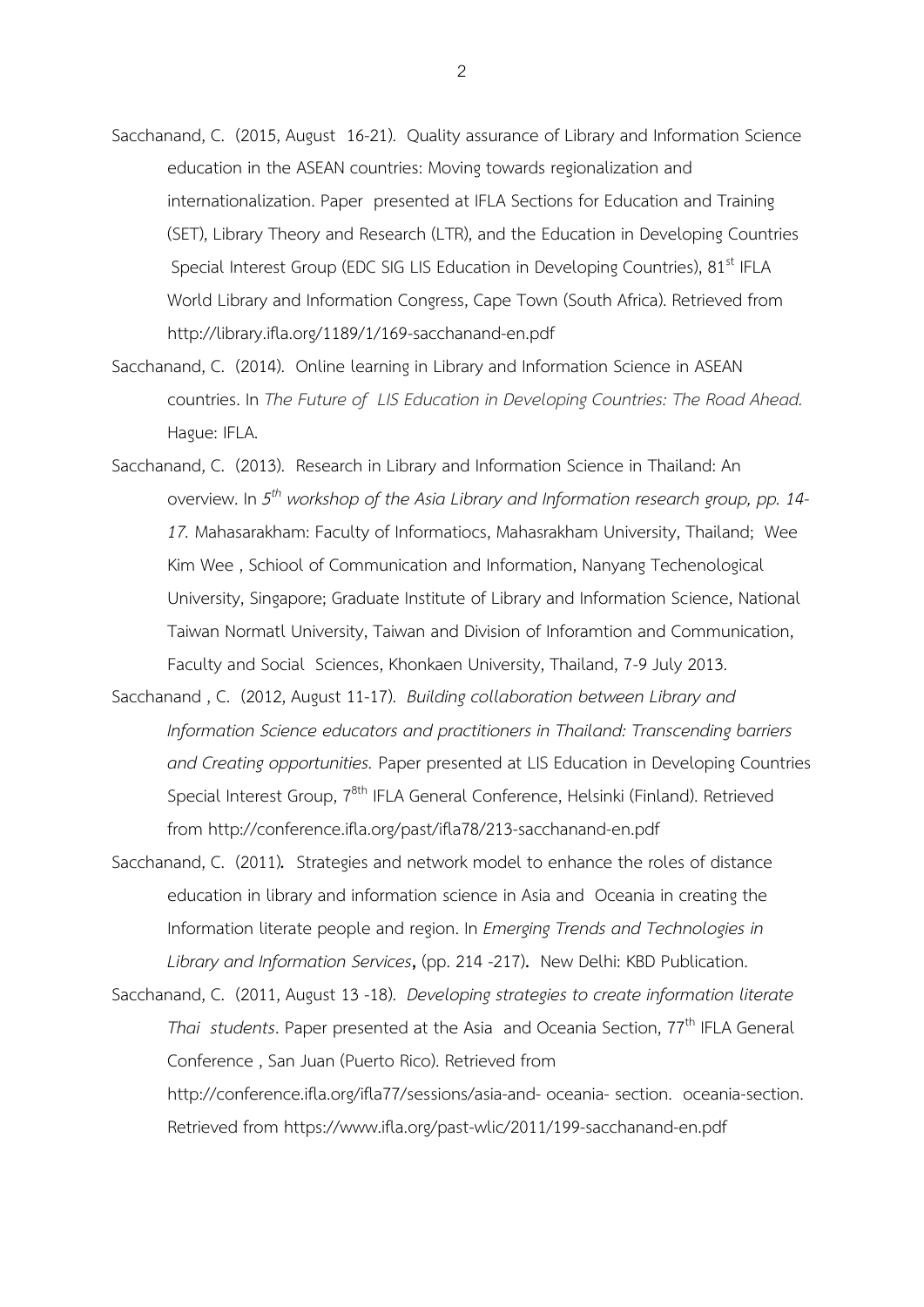Sacchanand, C. (2015, August 16-21). Quality assurance of Library and Information Science education in the ASEAN countries: Moving towards regionalization and internationalization. Paper presented at IFLA Sections for Education and Training (SET), Library Theory and Research (LTR), and the Education in Developing Countries Special Interest Group (EDC SIG LIS Education in Developing Countries), 81st IFLA World Library and Information Congress, Cape Town (South Africa). Retrieved from http://library.ifla.org/1189/1/169-sacchanand-en.pdf

Sacchanand, C. (2014). Online learning in Library and Information Science in ASEAN countries. In *The Future of LIS Education in Developing Countries: The Road Ahead.* Hague: IFLA.

Sacchanand, C. (2013). Research in Library and Information Science in Thailand: An overview. In *5th workshop of the Asia Library and Information research group, pp. 14-17.* Mahasarakham: Faculty of Informatiocs, Mahasrakham University, Thailand; Wee Kim Wee , Schiool of Communication and Information, Nanyang Techenological University, Singapore; Graduate Institute of Library and Information Science, National Taiwan Normatl University, Taiwan and Division of Inforamtion and Communication, Faculty and Social Sciences, Khonkaen University, Thailand, 7-9 July 2013.

Sacchanand , C. (2012, August 11-17). *Building collaboration between Library and Information Science educators and practitioners in Thailand: Transcending barriers and Creating opportunities.* Paper presented at LIS Education in Developing Countries Special Interest Group, 78th IFLA General Conference, Helsinki (Finland). Retrieved from http://conference.ifla.org/past/ifla78/213-sacchanand-en.pdf

Sacchanand, C. (2011)**.** Strategies and network model to enhance the roles of distance education in library and information science in Asia and Oceania in creating the Information literate people and region. In *Emerging Trends and Technologies in Library and Information Services***,** (pp. 214 -217)**.** New Delhi: KBD Publication.

Sacchanand, C. (2011, August 13 -18). *Developing strategies to create information literate Thai students*. Paper presented at the Asia and Oceania Section, 77th IFLA General Conference , San Juan (Puerto Rico). Retrieved from http://conference.ifla.org/ifla77/sessions/asia-and- oceania- section. oceania-section. Retrieved from https://www.ifla.org/past-wlic/2011/199-sacchanand-en.pdf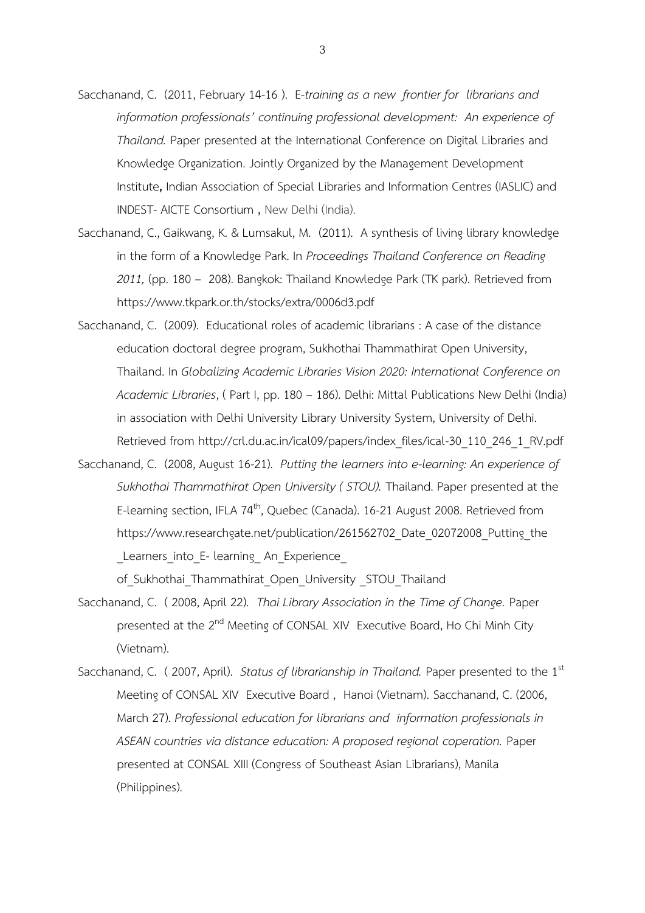Sacchanand, C. (2011, February 14-16 ). E-*training as a new frontier for librarians and information professionals' continuing professional development: An experience of Thailand.* Paper presented at the International Conference on Digital Libraries and Knowledge Organization. Jointly Organized by the Management Development Institute**,** Indian Association of Special Libraries and Information Centres (IASLIC) and INDEST- AICTE Consortium **,** New Delhi (India).

Sacchanand, C., Gaikwang, K. & Lumsakul, M. (2011). A synthesis of living library knowledge in the form of a Knowledge Park. In *Proceedings Thailand Conference on Reading 2011,* (pp. 180 – 208). Bangkok: Thailand Knowledge Park (TK park). Retrieved from https://www.tkpark.or.th/stocks/extra/0006d3.pdf

Sacchanand, C. (2009). Educational roles of academic librarians : A case of the distance education doctoral degree program, Sukhothai Thammathirat Open University, Thailand. In *Globalizing Academic Libraries Vision 2020: International Conference on Academic Libraries*, ( Part I, pp. 180 – 186). Delhi: Mittal Publications New Delhi (India) in association with Delhi University Library University System, University of Delhi. Retrieved from http://crl.du.ac.in/ical09/papers/index_files/ical-30_110_246_1_RV.pdf

Sacchanand, C. (2008, August 16-21). *Putting the learners into e-learning: An experience of Sukhothai Thammathirat Open University ( STOU).* Thailand. Paper presented at the E-learning section, IFLA 74[th], Quebec (Canada). 16-21 August 2008. Retrieved from https://www.researchgate.net/publication/261562702_Date_02072008_Putting_the _Learners_into_E- learning_ An_Experience_ of_Sukhothai_Thammathirat_Open_University _STOU_Thailand

Sacchanand, C. ( 2008, April 22). *Thai Library Association in the Time of Change.* Paper presented at the 2[nd] Meeting of CONSAL XIV Executive Board, Ho Chi Minh City (Vietnam).

Sacchanand, C. ( 2007, April). *Status of librarianship in Thailand.* Paper presented to the 1[st] Meeting of CONSAL XIV Executive Board , Hanoi (Vietnam). Sacchanand, C. (2006, March 27). *Professional education for librarians and information professionals in ASEAN countries via distance education: A proposed regional coperation.* Paper presented at CONSAL XIII (Congress of Southeast Asian Librarians), Manila (Philippines).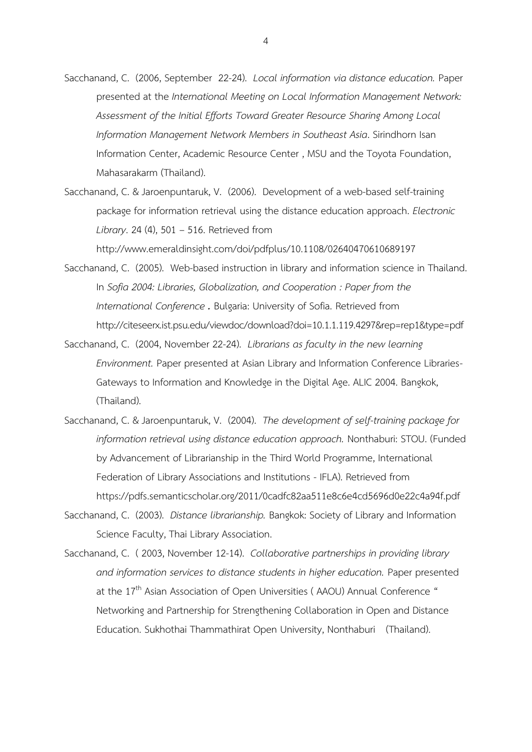Sacchanand, C. (2006, September 22-24). *Local information via distance education.* Paper presented at the *International Meeting on Local Information Management Network: Assessment of the Initial Efforts Toward Greater Resource Sharing Among Local Information Management Network Members in Southeast Asia*. Sirindhorn Isan Information Center, Academic Resource Center , MSU and the Toyota Foundation, Mahasarakarm (Thailand).

Sacchanand, C. & Jaroenpuntaruk, V. (2006). Development of a web-based self-training package for information retrieval using the distance education approach. *Electronic Library*. 24 (4), 501 – 516. Retrieved from http://www.emeraldinsight.com/doi/pdfplus/10.1108/02640470610689197

Sacchanand, C. (2005). Web-based instruction in library and information science in Thailand. In *Sofia 2004: Libraries, Globalization, and Cooperation : Paper from the International Conference* **.** Bulgaria: University of Sofia. Retrieved from http://citeseerx.ist.psu.edu/viewdoc/download?doi=10.1.1.119.4297&rep=rep1&type=pdf

Sacchanand, C. (2004, November 22-24). *Librarians as faculty in the new learning Environment.* Paper presented at Asian Library and Information Conference Libraries-Gateways to Information and Knowledge in the Digital Age. ALIC 2004. Bangkok, (Thailand).

Sacchanand, C. & Jaroenpuntaruk, V. (2004). *The development of self-training package for information retrieval using distance education approach.* Nonthaburi: STOU. (Funded by Advancement of Librarianship in the Third World Programme, International Federation of Library Associations and Institutions - IFLA). Retrieved from https://pdfs.semanticscholar.org/2011/0cadfc82aa511e8c6e4cd5696d0e22c4a94f.pdf

Sacchanand, C. (2003). *Distance librarianship.* Bangkok: Society of Library and Information Science Faculty, Thai Library Association.

Sacchanand, C. ( 2003, November 12-14). *Collaborative partnerships in providing library and information services to distance students in higher education.* Paper presented at the 17th Asian Association of Open Universities ( AAOU) Annual Conference " Networking and Partnership for Strengthening Collaboration in Open and Distance Education. Sukhothai Thammathirat Open University, Nonthaburi (Thailand).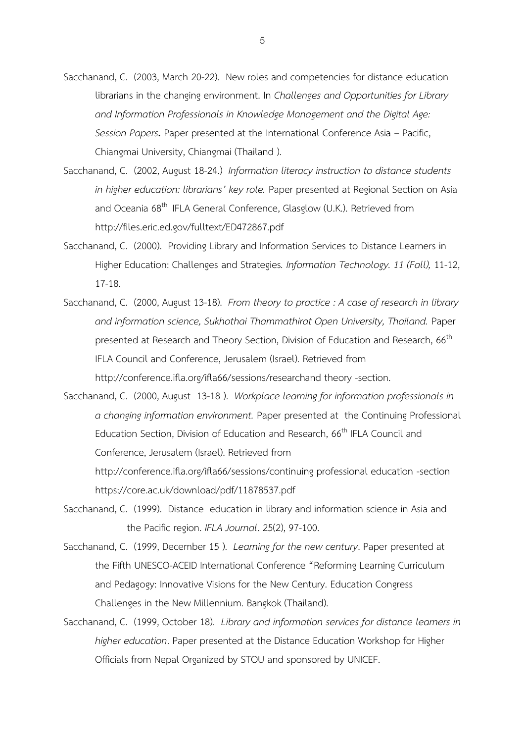Sacchanand, C. (2003, March 20-22). New roles and competencies for distance education librarians in the changing environment. In *Challenges and Opportunities for Library and Information Professionals in Knowledge Management and the Digital Age: Session Papers***.** Paper presented at the International Conference Asia – Pacific, Chiangmai University, Chiangmai (Thailand ).

Sacchanand, C. (2002, August 18-24.) *Information literacy instruction to distance students in higher education: librarians' key role.* Paper presented at Regional Section on Asia and Oceania 68th IFLA General Conference, Glasglow (U.K.). Retrieved from http://files.eric.ed.gov/fulltext/ED472867.pdf

Sacchanand, C. (2000). Providing Library and Information Services to Distance Learners in Higher Education: Challenges and Strategies*. Information Technology. 11 (Fall),* 11-12, 17-18.

Sacchanand, C. (2000, August 13-18). *From theory to practice : A case of research in library and information science, Sukhothai Thammathirat Open University, Thailand.* Paper presented at Research and Theory Section, Division of Education and Research, 66th IFLA Council and Conference, Jerusalem (Israel). Retrieved from http://conference.ifla.org/ifla66/sessions/researchand theory -section.

Sacchanand, C. (2000, August 13-18 ). *Workplace learning for information professionals in a changing information environment.* Paper presented at the Continuing Professional Education Section, Division of Education and Research, 66th IFLA Council and Conference, Jerusalem (Israel). Retrieved from http://conference.ifla.org/ifla66/sessions/continuing professional education -section https://core.ac.uk/download/pdf/11878537.pdf

Sacchanand, C. (1999). Distance education in library and information science in Asia and the Pacific region. *IFLA Journal*. 25(2), 97-100.

Sacchanand, C. (1999, December 15 ). *Learning for the new century*. Paper presented at the Fifth UNESCO-ACEID International Conference "Reforming Learning Curriculum and Pedagogy: Innovative Visions for the New Century. Education Congress Challenges in the New Millennium. Bangkok (Thailand).

Sacchanand, C. (1999, October 18). *Library and information services for distance learners in higher education*. Paper presented at the Distance Education Workshop for Higher Officials from Nepal Organized by STOU and sponsored by UNICEF.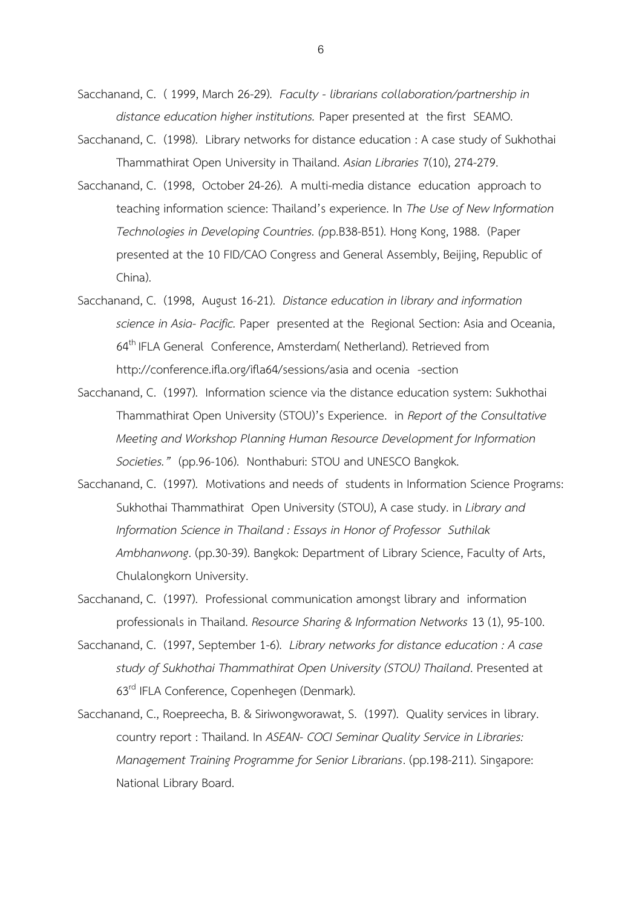Sacchanand, C. ( 1999, March 26-29). *Faculty - librarians collaboration/partnership in distance education higher institutions.* Paper presented at the first SEAMO.

Sacchanand, C. (1998). Library networks for distance education : A case study of Sukhothai Thammathirat Open University in Thailand. *Asian Libraries* 7(10), 274-279.

Sacchanand, C. (1998, October 24-26). A multi-media distance education approach to teaching information science: Thailand's experience. In *The Use of New Information Technologies in Developing Countries. (p*p.B38-B51). Hong Kong, 1988. (Paper presented at the 10 FID/CAO Congress and General Assembly, Beijing, Republic of China).

Sacchanand, C. (1998, August 16-21). *Distance education in library and information science in Asia- Pacific.* Paper presented at the Regional Section: Asia and Oceania, 64th IFLA General Conference, Amsterdam( Netherland). Retrieved from http://conference.ifla.org/ifla64/sessions/asia and ocenia -section

Sacchanand, C. (1997). Information science via the distance education system: Sukhothai Thammathirat Open University (STOU)'s Experience. in *Report of the Consultative Meeting and Workshop Planning Human Resource Development for Information Societies."* (pp.96-106). Nonthaburi: STOU and UNESCO Bangkok.

Sacchanand, C. (1997). Motivations and needs of students in Information Science Programs: Sukhothai Thammathirat Open University (STOU), A case study. in *Library and Information Science in Thailand : Essays in Honor of Professor Suthilak Ambhanwong*. (pp.30-39). Bangkok: Department of Library Science, Faculty of Arts, Chulalongkorn University.

Sacchanand, C. (1997). Professional communication amongst library and information professionals in Thailand. *Resource Sharing & Information Networks* 13 (1), 95-100.

Sacchanand, C. (1997, September 1-6). *Library networks for distance education : A case study of Sukhothai Thammathirat Open University (STOU) Thailand*. Presented at 63rd IFLA Conference, Copenhegen (Denmark).

Sacchanand, C., Roepreecha, B. & Siriwongworawat, S. (1997). Quality services in library. country report : Thailand. In *ASEAN- COCI Seminar Quality Service in Libraries: Management Training Programme for Senior Librarians*. (pp.198-211). Singapore: National Library Board.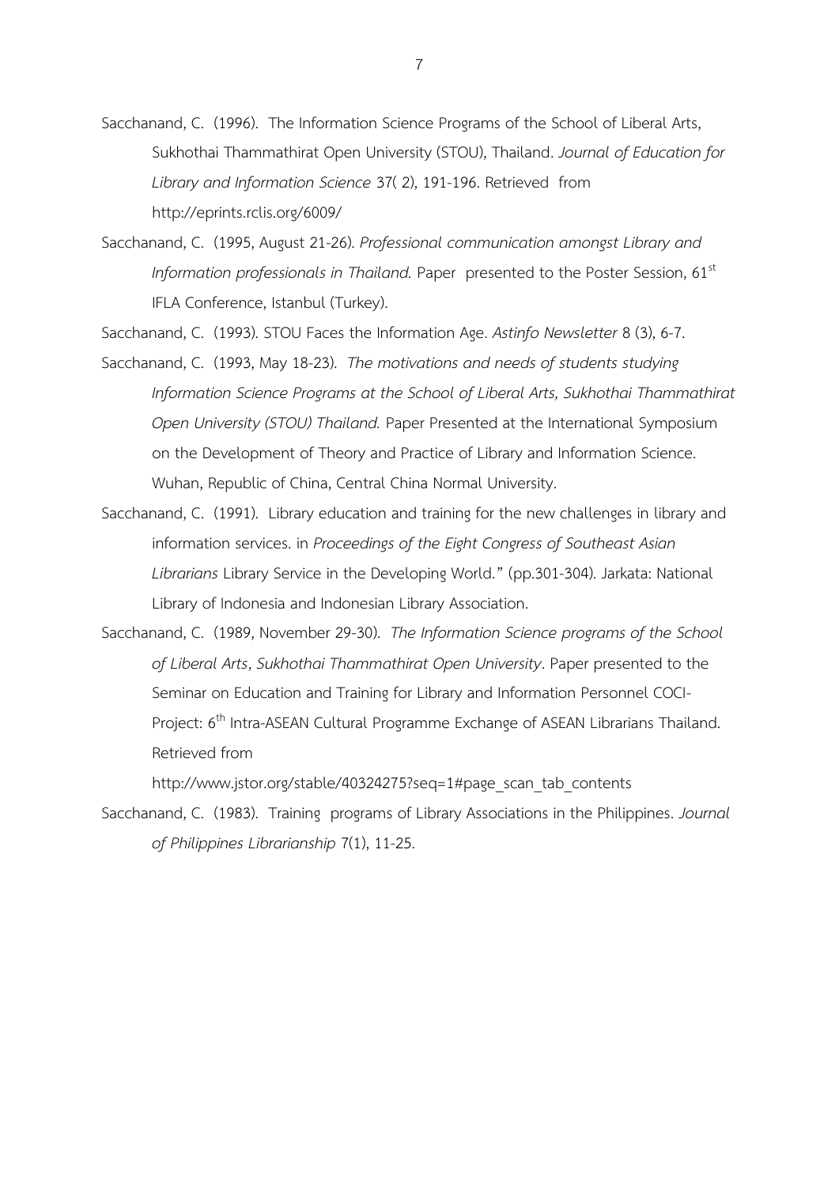Sacchanand, C. (1996). The Information Science Programs of the School of Liberal Arts, Sukhothai Thammathirat Open University (STOU), Thailand. *Journal of Education for Library and Information Science* 37( 2), 191-196. Retrieved from http://eprints.rclis.org/6009/

Sacchanand, C. (1995, August 21-26). *Professional communication amongst Library and Information professionals in Thailand.* Paper presented to the Poster Session, 61st IFLA Conference, Istanbul (Turkey).

Sacchanand, C. (1993). STOU Faces the Information Age. *Astinfo Newsletter* 8 (3), 6-7.

Sacchanand, C. (1993, May 18-23). *The motivations and needs of students studying Information Science Programs at the School of Liberal Arts, Sukhothai Thammathirat Open University (STOU) Thailand.* Paper Presented at the International Symposium on the Development of Theory and Practice of Library and Information Science. Wuhan, Republic of China, Central China Normal University.

Sacchanand, C. (1991). Library education and training for the new challenges in library and information services. in *Proceedings of the Eight Congress of Southeast Asian Librarians* Library Service in the Developing World." (pp.301-304). Jarkata: National Library of Indonesia and Indonesian Library Association.

Sacchanand, C. (1989, November 29-30). *The Information Science programs of the School of Liberal Arts*, *Sukhothai Thammathirat Open University*. Paper presented to the Seminar on Education and Training for Library and Information Personnel COCI-Project: 6th Intra-ASEAN Cultural Programme Exchange of ASEAN Librarians Thailand. Retrieved from http://www.jstor.org/stable/40324275?seq=1#page_scan_tab_contents

Sacchanand, C. (1983). Training programs of Library Associations in the Philippines. *Journal of Philippines Librarianship* 7(1), 11-25.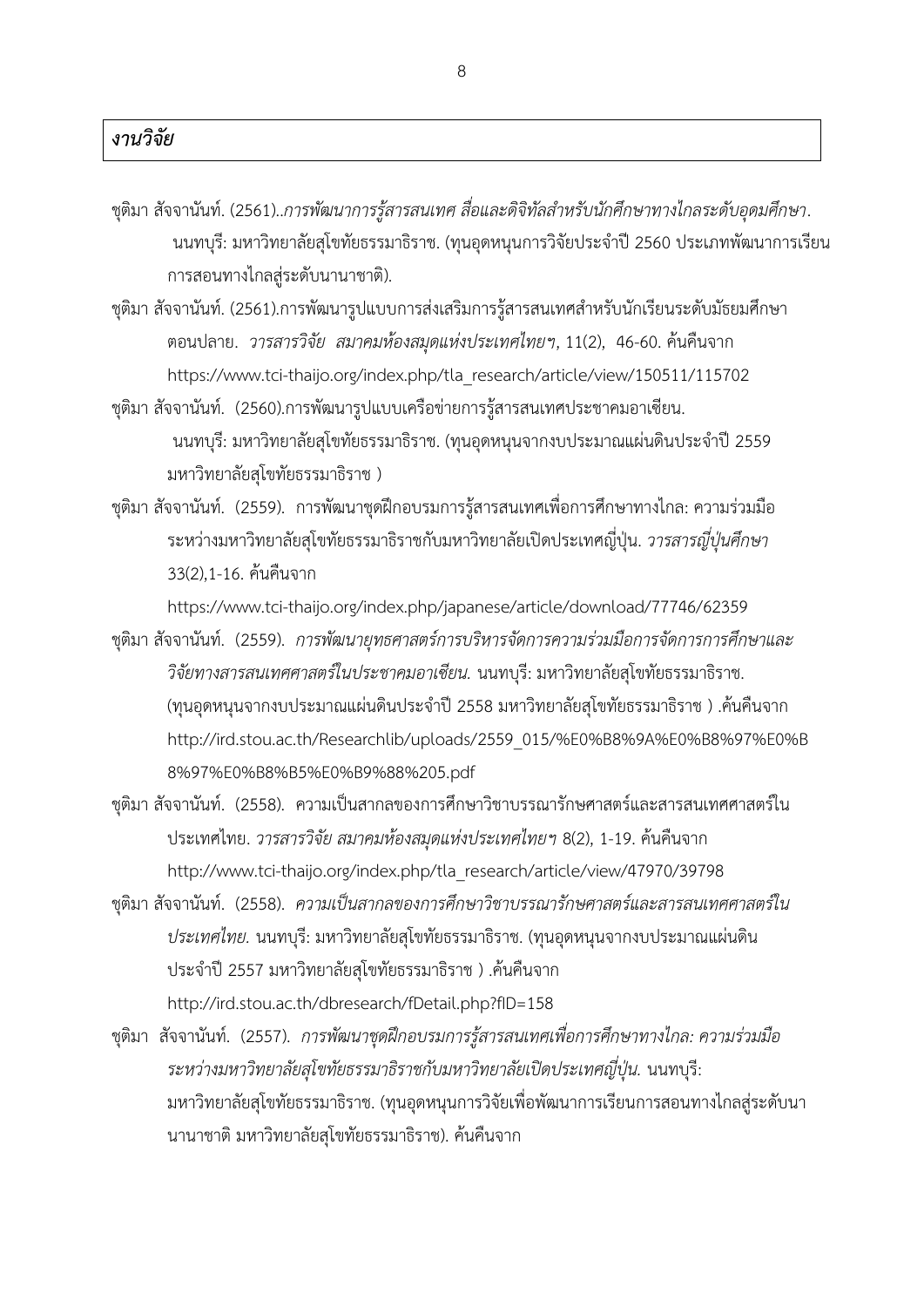### *งานวิจัย*

ชุติมา สัจจานันท์. (2561)..*การพัฒนาการรู้สารสนเทศ สื่อและดิจิทัลสำหรับนักศึกษาทางไกลระดับอุดมศึกษา*. นนทบุรี: มหาวิทยาลัยสุโขทัยธรรมาธิราช. (ทุนอุดหนุนการวิจัยประจำปี 2560 ประเภทพัฒนาการเรียนการสอนทางไกลสู่ระดับนานาชาติ).

ชุติมา สัจจานันท์. (2561).การพัฒนารูปแบบการส่งเสริมการรู้สารสนเทศสำหรับนักเรียนระดับมัธยมศึกษาตอนปลาย. *วารสารวิจัย สมาคมห้องสมุดแห่งประเทศไทยฯ*, 11(2), 46-60. ค้นคืนจาก https://www.tci-thaijo.org/index.php/tla_research/article/view/150511/115702

ชุติมา สัจจานันท์. (2560).การพัฒนารูปแบบเครือข่ายการรู้สารสนเทศประชาคมอาเซียน. นนทบุรี: มหาวิทยาลัยสุโขทัยธรรมาธิราช. (ทุนอุดหนุนจากงบประมาณแผ่นดินประจำปี 2559 มหาวิทยาลัยสุโขทัยธรรมาธิราช )

ชุติมา สัจจานันท์. (2559). การพัฒนาชุดฝึกอบรมการรู้สารสนเทศเพื่อการศึกษาทางไกล: ความร่วมมือระหว่างมหาวิทยาลัยสุโขทัยธรรมาธิราชกับมหาวิทยาลัยเปิดประเทศญี่ปุ่น. *วารสารญี่ปุ่นศึกษา* 33(2),1-16. ค้นคืนจาก https://www.tci-thaijo.org/index.php/japanese/article/download/77746/62359

ชุติมา สัจจานันท์. (2559). *การพัฒนายุทธศาสตร์การบริหารจัดการความร่วมมือการจัดการการศึกษาและวิจัยทางสารสนเทศศาสตร์ในประชาคมอาเซียน*. นนทบุรี: มหาวิทยาลัยสุโขทัยธรรมาธิราช. (ทุนอุดหนุนจากงบประมาณแผ่นดินประจำปี 2558 มหาวิทยาลัยสุโขทัยธรรมาธิราช ) .ค้นคืนจาก http://ird.stou.ac.th/Researchlib/uploads/2559_015/%E0%B8%9A%E0%B8%97%E0%B8%97%E0%B8%B5%E0%B9%88%205.pdf

ชุติมา สัจจานันท์. (2558). ความเป็นสากลของการศึกษาวิชาบรรณารักษศาสตร์และสารสนเทศศาสตร์ในประเทศไทย. *วารสารวิจัย สมาคมห้องสมุดแห่งประเทศไทยฯ* 8(2), 1-19. ค้นคืนจาก http://www.tci-thaijo.org/index.php/tla_research/article/view/47970/39798

ชุติมา สัจจานันท์. (2558). *ความเป็นสากลของการศึกษาวิชาบรรณารักษศาสตร์และสารสนเทศศาสตร์ในประเทศไทย*. นนทบุรี: มหาวิทยาลัยสุโขทัยธรรมาธิราช. (ทุนอุดหนุนจากงบประมาณแผ่นดินประจำปี 2557 มหาวิทยาลัยสุโขทัยธรรมาธิราช ) .ค้นคืนจาก http://ird.stou.ac.th/dbresearch/fDetail.php?fID=158

ชุติมา สัจจานันท์. (2557). *การพัฒนาชุดฝึกอบรมการรู้สารสนเทศเพื่อการศึกษาทางไกล: ความร่วมมือระหว่างมหาวิทยาลัยสุโขทัยธรรมาธิราชกับมหาวิทยาลัยเปิดประเทศญี่ปุ่น*. นนทบุรี: มหาวิทยาลัยสุโขทัยธรรมาธิราช. (ทุนอุดหนุนการวิจัยเพื่อพัฒนาการเรียนการสอนทางไกลสู่ระดับนานาชาติ มหาวิทยาลัยสุโขทัยธรรมาธิราช). ค้นคืนจาก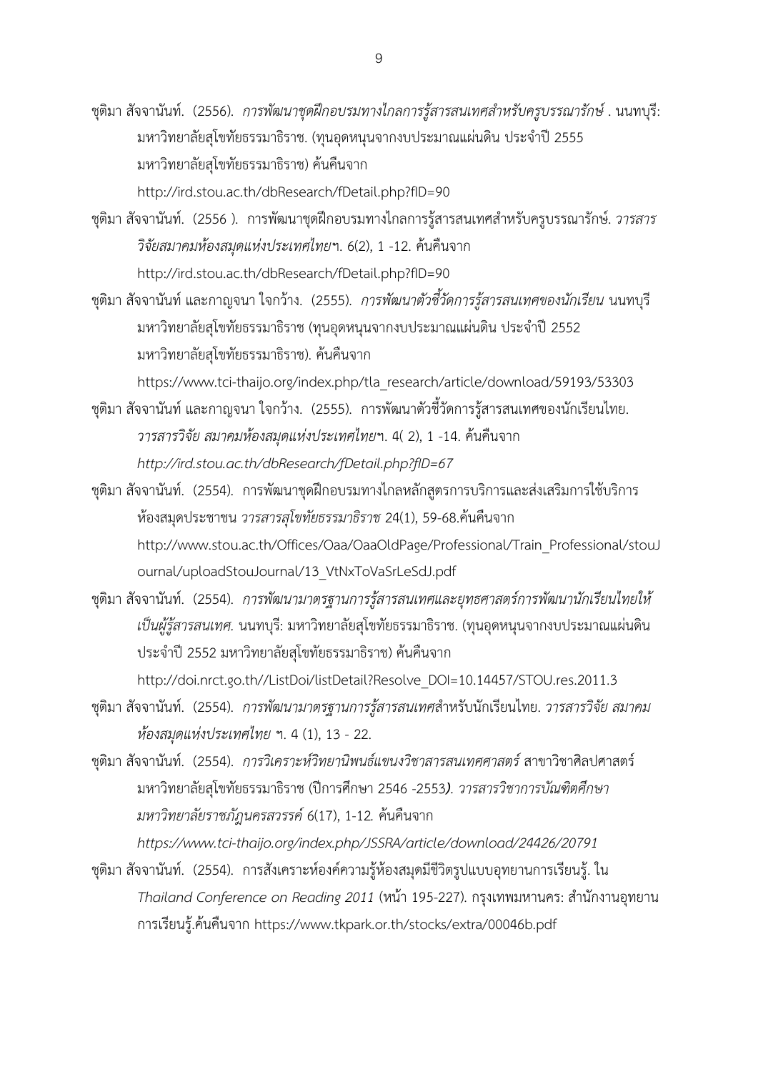ชุติมา สัจจานันท์. (2556). *การพัฒนาชุดฝึกอบรมทางไกลการรู้สารสนเทศสำหรับครูบรรณารักษ์* . นนทบุรี: มหาวิทยาลัยสุโขทัยธรรมาธิราช. (ทุนอุดหนุนจากงบประมาณแผ่นดิน ประจำปี 2555 มหาวิทยาลัยสุโขทัยธรรมาธิราช) ค้นคืนจาก http://ird.stou.ac.th/dbResearch/fDetail.php?fID=90

ชุติมา สัจจานันท์. (2556 ). การพัฒนาชุดฝึกอบรมทางไกลการรู้สารสนเทศสำหรับครูบรรณารักษ์. *วารสารวิจัยสมาคมห้องสมุดแห่งประเทศไทยฯ*. 6(2), 1 -12. ค้นคืนจาก http://ird.stou.ac.th/dbResearch/fDetail.php?fID=90

ชุติมา สัจจานันท์ และกาญจนา ใจกว้าง. (2555). *การพัฒนาตัวชี้วัดการรู้สารสนเทศของนักเรียน* นนทบุรี มหาวิทยาลัยสุโขทัยธรรมาธิราช (ทุนอุดหนุนจากงบประมาณแผ่นดิน ประจำปี 2552 มหาวิทยาลัยสุโขทัยธรรมาธิราช). ค้นคืนจาก https://www.tci-thaijo.org/index.php/tla_research/article/download/59193/53303

ชุติมา สัจจานันท์ และกาญจนา ใจกว้าง. (2555). การพัฒนาตัวชี้วัดการรู้สารสนเทศของนักเรียนไทย. *วารสารวิจัย สมาคมห้องสมุดแห่งประเทศไทยฯ*. 4( 2), 1 -14. ค้นคืนจาก *http://ird.stou.ac.th/dbResearch/fDetail.php?fID=67*

ชุติมา สัจจานันท์. (2554). การพัฒนาชุดฝึกอบรมทางไกลหลักสูตรการบริการและส่งเสริมการใช้บริการห้องสมุดประชาชน *วารสารสุโขทัยธรรมาธิราช* 24(1), 59-68.ค้นคืนจาก http://www.stou.ac.th/Offices/Oaa/OaaOldPage/Professional/Train_Professional/stouJournal/uploadStouJournal/13_VtNxToVaSrLeSdJ.pdf

ชุติมา สัจจานันท์. (2554). *การพัฒนามาตรฐานการรู้สารสนเทศและยุทธศาสตร์การพัฒนานักเรียนไทยให้เป็นผู้รู้สารสนเทศ.* นนทบุรี: มหาวิทยาลัยสุโขทัยธรรมาธิราช. (ทุนอุดหนุนจากงบประมาณแผ่นดิน ประจำปี 2552 มหาวิทยาลัยสุโขทัยธรรมาธิราช) ค้นคืนจาก http://doi.nrct.go.th//ListDoi/listDetail?Resolve_DOI=10.14457/STOU.res.2011.3

ชุติมา สัจจานันท์. (2554). *การพัฒนามาตรฐานการรู้สารสนเทศ*สำหรับนักเรียนไทย. *วารสารวิจัย สมาคมห้องสมุดแห่งประเทศไทย* ฯ. 4 (1), 13 - 22.

ชุติมา สัจจานันท์. (2554). *การวิเคราะห์วิทยานิพนธ์แขนงวิชาสารสนเทศศาสตร์* สาขาวิชาศิลปศาสตร์ มหาวิทยาลัยสุโขทัยธรรมาธิราช (ปีการศึกษา 2546 -2553*). วารสารวิชาการบัณฑิตศึกษา มหาวิทยาลัยราชภัฏนครสวรรค์* 6(17), 1-12. ค้นคืนจาก *https://www.tci-thaijo.org/index.php/JSSRA/article/download/24426/20791*

ชุติมา สัจจานันท์. (2554). การสังเคราะห์องค์ความรู้ห้องสมุดมีชีวิตรูปแบบอุทยานการเรียนรู้. ใน *Thailand Conference on Reading 2011* (หน้า 195-227). กรุงเทพมหานคร: สำนักงานอุทยานการเรียนรู้.ค้นคืนจาก https://www.tkpark.or.th/stocks/extra/00046b.pdf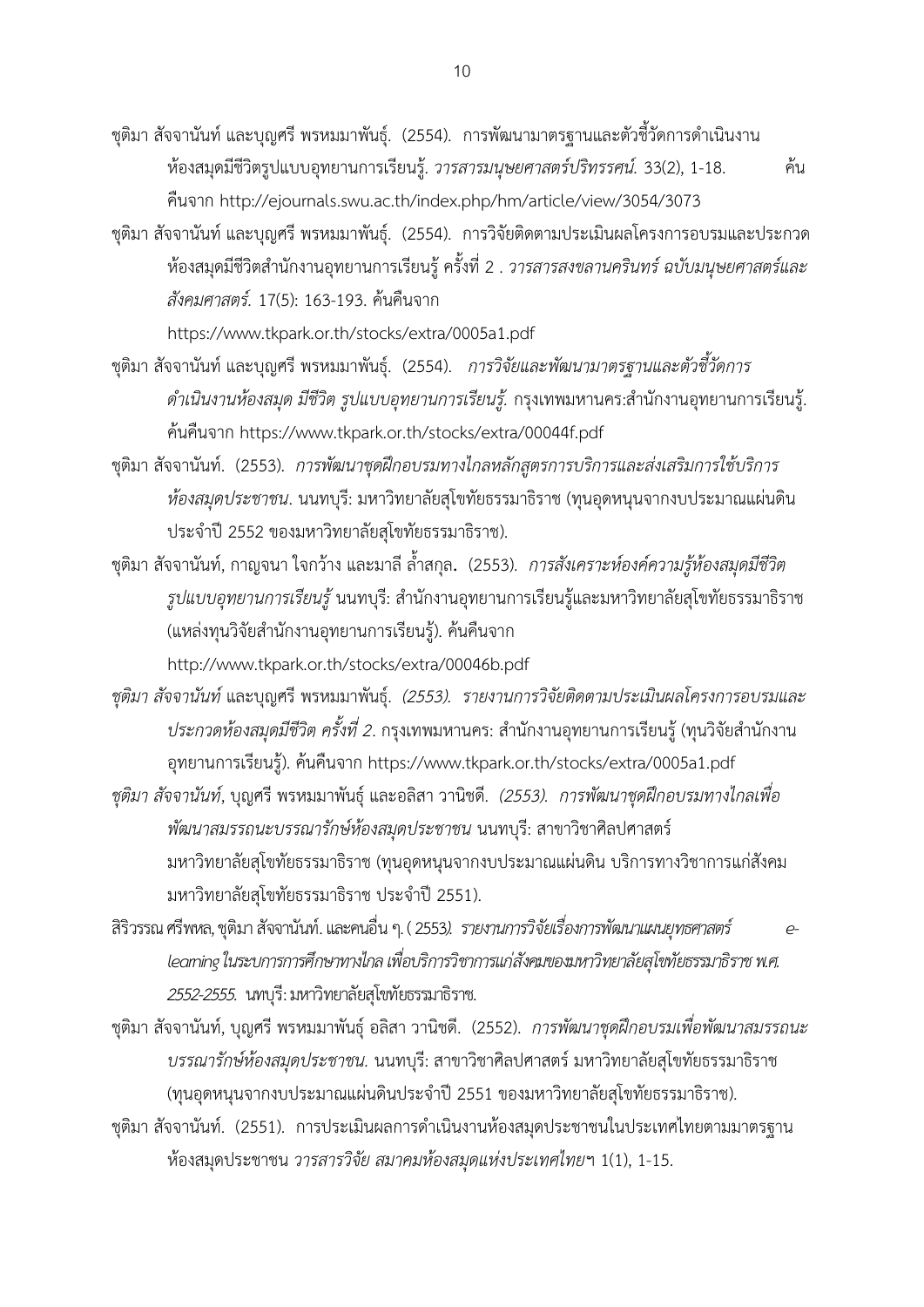ชุติมา สัจจานันท์ และบุญศรี พรหมมาพันธุ์. (2554). การพัฒนามาตรฐานและตัวชี้วัดการดำเนินงานห้องสมุดมีชีวิตรูปแบบอุทยานการเรียนรู้. *วารสารมนุษยศาสตร์ปริทรรศน์.* 33(2), 1-18. ค้นคืนจาก http://ejournals.swu.ac.th/index.php/hm/article/view/3054/3073

ชุติมา สัจจานันท์ และบุญศรี พรหมมาพันธุ์. (2554). การวิจัยติดตามประเมินผลโครงการอบรมและประกวดห้องสมุดมีชีวิตสำนักงานอุทยานการเรียนรู้ ครั้งที่ 2 . *วารสารสงขลานครินทร์ ฉบับมนุษยศาสตร์และสังคมศาสตร์.* 17(5): 163-193. ค้นคืนจาก https://www.tkpark.or.th/stocks/extra/0005a1.pdf

ชุติมา สัจจานันท์ และบุญศรี พรหมมาพันธุ์. (2554). *การวิจัยและพัฒนามาตรฐานและตัวชี้วัดการดำเนินงานห้องสมุด มีชีวิต รูปแบบอุทยานการเรียนรู้.* กรุงเทพมหานคร:สำนักงานอุทยานการเรียนรู้. ค้นคืนจาก https://www.tkpark.or.th/stocks/extra/00044f.pdf

ชุติมา สัจจานันท์. (2553). *การพัฒนาชุดฝึกอบรมทางไกลหลักสูตรการบริการและส่งเสริมการใช้บริการห้องสมุดประชาชน*. นนทบุรี: มหาวิทยาลัยสุโขทัยธรรมาธิราช (ทุนอุดหนุนจากงบประมาณแผ่นดินประจำปี 2552 ของมหาวิทยาลัยสุโขทัยธรรมาธิราช).

ชุติมา สัจจานันท์, กาญจนา ใจกว้าง และมาลี ล้ำสกุล**.** (2553). *การสังเคราะห์องค์ความรู้ห้องสมุดมีชีวิตรูปแบบอุทยานการเรียนรู้* นนทบุรี: สำนักงานอุทยานการเรียนรู้และมหาวิทยาลัยสุโขทัยธรรมาธิราช (แหล่งทุนวิจัยสำนักงานอุทยานการเรียนรู้). ค้นคืนจาก http://www.tkpark.or.th/stocks/extra/00046b.pdf

*ชุติมา สัจจานันท์* และบุญศรี พรหมมาพันธุ์. *(2553). รายงานการวิจัยติดตามประเมินผลโครงการอบรมและประกวดห้องสมุดมีชีวิต ครั้งที่ 2*. กรุงเทพมหานคร: สำนักงานอุทยานการเรียนรู้ (ทุนวิจัยสำนักงานอุทยานการเรียนรู้). ค้นคืนจาก https://www.tkpark.or.th/stocks/extra/0005a1.pdf

*ชุติมา สัจจานันท์*, บุญศรี พรหมมาพันธุ์ และอลิสา วานิชดี. *(2553). การพัฒนาชุดฝึกอบรมทางไกลเพื่อพัฒนาสมรรถนะบรรณารักษ์ห้องสมุดประชาชน* นนทบุรี: สาขาวิชาศิลปศาสตร์ มหาวิทยาลัยสุโขทัยธรรมาธิราช (ทุนอุดหนุนจากงบประมาณแผ่นดิน บริการทางวิชาการแก่สังคม มหาวิทยาลัยสุโขทัยธรรมาธิราช ประจำปี 2551).

สิริวรรณ ศรีพหล, ชุติมา สัจจานันท์. และคนอื่น ๆ. ( 2553*). รายงานการวิจัยเรื่องการพัฒนาแผนยุทธศาสตร์ e-learning ในระบบการการศึกษาทางไกล เพื่อบริการวิชาการแก่สังคมของมหาวิทยาลัยสุโขทัยธรรมาธิราช พ.ศ. 2552-2555.* นทบุรี: มหาวิทยาลัยสุโขทัยธรรมาธิราช.

ชุติมา สัจจานันท์, บุญศรี พรหมมาพันธุ์ อลิสา วานิชดี. (2552). *การพัฒนาชุดฝึกอบรมเพื่อพัฒนาสมรรถนะบรรณารักษ์ห้องสมุดประชาชน*. นนทบุรี: สาขาวิชาศิลปศาสตร์ มหาวิทยาลัยสุโขทัยธรรมาธิราช (ทุนอุดหนุนจากงบประมาณแผ่นดินประจำปี 2551 ของมหาวิทยาลัยสุโขทัยธรรมาธิราช).

ชุติมา สัจจานันท์. (2551). การประเมินผลการดำเนินงานห้องสมุดประชาชนในประเทศไทยตามมาตรฐานห้องสมุดประชาชน *วารสารวิจัย สมาคมห้องสมุดแห่งประเทศไทยฯ* 1(1), 1-15.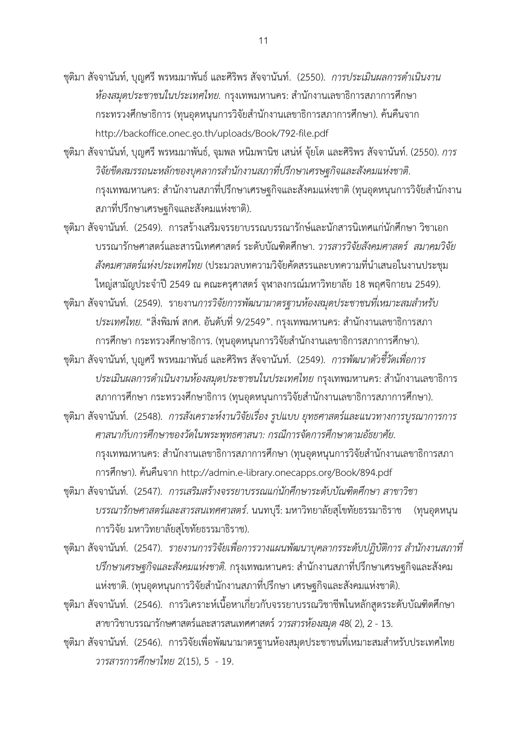ชุติมา สัจจานันท์, บุญศรี พรหมมาพันธ์ และศิริพร สัจจานันท์. (2550). *การประเมินผลการดำเนินงานห้องสมุดประชาชนในประเทศไทย.* กรุงเทพมหานคร: สำนักงานเลขาธิการสภาการศึกษา กระทรวงศึกษาธิการ (ทุนอุดหนุนการวิจัยสำนักงานเลขาธิการสภาการศึกษา). ค้นคืนจาก http://backoffice.onec.go.th/uploads/Book/792-file.pdf

ชุติมา สัจจานันท์, บุญศรี พรหมมาพันธ์, จุมพล หนิมพานิช เสน่ห์ จุ้ยโต และศิริพร สัจจานันท์. (2550). *การวิจัยขีดสมรรถนะหลักของบุคลากรสำนักงานสภาที่ปรึกษาเศรษฐกิจและสังคมแห่งชาติ.* กรุงเทพมหานคร: สำนักงานสภาที่ปรึกษาเศรษฐกิจและสังคมแห่งชาติ (ทุนอุดหนุนการวิจัยสำนักงานสภาที่ปรึกษาเศรษฐกิจและสังคมแห่งชาติ).

ชุติมา สัจจานันท์. (2549). การสร้างเสริมจรรยาบรรณบรรณารักษ์และนักสารนิเทศแก่นักศึกษา วิชาเอกบรรณารักษศาสตร์และสารนิเทศศาสตร์ ระดับบัณฑิตศึกษา. *วารสารวิจัยสังคมศาสตร์ สมาคมวิจัยสังคมศาสตร์แห่งประเทศไทย* (ประมวลบทความวิจัยคัดสรรและบทความที่นำเสนอในงานประชุมใหญ่สามัญประจำปี 2549 ณ คณะครุศาสตร์ จุฬาลงกรณ์มหาวิทยาลัย 18 พฤศจิกายน 2549).

ชุติมา สัจจานันท์. (2549). รายงาน*การวิจัยการพัฒนามาตรฐานห้องสมุดประชาชนที่เหมาะสมสำหรับประเทศไทย.* “สิ่งพิมพ์ สกศ. อันดับที่ 9/2549”. กรุงเทพมหานคร: สำนักงานเลขาธิการสภาการศึกษา กระทรวงศึกษาธิการ. (ทุนอุดหนุนการวิจัยสำนักงานเลขาธิการสภาการศึกษา).

ชุติมา สัจจานันท์, บุญศรี พรหมมาพันธ์ และศิริพร สัจจานันท์. (2549). *การพัฒนาตัวชี้วัดเพื่อการประเมินผลการดำเนินงานห้องสมุดประชาชนในประเทศไทย* กรุงเทพมหานคร: สำนักงานเลขาธิการสภาการศึกษา กระทรวงศึกษาธิการ (ทุนอุดหนุนการวิจัยสำนักงานเลขาธิการสภาการศึกษา).

ชุติมา สัจจานันท์. (2548). *การสังเคราะห์งานวิจัยเรื่อง รูปแบบ ยุทธศาสตร์และแนวทางการบูรณาการการศาสนากับการศึกษาของวัดในพระพุทธศาสนา: กรณีการจัดการศึกษาตามอัธยาศัย.* กรุงเทพมหานคร: สำนักงานเลขาธิการสภาการศึกษา (ทุนอุดหนุนการวิจัยสำนักงานเลขาธิการสภาการศึกษา). ค้นคืนจาก http://admin.e-library.onecapps.org/Book/894.pdf

ชุติมา สัจจานันท์. (2547). *การเสริมสร้างจรรยาบรรณแก่นักศึกษาระดับบัณฑิตศึกษา สาขาวิชาบรรณารักษศาสตร์และสารสนเทศศาสตร์.* นนทบุรี: มหาวิทยาลัยสุโขทัยธรรมาธิราช (ทุนอุดหนุนการวิจัย มหาวิทยาลัยสุโขทัยธรรมาธิราช).

ชุติมา สัจจานันท์. (2547). *รายงานการวิจัยเพื่อการวางแผนพัฒนาบุคลากรระดับปฏิบัติการ สำนักงานสภาที่ปรึกษาเศรษฐกิจและสังคมแห่งชาติ.* กรุงเทพมหานคร: สำนักงานสภาที่ปรึกษาเศรษฐกิจและสังคมแห่งชาติ. (ทุนอุดหนุนการวิจัยสำนักงานสภาที่ปรึกษา เศรษฐกิจและสังคมแห่งชาติ).

ชุติมา สัจจานันท์. (2546). การวิเคราะห์เนื้อหาเกี่ยวกับจรรยาบรรณวิชาชีพในหลักสูตรระดับบัณฑิตศึกษา สาขาวิชาบรรณารักษศาสตร์และสารสนเทศศาสตร์ *วารสารห้องสมุด 48*( 2), 2 - 13.

ชุติมา สัจจานันท์. (2546). การวิจัยเพื่อพัฒนามาตรฐานห้องสมุดประชาชนที่เหมาะสมสำหรับประเทศไทย *วารสารการศึกษาไทย 2*(15), 5 - 19.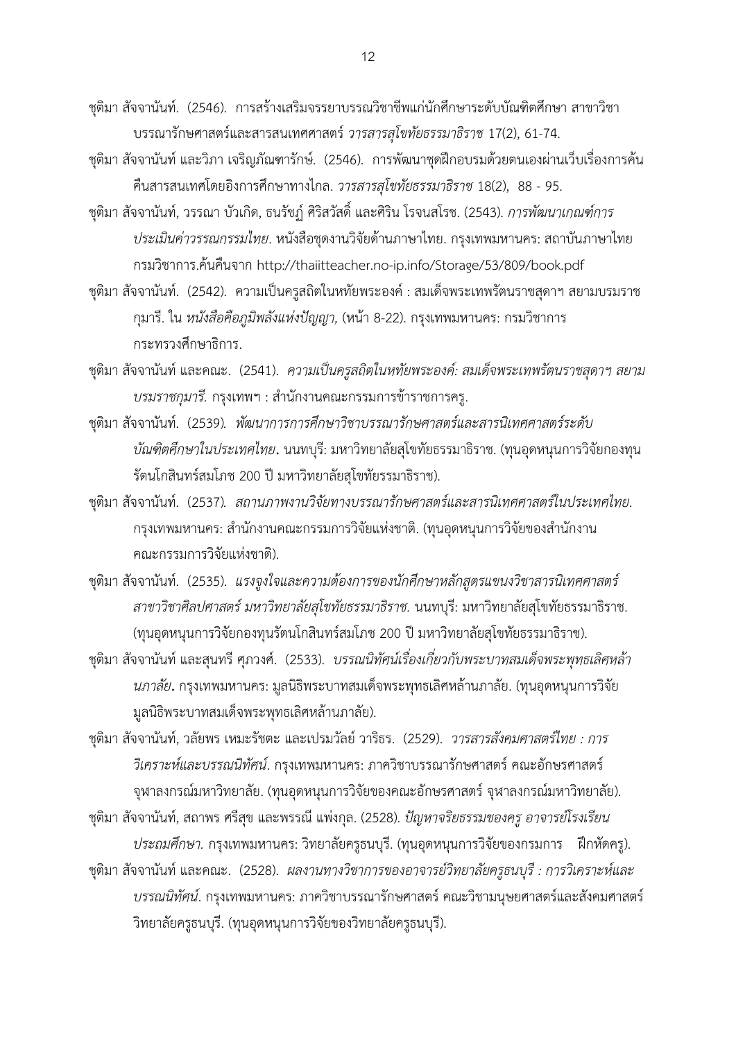ชุติมา สัจจานันท์. (2546). การสร้างเสริมจรรยาบรรณวิชาชีพแก่นักศึกษาระดับบัณฑิตศึกษา สาขาวิชาบรรณารักษศาสตร์และสารสนเทศศาสตร์ *วารสารสุโขทัยธรรมาธิราช* 17(2), 61-74.

ชุติมา สัจจานันท์ และวิภา เจริญภัณฑารักษ์. (2546). การพัฒนาชุดฝึกอบรมด้วยตนเองผ่านเว็บเรื่องการค้นคืนสารสนเทศโดยอิงการศึกษาทางไกล. *วารสารสุโขทัยธรรมาธิราช* 18(2), 88 - 95.

ชุติมา สัจจานันท์, วรรณา บัวเกิด, ธนรัชฏ์ ศิริสวัสดิ์ และศิริน โรจนสโรช. (2543). *การพัฒนาเกณฑ์การประเมินค่าวรรณกรรมไทย*. หนังสือชุดงานวิจัยด้านภาษาไทย. กรุงเทพมหานคร: สถาบันภาษาไทย กรมวิชาการ.ค้นคืนจาก http://thaiitteacher.no-ip.info/Storage/53/809/book.pdf

ชุติมา สัจจานันท์. (2542). ความเป็นครูสถิตในหทัยพระองค์ : สมเด็จพระเทพรัตนราชสุดาฯ สยามบรมราชกุมารี. ใน *หนังสือคือภูมิพลังแห่งปัญญา,* (หน้า 8-22). กรุงเทพมหานคร: กรมวิชาการ กระทรวงศึกษาธิการ.

ชุติมา สัจจานันท์ และคณะ. (2541). *ความเป็นครูสถิตในหทัยพระองค์: สมเด็จพระเทพรัตนราชสุดาฯ สยามบรมราชกุมารี.* กรุงเทพฯ : สำนักงานคณะกรรมการข้าราชการครู.

ชุติมา สัจจานันท์. (2539). *พัฒนาการการศึกษาวิชาบรรณารักษศาสตร์และสารนิเทศศาสตร์ระดับบัณฑิตศึกษาในประเทศไทย***.** นนทบุรี: มหาวิทยาลัยสุโขทัยธรรมาธิราช. (ทุนอุดหนุนการวิจัยกองทุนรัตนโกสินทร์สมโภช 200 ปี มหาวิทยาลัยสุโขทัยธรรมาธิราช).

ชุติมา สัจจานันท์. (2537). *สถานภาพงานวิจัยทางบรรณารักษศาสตร์และสารนิเทศศาสตร์ในประเทศไทย.* กรุงเทพมหานคร: สำนักงานคณะกรรมการวิจัยแห่งชาติ. (ทุนอุดหนุนการวิจัยของสำนักงานคณะกรรมการวิจัยแห่งชาติ).

ชุติมา สัจจานันท์. (2535). *แรงจูงใจและความต้องการของนักศึกษาหลักสูตรแขนงวิชาสารนิเทศศาสตร์ สาขาวิชาศิลปศาสตร์ มหาวิทยาลัยสุโขทัยธรรมาธิราช.* นนทบุรี: มหาวิทยาลัยสุโขทัยธรรมาธิราช. (ทุนอุดหนุนการวิจัยกองทุนรัตนโกสินทร์สมโภช 200 ปี มหาวิทยาลัยสุโขทัยธรรมาธิราช).

ชุติมา สัจจานันท์ และสุนทรี ศุภวงศ์. (2533). *บรรณนิทัศน์เรื่องเกี่ยวกับพระบาทสมเด็จพระพุทธเลิศหล้านภาลัย***.** กรุงเทพมหานคร: มูลนิธิพระบาทสมเด็จพระพุทธเลิศหล้านภาลัย. (ทุนอุดหนุนการวิจัย มูลนิธิพระบาทสมเด็จพระพุทธเลิศหล้านภาลัย).

ชุติมา สัจจานันท์, วลัยพร เหมะรัชตะ และเปรมวลัย์ วาริธร. (2529). *วารสารสังคมศาสตร์ไทย : การวิเคราะห์และบรรณนิทัศน์*. กรุงเทพมหานคร: ภาควิชาบรรณารักษศาสตร์ คณะอักษรศาสตร์ จุฬาลงกรณ์มหาวิทยาลัย. (ทุนอุดหนุนการวิจัยของคณะอักษรศาสตร์ จุฬาลงกรณ์มหาวิทยาลัย).

ชุติมา สัจจานันท์, สถาพร ศรีสุข และพรรณี แพ่งกุล. (2528). *ปัญหาจริยธรรมของครู อาจารย์โรงเรียนประถมศึกษา.* กรุงเทพมหานคร: วิทยาลัยครูธนบุรี. (ทุนอุดหนุนการวิจัยของกรมการ ฝึกหัดครู).

ชุติมา สัจจานันท์ และคณะ. (2528). *ผลงานทางวิชาการของอาจารย์วิทยาลัยครูธนบุรี : การวิเคราะห์และบรรณนิทัศน์*. กรุงเทพมหานคร: ภาควิชาบรรณารักษศาสตร์ คณะวิชามนุษยศาสตร์และสังคมศาสตร์ วิทยาลัยครูธนบุรี. (ทุนอุดหนุนการวิจัยของวิทยาลัยครูธนบุรี).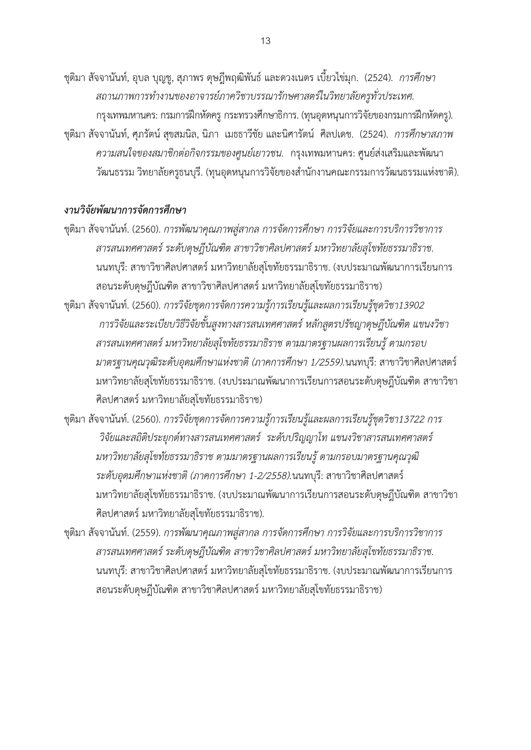ชุติมา สัจจานันท์, อุบล บุญชู, สุภาพร ดุษฎีพฤฒิพันธ์ และดวงเนตร เบี้ยวไข่มุก. (2524). *การศึกษาสถานภาพการทำงานของอาจารย์ภาควิชาบรรณารักษศาสตร์ในวิทยาลัยครูทั่วประเทศ.* กรุงเทพมหานคร: กรมการฝึกหัดครู กระทรวงศึกษาธิการ. (ทุนอุดหนุนการวิจัยของกรมการฝึกหัดครู).

ชุติมา สัจจานันท์, ศุภรัตน์ สุขสมนิล, นิภา เมธธาวีชัย และนิศารัตน์ ศิลปเดช. (2524). *การศึกษาสภาพความสนใจของสมาชิกต่อกิจกรรมของศูนย์เยาวชน.* กรุงเทพมหานคร: ศูนย์ส่งเสริมและพัฒนาวัฒนธรรม วิทยาลัยครูธนบุรี. (ทุนอุดหนุนการวิจัยของสำนักงานคณะกรรมการวัฒนธรรมแห่งชาติ).

***งานวิจัยพัฒนาการจัดการศึกษา***

ชุติมา สัจจานันท์. (2560). *การพัฒนาคุณภาพสู่สากล การจัดการศึกษา การวิจัยและการบริการวิชาการสารสนเทศศาสตร์ ระดับดุษฎีบัณฑิต สาขาวิชาศิลปศาสตร์ มหาวิทยาลัยสุโขทัยธรรมาธิราช.* นนทบุรี: สาขาวิชาศิลปศาสตร์ มหาวิทยาลัยสุโขทัยธรรมาธิราช. (งบประมาณพัฒนาการเรียนการสอนระดับดุษฎีบัณฑิต สาขาวิชาศิลปศาสตร์ มหาวิทยาลัยสุโขทัยธรรมาธิราช)

ชุติมา สัจจานันท์. (2560). *การวิจัยชุดการจัดการความรู้การเรียนรู้และผลการเรียนรู้ชุดวิชา13902 การวิจัยและระเบียบวิธีวิจัยขั้นสูงทางสารสนเทศศาสตร์ หลักสูตรปรัชญาดุษฎีบัณฑิต แขนงวิชาสารสนเทศศาสตร์ มหาวิทยาลัยสุโขทัยธรรมาธิราช ตามมาตรฐานผลการเรียนรู้ ตามกรอบมาตรฐานคุณวุฒิระดับอุดมศึกษาแห่งชาติ (ภาคการศึกษา 1/2559).*นนทบุรี: สาขาวิชาศิลปศาสตร์ มหาวิทยาลัยสุโขทัยธรรมาธิราช. (งบประมาณพัฒนาการเรียนการสอนระดับดุษฎีบัณฑิต สาขาวิชาศิลปศาสตร์ มหาวิทยาลัยสุโขทัยธรรมาธิราช)

ชุติมา สัจจานันท์. (2560). *การวิจัยชุดการจัดการความรู้การเรียนรู้และผลการเรียนรู้ชุดวิชา13722 การวิจัยและสถิติประยุกต์ทางสารสนเทศศาสตร์ ระดับปริญญาโท แขนงวิชาสารสนเทศศาสตร์ มหาวิทยาลัยสุโขทัยธรรมาธิราช ตามมาตรฐานผลการเรียนรู้ ตามกรอบมาตรฐานคุณวุฒิระดับอุดมศึกษาแห่งชาติ (ภาคการศึกษา 1-2/2558).*นนทบุรี: สาขาวิชาศิลปศาสตร์ มหาวิทยาลัยสุโขทัยธรรมาธิราช. (งบประมาณพัฒนาการเรียนการสอนระดับดุษฎีบัณฑิต สาขาวิชาศิลปศาสตร์ มหาวิทยาลัยสุโขทัยธรรมาธิราช).

ชุติมา สัจจานันท์. (2559). *การพัฒนาคุณภาพสู่สากล การจัดการศึกษา การวิจัยและการบริการวิชาการสารสนเทศศาสตร์ ระดับดุษฎีบัณฑิต สาขาวิชาศิลปศาสตร์ มหาวิทยาลัยสุโขทัยธรรมาธิราช.* นนทบุรี: สาขาวิชาศิลปศาสตร์ มหาวิทยาลัยสุโขทัยธรรมาธิราช. (งบประมาณพัฒนาการเรียนการสอนระดับดุษฎีบัณฑิต สาขาวิชาศิลปศาสตร์ มหาวิทยาลัยสุโขทัยธรรมาธิราช)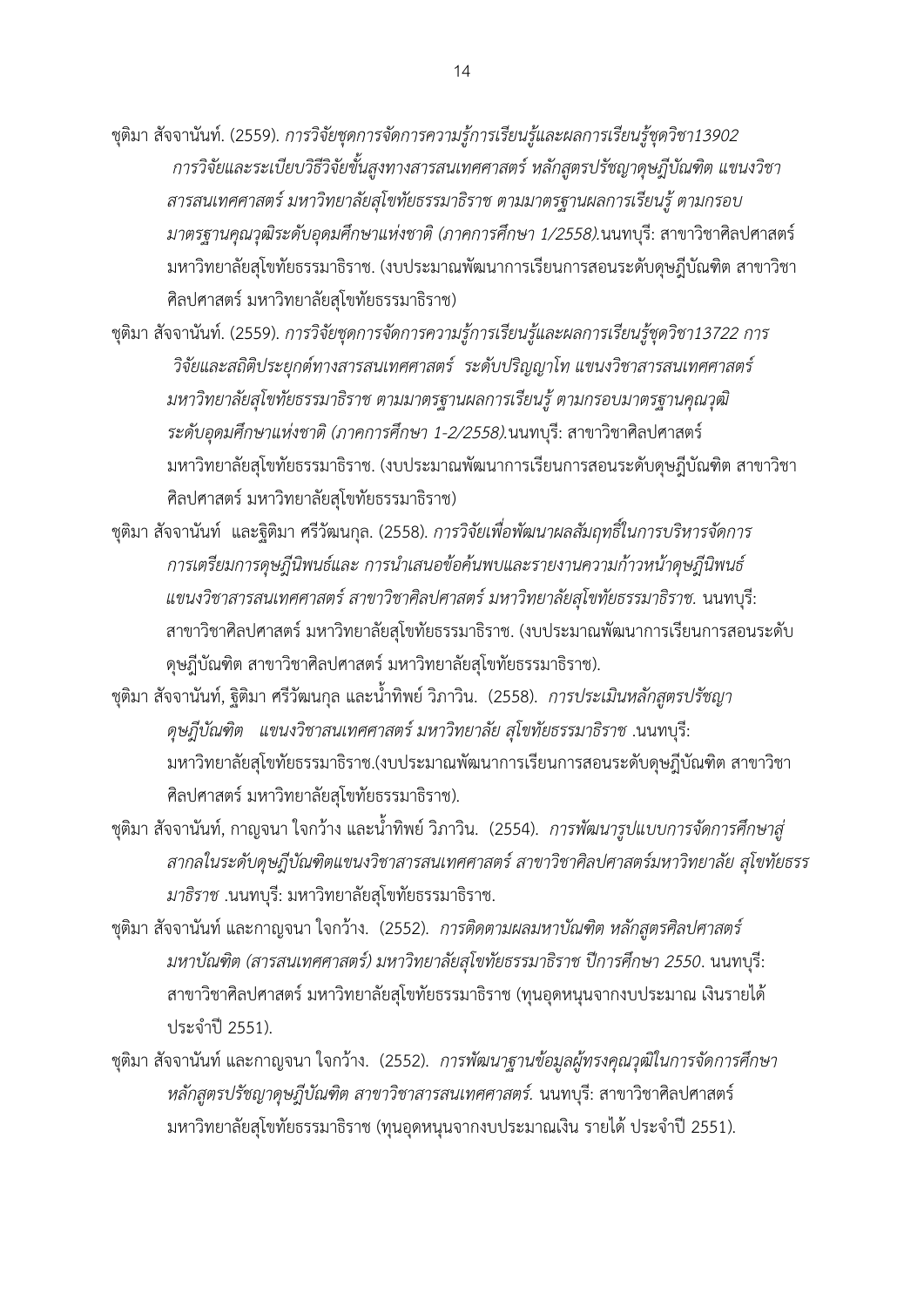ชุติมา สัจจานันท์. (2559). *การวิจัยชุดการจัดการความรู้การเรียนรู้และผลการเรียนรู้ชุดวิชา13902 การวิจัยและระเบียบวิธีวิจัยขั้นสูงทางสารสนเทศศาสตร์ หลักสูตรปรัชญาดุษฎีบัณฑิต แขนงวิชาสารสนเทศศาสตร์ มหาวิทยาลัยสุโขทัยธรรมาธิราช ตามมาตรฐานผลการเรียนรู้ ตามกรอบมาตรฐานคุณวุฒิระดับอุดมศึกษาแห่งชาติ (ภาคการศึกษา 1/2558).*นนทบุรี: สาขาวิชาศิลปศาสตร์ มหาวิทยาลัยสุโขทัยธรรมาธิราช. (งบประมาณพัฒนาการเรียนการสอนระดับดุษฎีบัณฑิต สาขาวิชาศิลปศาสตร์ มหาวิทยาลัยสุโขทัยธรรมาธิราช)

ชุติมา สัจจานันท์. (2559). *การวิจัยชุดการจัดการความรู้การเรียนรู้และผลการเรียนรู้ชุดวิชา13722 การวิจัยและสถิติประยุกต์ทางสารสนเทศศาสตร์ ระดับปริญญาโท แขนงวิชาสารสนเทศศาสตร์ มหาวิทยาลัยสุโขทัยธรรมาธิราช ตามมาตรฐานผลการเรียนรู้ ตามกรอบมาตรฐานคุณวุฒิระดับอุดมศึกษาแห่งชาติ (ภาคการศึกษา 1-2/2558).*นนทบุรี: สาขาวิชาศิลปศาสตร์ มหาวิทยาลัยสุโขทัยธรรมาธิราช. (งบประมาณพัฒนาการเรียนการสอนระดับดุษฎีบัณฑิต สาขาวิชาศิลปศาสตร์ มหาวิทยาลัยสุโขทัยธรรมาธิราช)

ชุติมา สัจจานันท์ และฐิติมา ศรีวัฒนกุล. (2558). *การวิจัยเพื่อพัฒนาผลสัมฤทธิ์ในการบริหารจัดการการเตรียมการดุษฎีนิพนธ์และ การนำเสนอข้อค้นพบและรายงานความก้าวหน้าดุษฎีนิพนธ์ แขนงวิชาสารสนเทศศาสตร์ สาขาวิชาศิลปศาสตร์ มหาวิทยาลัยสุโขทัยธรรมาธิราช.* นนทบุรี: สาขาวิชาศิลปศาสตร์ มหาวิทยาลัยสุโขทัยธรรมาธิราช. (งบประมาณพัฒนาการเรียนการสอนระดับดุษฎีบัณฑิต สาขาวิชาศิลปศาสตร์ มหาวิทยาลัยสุโขทัยธรรมาธิราช).

ชุติมา สัจจานันท์, ฐิติมา ศรีวัฒนกุล และน้ำทิพย์ วิภาวิน. (2558). *การประเมินหลักสูตรปรัชญาดุษฎีบัณฑิต แขนงวิชาสนเทศศาสตร์ มหาวิทยาลัย สุโขทัยธรรมาธิราช* .นนทบุรี: มหาวิทยาลัยสุโขทัยธรรมาธิราช.(งบประมาณพัฒนาการเรียนการสอนระดับดุษฎีบัณฑิต สาขาวิชาศิลปศาสตร์ มหาวิทยาลัยสุโขทัยธรรมาธิราช).

ชุติมา สัจจานันท์, กาญจนา ใจกว้าง และน้ำทิพย์ วิภาวิน. (2554). *การพัฒนารูปแบบการจัดการศึกษาสู่สากลในระดับดุษฎีบัณฑิตแขนงวิชาสารสนเทศศาสตร์ สาขาวิชาศิลปศาสตร์มหาวิทยาลัย สุโขทัยธรรมาธิราช* .นนทบุรี: มหาวิทยาลัยสุโขทัยธรรมาธิราช.

ชุติมา สัจจานันท์ และกาญจนา ใจกว้าง. (2552). *การติดตามผลมหาบัณฑิต หลักสูตรศิลปศาสตร์มหาบัณฑิต (สารสนเทศศาสตร์) มหาวิทยาลัยสุโขทัยธรรมาธิราช ปีการศึกษา 2550*. นนทบุรี: สาขาวิชาศิลปศาสตร์ มหาวิทยาลัยสุโขทัยธรรมาธิราช (ทุนอุดหนุนจากงบประมาณ เงินรายได้ประจำปี 2551).

ชุติมา สัจจานันท์ และกาญจนา ใจกว้าง. (2552). *การพัฒนาฐานข้อมูลผู้ทรงคุณวุฒิในการจัดการศึกษาหลักสูตรปรัชญาดุษฎีบัณฑิต สาขาวิชาสารสนเทศศาสตร์.* นนทบุรี: สาขาวิชาศิลปศาสตร์ มหาวิทยาลัยสุโขทัยธรรมาธิราช (ทุนอุดหนุนจากงบประมาณเงิน รายได้ ประจำปี 2551).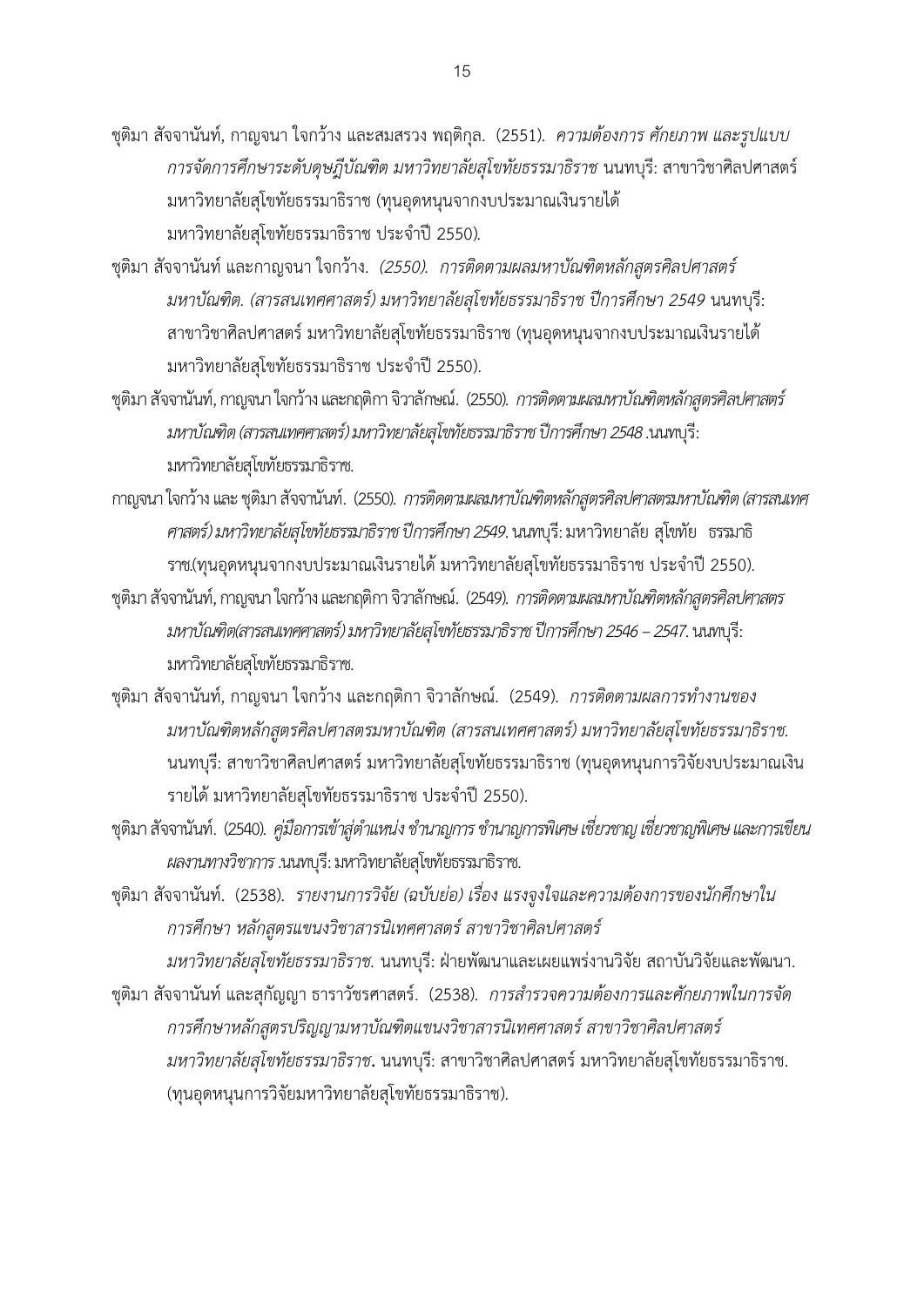ชุติมา สัจจานันท์, กาญจนา ใจกว้าง และสมสรวง พฤติกุล. (2551). *ความต้องการ ศักยภาพ และรูปแบบการจัดการศึกษาระดับดุษฎีบัณฑิต มหาวิทยาลัยสุโขทัยธรรมาธิราช* นนทบุรี: สาขาวิชาศิลปศาสตร์ มหาวิทยาลัยสุโขทัยธรรมาธิราช (ทุนอุดหนุนจากงบประมาณเงินรายได้ มหาวิทยาลัยสุโขทัยธรรมาธิราช ประจำปี 2550).

ชุติมา สัจจานันท์ และกาญจนา ใจกว้าง. *(2550). การติดตามผลมหาบัณฑิตหลักสูตรศิลปศาสตร์มหาบัณฑิต. (สารสนเทศศาสตร์) มหาวิทยาลัยสุโขทัยธรรมาธิราช ปีการศึกษา 2549* นนทบุรี: สาขาวิชาศิลปศาสตร์ มหาวิทยาลัยสุโขทัยธรรมาธิราช (ทุนอุดหนุนจากงบประมาณเงินรายได้ มหาวิทยาลัยสุโขทัยธรรมาธิราช ประจำปี 2550).

ชุติมา สัจจานันท์, กาญจนา ใจกว้าง และกฤติกา จิวาลักษณ์. (2550). *การติดตามผลมหาบัณฑิตหลักสูตรศิลปศาสตร์มหาบัณฑิต (สารสนเทศศาสตร์) มหาวิทยาลัยสุโขทัยธรรมาธิราช ปีการศึกษา 2548* .นนทบุรี: มหาวิทยาลัยสุโขทัยธรรมาธิราช.

กาญจนา ใจกว้าง และ ชุติมา สัจจานันท์. (2550). *การติดตามผลมหาบัณฑิตหลักสูตรศิลปศาสตรมหาบัณฑิต (สารสนเทศศาสตร์) มหาวิทยาลัยสุโขทัยธรรมาธิราช ปีการศึกษา 2549*. นนทบุรี: มหาวิทยาลัย สุโขทัย ธรรมาธิราช.(ทุนอุดหนุนจากงบประมาณเงินรายได้ มหาวิทยาลัยสุโขทัยธรรมาธิราช ประจำปี 2550).

ชุติมา สัจจานันท์, กาญจนา ใจกว้าง และกฤติกา จิวาลักษณ์. (2549). *การติดตามผลมหาบัณฑิตหลักสูตรศิลปศาสตรมหาบัณฑิต(สารสนเทศศาสตร์) มหาวิทยาลัยสุโขทัยธรรมาธิราช ปีการศึกษา 2546 – 2547*. นนทบุรี: มหาวิทยาลัยสุโขทัยธรรมาธิราช.

ชุติมา สัจจานันท์, กาญจนา ใจกว้าง และกฤติกา จิวาลักษณ์. (2549). *การติดตามผลการทำงานของมหาบัณฑิตหลักสูตรศิลปศาสตรมหาบัณฑิต (สารสนเทศศาสตร์) มหาวิทยาลัยสุโขทัยธรรมาธิราช.* นนทบุรี: สาขาวิชาศิลปศาสตร์ มหาวิทยาลัยสุโขทัยธรรมาธิราช (ทุนอุดหนุนการวิจัยงบประมาณเงินรายได้ มหาวิทยาลัยสุโขทัยธรรมาธิราช ประจำปี 2550).

ชุติมา สัจจานันท์. (2540). *คู่มือการเข้าสู่ตำแหน่ง ชำนาญการ ชำนาญการพิเศษ เชี่ยวชาญ เชี่ยวชาญพิเศษ และการเขียนผลงานทางวิชาการ* .นนทบุรี: มหาวิทยาลัยสุโขทัยธรรมาธิราช.

ชุติมา สัจจานันท์. (2538). *รายงานการวิจัย (ฉบับย่อ) เรื่อง แรงจูงใจและความต้องการของนักศึกษาในการศึกษา หลักสูตรแขนงวิชาสารนิเทศศาสตร์ สาขาวิชาศิลปศาสตร์ มหาวิทยาลัยสุโขทัยธรรมาธิราช.* นนทบุรี: ฝ่ายพัฒนาและเผยแพร่งานวิจัย สถาบันวิจัยและพัฒนา.

ชุติมา สัจจานันท์ และสุกัญญา ธาราวัชรศาสตร์. (2538). *การสำรวจความต้องการและศักยภาพในการจัดการศึกษาหลักสูตรปริญญามหาบัณฑิตแขนงวิชาสารนิเทศศาสตร์ สาขาวิชาศิลปศาสตร์ มหาวิทยาลัยสุโขทัยธรรมาธิราช*. นนทบุรี: สาขาวิชาศิลปศาสตร์ มหาวิทยาลัยสุโขทัยธรรมาธิราช. (ทุนอุดหนุนการวิจัยมหาวิทยาลัยสุโขทัยธรรมาธิราช).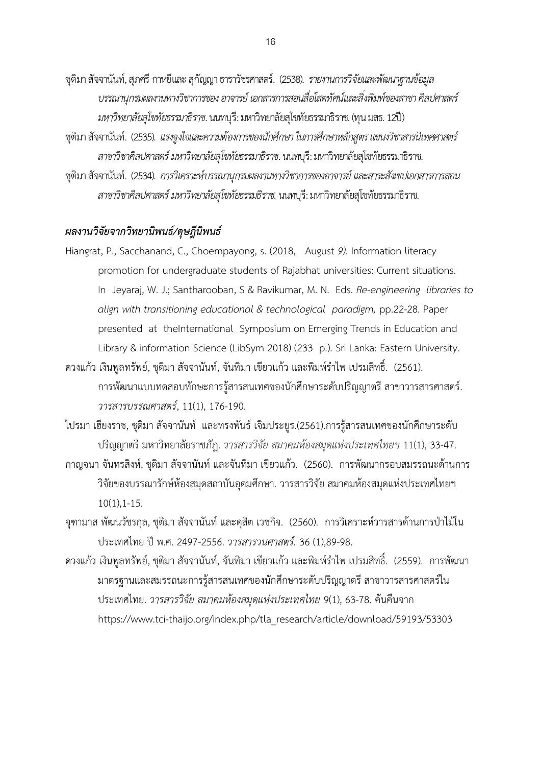ชุติมา สัจจานันท์, สุภศรี กาหยีและ สุกัญญา ธาราวัชรศาสตร์. (2538). *รายงานการวิจัยและพัฒนาฐานข้อมูลบรรณานุกรมผลงานทางวิชาการของ อาจารย์ เอกสารการสอนสื่อโสตทัศน์และสิ่งพิมพ์ของสาขา ศิลปศาสตร์ มหาวิทยาลัยสุโขทัยธรรมาธิราช*. นนทบุรี: มหาวิทยาลัยสุโขทัยธรรมาธิราช. (ทุน มสธ. 12ปี)

ชุติมา สัจจานันท์. (2535). *แรงจูงใจและความต้องการของนักศึกษา ในการศึกษาหลักสูตร แขนงวิชาสารนิเทศศาสตร์ สาขาวิชาศิลปศาสตร์ มหาวิทยาลัยสุโขทัยธรรมาธิราช*. นนทบุรี: มหาวิทยาลัยสุโขทัยธรรมาธิราช.

ชุติมา สัจจานันท์. (2534). *การวิเคราะห์บรรณานุกรมผลงานทางวิชาการของอาจารย์ และสาระสังเขปเอกสารการสอน สาขาวิชาศิลปศาสตร์ มหาวิทยาลัยสุโขทัยธรรมธิราช*. นนทบุรี: มหาวิทยาลัยสุโขทัยธรรมาธิราช.

### *ผลงานวิจัยจากวิทยานิพนธ์/ดุษฎีนิพนธ์*

Hiangrat, P., Sacchanand, C., Choempayong, s. (2018, August *9).* Information literacy promotion for undergraduate students of Rajabhat universities: Current situations. In Jeyaraj, W. J.; Santharooban, S & Ravikumar, M. N. Eds. *Re-engineering libraries to align with transitioning educational & technological paradigm,* pp.22-28. Paper presented at theInternational Symposium on Emerging Trends in Education and Library & information Science (LibSym 2018) (233 p.). Sri Lanka: Eastern University.

ดวงแก้ว เงินพูลทรัพย์, ชุติมา สัจจานันท์, จันทิมา เขียวแก้ว และพิมพ์รำไพ เปรมสิทธิ์. (2561). การพัฒนาแบบทดสอบทักษะการรู้สารสนเทศของนักศึกษาระดับปริญญาตรี สาขาวารสารศาสตร์. *วารสารบรรณศาสตร์*, 11(1), 176-190.

ไปรมา เฮียงราช, ชุติมา สัจจานันท์ และทรงพันธ์ เจิมประยูร.(2561).การรู้สารสนเทศของนักศึกษาระดับปริญญาตรี มหาวิทยาลัยราชภัฎ. *วารสารวิจัย สมาคมห้องสมุดแห่งประเทศไทยฯ* 11(1), 33-47.

กาญจนา จันทรสิงห์, ชุติมา สัจจานันท์ และจันทิมา เขียวแก้ว. (2560). การพัฒนากรอบสมรรถนะด้านการวิจัยของบรรณารักษ์ห้องสมุดสถาบันอุดมศึกษา. วารสารวิจัย สมาคมห้องสมุดแห่งประเทศไทยฯ 10(1),1-15.

จุฑามาส พัฒนวัชรกุล, ชุติมา สัจจานันท์ และดุสิต เวชกิจ. (2560). การวิเคราะห์วารสารด้านการป่าไม้ในประเทศไทย ปี พ.ศ. 2497-2556. *วารสารวนศาสตร์.* 36 (1),89-98.

ดวงแก้ว เงินพูลทรัพย์, ชุติมา สัจจานันท์, จันทิมา เขียวแก้ว และพิมพ์รำไพ เปรมสิทธิ์. (2559). การพัฒนามาตรฐานและสมรรถนะการรู้สารสนเทศของนักศึกษาระดับปริญญาตรี สาขาวารสารศาสตร์ในประเทศไทย. *วารสารวิจัย สมาคมห้องสมุดแห่งประเทศไทย* 9(1), 63-78. ค้นคืนจาก https://www.tci-thaijo.org/index.php/tla_research/article/download/59193/53303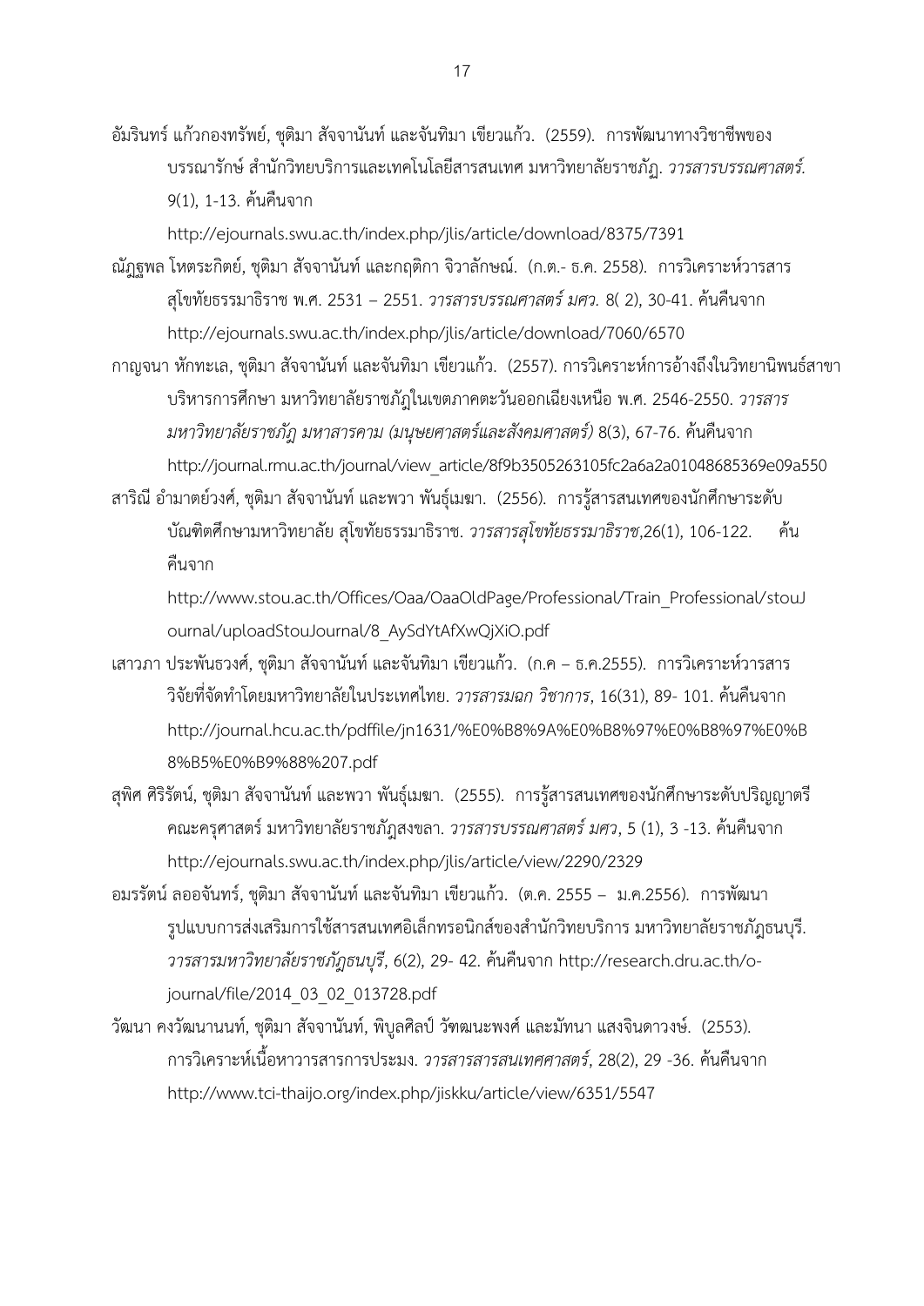อัมรินทร์ แก้วกองทรัพย์, ชุติมา สัจจานันท์ และจันทิมา เขียวแก้ว. (2559). การพัฒนาทางวิชาชีพของบรรณารักษ์ สำนักวิทยบริการและเทคโนโลยีสารสนเทศ มหาวิทยาลัยราชภัฏ. *วารสารบรรณศาสตร์.* 9(1), 1-13. ค้นคืนจาก http://ejournals.swu.ac.th/index.php/jlis/article/download/8375/7391

ณัฏฐพล โหตระกิตย์, ชุติมา สัจจานันท์ และกฤติกา จิวาลักษณ์. (ก.ค.- ธ.ค. 2558). การวิเคราะห์วารสารสุโขทัยธรรมาธิราช พ.ศ. 2531 – 2551. *วารสารบรรณศาสตร์ มศว.* 8( 2), 30-41. ค้นคืนจาก http://ejournals.swu.ac.th/index.php/jlis/article/download/7060/6570

กาญจนา หักทะเล, ชุติมา สัจจานันท์ และจันทิมา เขียวแก้ว. (2557). การวิเคราะห์การอ้างถึงในวิทยานิพนธ์สาขาบริหารการศึกษา มหาวิทยาลัยราชภัฏในเขตภาคตะวันออกเฉียงเหนือ พ.ศ. 2546-2550. *วารสารมหาวิทยาลัยราชภัฏ มหาสารคาม (มนุษยศาสตร์และสังคมศาสตร์)* 8(3), 67-76. ค้นคืนจาก http://journal.rmu.ac.th/journal/view_article/8f9b3505263105fc2a6a2a01048685369e09a550

สาริณี อำมาตย์วงศ์, ชุติมา สัจจานันท์ และพวา พันธุ์เมฆา. (2556). การรู้สารสนเทศของนักศึกษาระดับบัณฑิตศึกษามหาวิทยาลัย สุโขทัยธรรมาธิราช. *วารสารสุโขทัยธรรมาธิราช*,26(1), 106-122. ค้นคืนจาก http://www.stou.ac.th/Offices/Oaa/OaaOldPage/Professional/Train_Professional/stouJournal/uploadStouJournal/8_AySdYtAfXwQjXiO.pdf

เสาวภา ประพันธวงศ์, ชุติมา สัจจานันท์ และจันทิมา เขียวแก้ว. (ก.ค – ธ.ค.2555). การวิเคราะห์วารสารวิจัยที่จัดทำโดยมหาวิทยาลัยในประเทศไทย. *วารสารมฉก วิชาการ*, 16(31), 89- 101. ค้นคืนจาก http://journal.hcu.ac.th/pdffile/jn1631/%E0%B8%9A%E0%B8%97%E0%B8%97%E0%B8%B5%E0%B9%88%207.pdf

สุพิศ ศิริรัตน์, ชุติมา สัจจานันท์ และพวา พันธุ์เมฆา. (2555). การรู้สารสนเทศของนักศึกษาระดับปริญญาตรีคณะครุศาสตร์ มหาวิทยาลัยราชภัฏสงขลา. *วารสารบรรณศาสตร์ มศว*, 5 (1), 3 -13. ค้นคืนจาก http://ejournals.swu.ac.th/index.php/jlis/article/view/2290/2329

อมรรัตน์ ลออจันทร์, ชุติมา สัจจานันท์ และจันทิมา เขียวแก้ว. (ต.ค. 2555 – ม.ค.2556). การพัฒนารูปแบบการส่งเสริมการใช้สารสนเทศอิเล็กทรอนิกส์ของสำนักวิทยบริการ มหาวิทยาลัยราชภัฏธนบุรี. *วารสารมหาวิทยาลัยราชภัฏธนบุรี*, 6(2), 29- 42. ค้นคืนจาก http://research.dru.ac.th/o-journal/file/2014_03_02_013728.pdf

วัฒนา คงวัฒนานนท์, ชุติมา สัจจานันท์, พิบูลศิลป์ วัฑฒนะพงศ์ และมัทนา แสงจินดาวงษ์. (2553). การวิเคราะห์เนื้อหาวารสารการประมง. *วารสารสารสนเทศศาสตร์*, 28(2), 29 -36. ค้นคืนจาก http://www.tci-thaijo.org/index.php/jiskku/article/view/6351/5547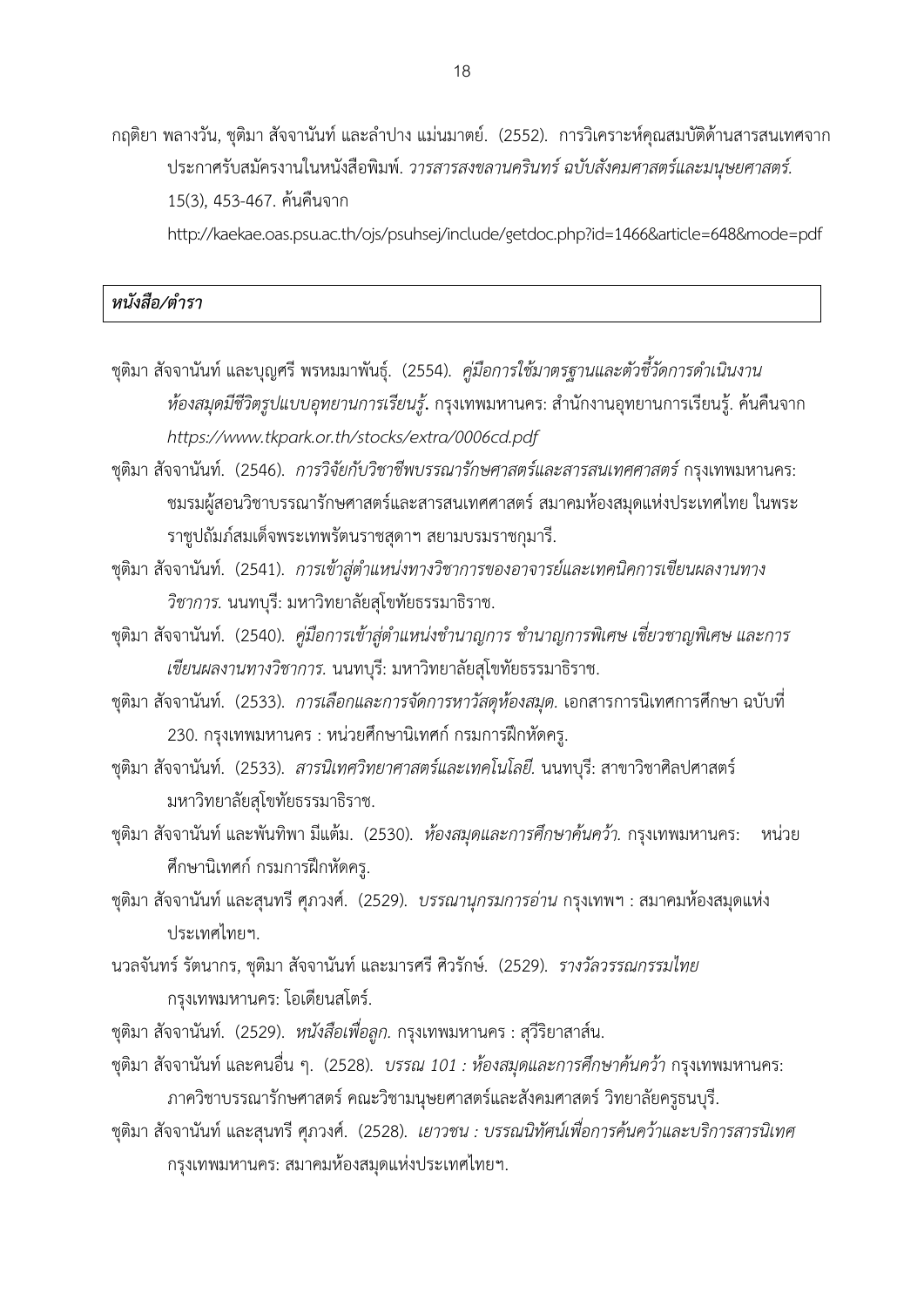กฤติยา พลางวัน, ชุติมา สัจจานันท์ และลำปาง แม่นมาตย์. (2552). การวิเคราะห์คุณสมบัติด้านสารสนเทศจากประกาศรับสมัครงานในหนังสือพิมพ์. *วารสารสงขลานครินทร์ ฉบับสังคมศาสตร์และมนุษยศาสตร์.* 15(3), 453-467. ค้นคืนจาก http://kaekae.oas.psu.ac.th/ojs/psuhsej/include/getdoc.php?id=1466&article=648&mode=pdf

***หนังสือ/ตำรา***

ชุติมา สัจจานันท์ และบุญศรี พรหมมาพันธุ์. (2554). *คู่มือการใช้มาตรฐานและตัวชี้วัดการดำเนินงานห้องสมุดมีชีวิตรูปแบบอุทยานการเรียนรู้.* กรุงเทพมหานคร: สำนักงานอุทยานการเรียนรู้. ค้นคืนจาก *https://www.tkpark.or.th/stocks/extra/0006cd.pdf*

ชุติมา สัจจานันท์. (2546). *การวิจัยกับวิชาชีพบรรณารักษศาสตร์และสารสนเทศศาสตร์* กรุงเทพมหานคร: ชมรมผู้สอนวิชาบรรณารักษศาสตร์และสารสนเทศศาสตร์ สมาคมห้องสมุดแห่งประเทศไทย ในพระราชูปถัมภ์สมเด็จพระเทพรัตนราชสุดาฯ สยามบรมราชกุมารี.

ชุติมา สัจจานันท์. (2541). *การเข้าสู่ตำแหน่งทางวิชาการของอาจารย์และเทคนิคการเขียนผลงานทางวิชาการ.* นนทบุรี: มหาวิทยาลัยสุโขทัยธรรมาธิราช.

ชุติมา สัจจานันท์. (2540). *คู่มือการเข้าสู่ตำแหน่งชำนาญการ ชำนาญการพิเศษ เชี่ยวชาญพิเศษ และการเขียนผลงานทางวิชาการ.* นนทบุรี: มหาวิทยาลัยสุโขทัยธรรมาธิราช.

ชุติมา สัจจานันท์. (2533). *การเลือกและการจัดการหาวัสดุห้องสมุด.* เอกสารการนิเทศการศึกษา ฉบับที่ 230. กรุงเทพมหานคร : หน่วยศึกษานิเทศก์ กรมการฝึกหัดครู.

ชุติมา สัจจานันท์. (2533). *สารนิเทศวิทยาศาสตร์และเทคโนโลยี.* นนทบุรี: สาขาวิชาศิลปศาสตร์ มหาวิทยาลัยสุโขทัยธรรมาธิราช.

ชุติมา สัจจานันท์ และพันทิพา มีแต้ม. (2530). *ห้องสมุดและการศึกษาค้นคว้า.* กรุงเทพมหานคร: หน่วยศึกษานิเทศก์ กรมการฝึกหัดครู.

ชุติมา สัจจานันท์ และสุนทรี ศุภวงศ์. (2529). *บรรณานุกรมการอ่าน* กรุงเทพฯ : สมาคมห้องสมุดแห่งประเทศไทยฯ.

นวลจันทร์ รัตนากร, ชุติมา สัจจานันท์ และมารศรี ศิวรักษ์. (2529). *รางวัลวรรณกรรมไทย* กรุงเทพมหานคร: โอเดียนสโตร์.

ชุติมา สัจจานันท์. (2529). *หนังสือเพื่อลูก.* กรุงเทพมหานคร : สุวีริยาสาส์น.

ชุติมา สัจจานันท์ และคนอื่น ๆ. (2528). *บรรณ 101 : ห้องสมุดและการศึกษาค้นคว้า* กรุงเทพมหานคร: ภาควิชาบรรณารักษศาสตร์ คณะวิชามนุษยศาสตร์และสังคมศาสตร์ วิทยาลัยครูธนบุรี.

ชุติมา สัจจานันท์ และสุนทรี ศุภวงศ์. (2528). *เยาวชน : บรรณนิทัศน์เพื่อการค้นคว้าและบริการสารนิเทศ* กรุงเทพมหานคร: สมาคมห้องสมุดแห่งประเทศไทยฯ.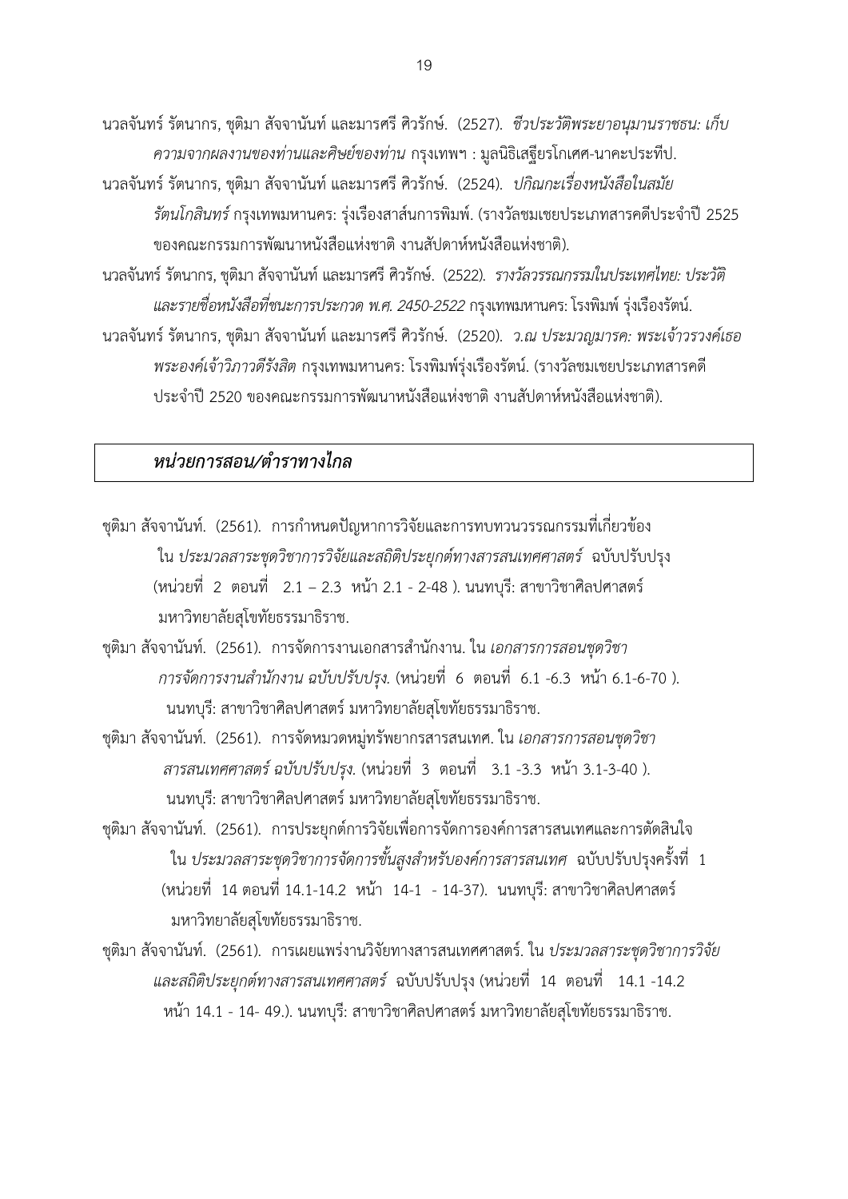นวลจันทร์ รัตนากร, ชุติมา สัจจานันท์ และมารศรี ศิวรักษ์. (2527). *ชีวประวัติพระยาอนุมานราชธน: เก็บความจากผลงานของท่านและศิษย์ของท่าน* กรุงเทพฯ : มูลนิธิเสฐียรโกเศศ-นาคะประทีป.

นวลจันทร์ รัตนากร, ชุติมา สัจจานันท์ และมารศรี ศิวรักษ์. (2524). *ปกิณกะเรื่องหนังสือในสมัยรัตนโกสินทร์* กรุงเทพมหานคร: รุ่งเรืองสาส์นการพิมพ์. (รางวัลชมเชยประเภทสารคดีประจำปี 2525 ของคณะกรรมการพัฒนาหนังสือแห่งชาติ งานสัปดาห์หนังสือแห่งชาติ).

นวลจันทร์ รัตนากร, ชุติมา สัจจานันท์ และมารศรี ศิวรักษ์. (2522). *รางวัลวรรณกรรมในประเทศไทย: ประวัติและรายชื่อหนังสือที่ชนะการประกวด พ.ศ. 2450-2522* กรุงเทพมหานคร: โรงพิมพ์ รุ่งเรืองรัตน์.

นวลจันทร์ รัตนากร, ชุติมา สัจจานันท์ และมารศรี ศิวรักษ์. (2520). *ว.ณ ประมวญมารค: พระเจ้าวรวงศ์เธอ พระองค์เจ้าวิภาวดีรังสิต* กรุงเทพมหานคร: โรงพิมพ์รุ่งเรืองรัตน์. (รางวัลชมเชยประเภทสารคดีประจำปี 2520 ของคณะกรรมการพัฒนาหนังสือแห่งชาติ งานสัปดาห์หนังสือแห่งชาติ).

## *หน่วยการสอน/ตำราทางไกล*

ชุติมา สัจจานันท์. (2561). การกำหนดปัญหาการวิจัยและการทบทวนวรรณกรรมที่เกี่ยวข้อง ใน *ประมวลสาระชุดวิชาการวิจัยและสถิติประยุกต์ทางสารสนเทศศาสตร์* ฉบับปรับปรุง (หน่วยที่ 2 ตอนที่ 2.1 – 2.3 หน้า 2.1 - 2-48 ). นนทบุรี: สาขาวิชาศิลปศาสตร์ มหาวิทยาลัยสุโขทัยธรรมาธิราช.

ชุติมา สัจจานันท์. (2561). การจัดการงานเอกสารสำนักงาน. ใน *เอกสารการสอนชุดวิชาการจัดการงานสำนักงาน ฉบับปรับปรุง.* (หน่วยที่ 6 ตอนที่ 6.1 -6.3 หน้า 6.1-6-70 ). นนทบุรี: สาขาวิชาศิลปศาสตร์ มหาวิทยาลัยสุโขทัยธรรมาธิราช.

ชุติมา สัจจานันท์. (2561). การจัดหมวดหมู่ทรัพยากรสารสนเทศ. ใน *เอกสารการสอนชุดวิชาสารสนเทศศาสตร์ ฉบับปรับปรุง.* (หน่วยที่ 3 ตอนที่ 3.1 -3.3 หน้า 3.1-3-40 ). นนทบุรี: สาขาวิชาศิลปศาสตร์ มหาวิทยาลัยสุโขทัยธรรมาธิราช.

ชุติมา สัจจานันท์. (2561). การประยุกต์การวิจัยเพื่อการจัดการองค์การสารสนเทศและการตัดสินใจ ใน *ประมวลสาระชุดวิชาการจัดการขั้นสูงสำหรับองค์การสารสนเทศ* ฉบับปรับปรุงครั้งที่ 1 (หน่วยที่ 14 ตอนที่ 14.1-14.2 หน้า 14-1 - 14-37). นนทบุรี: สาขาวิชาศิลปศาสตร์ มหาวิทยาลัยสุโขทัยธรรมาธิราช.

ชุติมา สัจจานันท์. (2561). การเผยแพร่งานวิจัยทางสารสนเทศศาสตร์. ใน *ประมวลสาระชุดวิชาการวิจัยและสถิติประยุกต์ทางสารสนเทศศาสตร์* ฉบับปรับปรุง (หน่วยที่ 14 ตอนที่ 14.1 -14.2 หน้า 14.1 - 14- 49.). นนทบุรี: สาขาวิชาศิลปศาสตร์ มหาวิทยาลัยสุโขทัยธรรมาธิราช.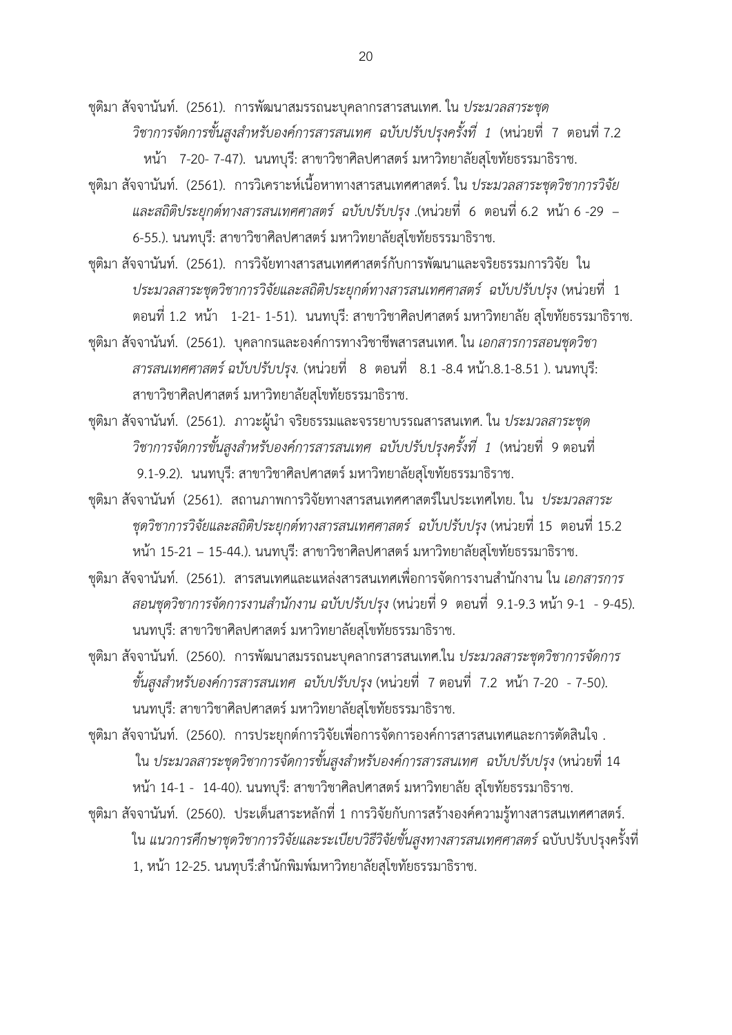ชุติมา สัจจานันท์. (2561). การพัฒนาสมรรถนะบุคลากรสารสนเทศ. ใน *ประมวลสาระชุดวิชาการจัดการขั้นสูงสำหรับองค์การสารสนเทศ ฉบับปรับปรุงครั้งที่ 1* (หน่วยที่ 7 ตอนที่ 7.2 หน้า 7-20- 7-47). นนทบุรี: สาขาวิชาศิลปศาสตร์ มหาวิทยาลัยสุโขทัยธรรมาธิราช.

ชุติมา สัจจานันท์. (2561). การวิเคราะห์เนื้อหาทางสารสนเทศศาสตร์. ใน *ประมวลสาระชุดวิชาการวิจัยและสถิติประยุกต์ทางสารสนเทศศาสตร์ ฉบับปรับปรุง* .(หน่วยที่ 6 ตอนที่ 6.2 หน้า 6 -29 – 6-55.). นนทบุรี: สาขาวิชาศิลปศาสตร์ มหาวิทยาลัยสุโขทัยธรรมาธิราช.

ชุติมา สัจจานันท์. (2561). การวิจัยทางสารสนเทศศาสตร์กับการพัฒนาและจริยธรรมการวิจัย ใน *ประมวลสาระชุดวิชาการวิจัยและสถิติประยุกต์ทางสารสนเทศศาสตร์ ฉบับปรับปรุง* (หน่วยที่ 1 ตอนที่ 1.2 หน้า 1-21- 1-51). นนทบุรี: สาขาวิชาศิลปศาสตร์ มหาวิทยาลัย สุโขทัยธรรมาธิราช.

ชุติมา สัจจานันท์. (2561). บุคลากรและองค์การทางวิชาชีพสารสนเทศ. ใน *เอกสารการสอนชุดวิชาสารสนเทศศาสตร์ ฉบับปรับปรุง*. (หน่วยที่ 8 ตอนที่ 8.1 -8.4 หน้า.8.1-8.51 ). นนทบุรี: สาขาวิชาศิลปศาสตร์ มหาวิทยาลัยสุโขทัยธรรมาธิราช.

ชุติมา สัจจานันท์. (2561). ภาวะผู้นำ จริยธรรมและจรรยาบรรณสารสนเทศ. ใน *ประมวลสาระชุดวิชาการจัดการขั้นสูงสำหรับองค์การสารสนเทศ ฉบับปรับปรุงครั้งที่ 1* (หน่วยที่ 9 ตอนที่ 9.1-9.2). นนทบุรี: สาขาวิชาศิลปศาสตร์ มหาวิทยาลัยสุโขทัยธรรมาธิราช.

ชุติมา สัจจานันท์ (2561). สถานภาพการวิจัยทางสารสนเทศศาสตร์ในประเทศไทย. ใน *ประมวลสาระชุดวิชาการวิจัยและสถิติประยุกต์ทางสารสนเทศศาสตร์ ฉบับปรับปรุง* (หน่วยที่ 15 ตอนที่ 15.2 หน้า 15-21 – 15-44.). นนทบุรี: สาขาวิชาศิลปศาสตร์ มหาวิทยาลัยสุโขทัยธรรมาธิราช.

ชุติมา สัจจานันท์. (2561). สารสนเทศและแหล่งสารสนเทศเพื่อการจัดการงานสำนักงาน ใน *เอกสารการสอนชุดวิชาการจัดการงานสำนักงาน ฉบับปรับปรุง* (หน่วยที่ 9 ตอนที่ 9.1-9.3 หน้า 9-1 - 9-45). นนทบุรี: สาขาวิชาศิลปศาสตร์ มหาวิทยาลัยสุโขทัยธรรมาธิราช.

ชุติมา สัจจานันท์. (2560). การพัฒนาสมรรถนะบุคลากรสารสนเทศ.ใน *ประมวลสาระชุดวิชาการจัดการขั้นสูงสำหรับองค์การสารสนเทศ ฉบับปรับปรุง* (หน่วยที่ 7 ตอนที่ 7.2 หน้า 7-20 - 7-50). นนทบุรี: สาขาวิชาศิลปศาสตร์ มหาวิทยาลัยสุโขทัยธรรมาธิราช.

ชุติมา สัจจานันท์. (2560). การประยุกต์การวิจัยเพื่อการจัดการองค์การสารสนเทศและการตัดสินใจ . ใน *ประมวลสาระชุดวิชาการจัดการขั้นสูงสำหรับองค์การสารสนเทศ ฉบับปรับปรุง* (หน่วยที่ 14 หน้า 14-1 - 14-40). นนทบุรี: สาขาวิชาศิลปศาสตร์ มหาวิทยาลัย สุโขทัยธรรมาธิราช.

ชุติมา สัจจานันท์. (2560). ประเด็นสาระหลักที่ 1 การวิจัยกับการสร้างองค์ความรู้ทางสารสนเทศศาสตร์. ใน *แนวการศึกษาชุดวิชาการวิจัยและระเบียบวิธีวิจัยขั้นสูงทางสารสนเทศศาสตร์* ฉบับปรับปรุงครั้งที่ 1, หน้า 12-25. นนทุบรี:สำนักพิมพ์มหาวิทยาลัยสุโขทัยธรรมาธิราช.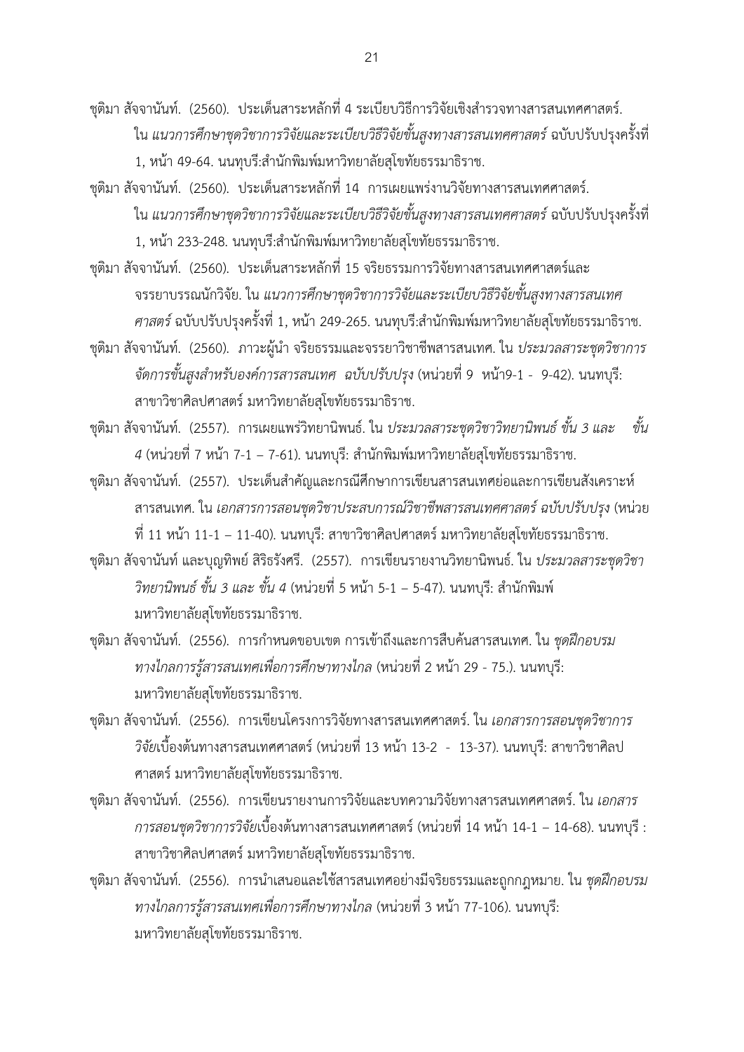ชุติมา สัจจานันท์. (2560). ประเด็นสาระหลักที่ 4 ระเบียบวิธีการวิจัยเชิงสำรวจทางสารสนเทศศาสตร์. ใน *แนวการศึกษาชุดวิชาการวิจัยและระเบียบวิธีวิจัยขั้นสูงทางสารสนเทศศาสตร์* ฉบับปรับปรุงครั้งที่ 1, หน้า 49-64. นนทบุรี:สำนักพิมพ์มหาวิทยาลัยสุโขทัยธรรมาธิราช.

ชุติมา สัจจานันท์. (2560). ประเด็นสาระหลักที่ 14 การเผยแพร่งานวิจัยทางสารสนเทศศาสตร์. ใน *แนวการศึกษาชุดวิชาการวิจัยและระเบียบวิธีวิจัยขั้นสูงทางสารสนเทศศาสตร์* ฉบับปรับปรุงครั้งที่ 1, หน้า 233-248. นนทบุรี:สำนักพิมพ์มหาวิทยาลัยสุโขทัยธรรมาธิราช.

ชุติมา สัจจานันท์. (2560). ประเด็นสาระหลักที่ 15 จริยธรรมการวิจัยทางสารสนเทศศาสตร์และจรรยาบรรณนักวิจัย. ใน *แนวการศึกษาชุดวิชาการวิจัยและระเบียบวิธีวิจัยขั้นสูงทางสารสนเทศศาสตร์* ฉบับปรับปรุงครั้งที่ 1, หน้า 249-265. นนทบุรี:สำนักพิมพ์มหาวิทยาลัยสุโขทัยธรรมาธิราช.

ชุติมา สัจจานันท์. (2560). ภาวะผู้นำ จริยธรรมและจรรยาวิชาชีพสารสนเทศ. ใน *ประมวลสาระชุดวิชาการจัดการขั้นสูงสำหรับองค์การสารสนเทศ ฉบับปรับปรุง* (หน่วยที่ 9 หน้า9-1 - 9-42). นนทบุรี: สาขาวิชาศิลปศาสตร์ มหาวิทยาลัยสุโขทัยธรรมาธิราช.

ชุติมา สัจจานันท์. (2557). การเผยแพร่วิทยานิพนธ์. ใน *ประมวลสาระชุดวิชาวิทยานิพนธ์ ขั้น 3 และ ขั้น 4* (หน่วยที่ 7 หน้า 7-1 – 7-61). นนทบุรี: สำนักพิมพ์มหาวิทยาลัยสุโขทัยธรรมาธิราช.

ชุติมา สัจจานันท์. (2557). ประเด็นสำคัญและกรณีศึกษาการเขียนสารสนเทศย่อและการเขียนสังเคราะห์สารสนเทศ. ใน *เอกสารการสอนชุดวิชาประสบการณ์วิชาชีพสารสนเทศศาสตร์ ฉบับปรับปรุง* (หน่วยที่ 11 หน้า 11-1 – 11-40). นนทบุรี: สาขาวิชาศิลปศาสตร์ มหาวิทยาลัยสุโขทัยธรรมาธิราช.

ชุติมา สัจจานันท์ และบุญทิพย์ สิริธรังศรี. (2557). การเขียนรายงานวิทยานิพนธ์. ใน *ประมวลสาระชุดวิชาวิทยานิพนธ์ ขั้น 3 และ ขั้น 4* (หน่วยที่ 5 หน้า 5-1 – 5-47). นนทบุรี: สำนักพิมพ์มหาวิทยาลัยสุโขทัยธรรมาธิราช.

ชุติมา สัจจานันท์. (2556). การกำหนดขอบเขต การเข้าถึงและการสืบค้นสารสนเทศ. ใน *ชุดฝึกอบรมทางไกลการรู้สารสนเทศเพื่อการศึกษาทางไกล* (หน่วยที่ 2 หน้า 29 - 75.). นนทบุรี: มหาวิทยาลัยสุโขทัยธรรมาธิราช.

ชุติมา สัจจานันท์. (2556). การเขียนโครงการวิจัยทางสารสนเทศศาสตร์. ใน *เอกสารการสอนชุดวิชาการวิจัยเบื้องต้นทางสารสนเทศศาสตร์* (หน่วยที่ 13 หน้า 13-2 - 13-37). นนทบุรี: สาขาวิชาศิลปศาสตร์ มหาวิทยาลัยสุโขทัยธรรมาธิราช.

ชุติมา สัจจานันท์. (2556). การเขียนรายงานการวิจัยและบทความวิจัยทางสารสนเทศศาสตร์. ใน *เอกสารการสอนชุดวิชาการวิจัย*เบื้องต้นทางสารสนเทศศาสตร์ (หน่วยที่ 14 หน้า 14-1 – 14-68). นนทบุรี : สาขาวิชาศิลปศาสตร์ มหาวิทยาลัยสุโขทัยธรรมาธิราช.

ชุติมา สัจจานันท์. (2556). การนำเสนอและใช้สารสนเทศอย่างมีจริยธรรมและถูกกฎหมาย. ใน *ชุดฝึกอบรมทางไกลการรู้สารสนเทศเพื่อการศึกษาทางไกล* (หน่วยที่ 3 หน้า 77-106). นนทบุรี: มหาวิทยาลัยสุโขทัยธรรมาธิราช.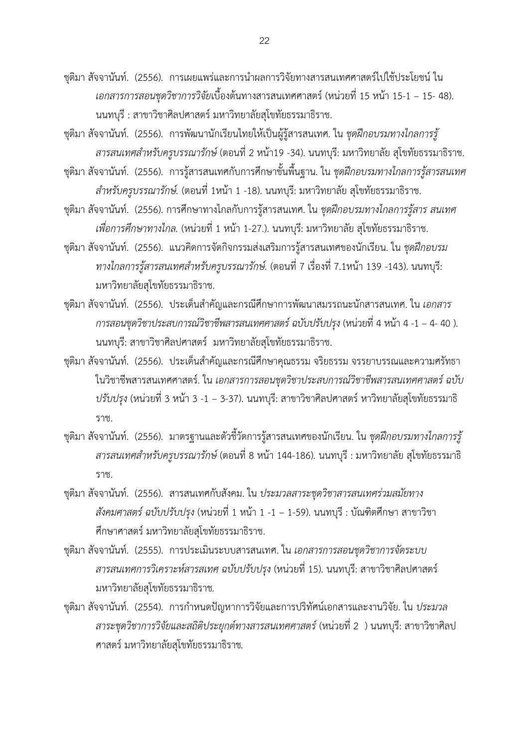ชุติมา สัจจานันท์. (2556). การเผยแพร่และการนำผลการวิจัยทางสารสนเทศศาสตร์ไปใช้ประโยชน์ ใน *เอกสารการสอนชุดวิชาการวิจัย*เบื้องต้นทางสารสนเทศศาสตร์ (หน่วยที่ 15 หน้า 15-1 – 15- 48). นนทบุรี : สาขาวิชาศิลปศาสตร์ มหาวิทยาลัยสุโขทัยธรรมาธิราช.

ชุติมา สัจจานันท์. (2556). การพัฒนานักเรียนไทยให้เป็นผู้รู้สารสนเทศ. ใน *ชุดฝึกอบรมทางไกลการรู้สารสนเทศสำหรับครูบรรณารักษ์* (ตอนที่ 2 หน้า19 -34). นนทบุรี: มหาวิทยาลัย สุโขทัยธรรมาธิราช.

ชุติมา สัจจานันท์. (2556). การรู้สารสนเทศกับการศึกษาขั้นพื้นฐาน. ใน *ชุดฝึกอบรมทางไกลการรู้สารสนเทศสำหรับครูบรรณารักษ์*. (ตอนที่ 1หน้า 1 -18). นนทบุรี: มหาวิทยาลัย สุโขทัยธรรมาธิราช.

ชุติมา สัจจานันท์. (2556). การศึกษาทางไกลกับการรู้สารสนเทศ. ใน *ชุดฝึกอบรมทางไกลการรู้สาร สนเทศเพื่อการศึกษาทางไกล*. (หน่วยที่ 1 หน้า 1-27.). นนทบุรี: มหาวิทยาลัย สุโขทัยธรรมาธิราช.

ชุติมา สัจจานันท์. (2556). แนวคิดการจัดกิจกรรมส่งเสริมการรู้สารสนเทศของนักเรียน. ใน *ชุดฝึกอบรมทางไกลการรู้สารสนเทศสำหรับครูบรรณารักษ์*. (ตอนที่ 7 เรื่องที่ 7.1หน้า 139 -143). นนทบุรี: มหาวิทยาลัยสุโขทัยธรรมาธิราช.

ชุติมา สัจจานันท์. (2556). ประเด็นสำคัญและกรณีศึกษาการพัฒนาสมรรถนะนักสารสนเทศ. ใน *เอกสารการสอนชุดวิชาประสบการณ์วิชาชีพสารสนเทศศาสตร์ ฉบับปรับปรุง* (หน่วยที่ 4 หน้า 4 -1 – 4- 40 ). นนทบุรี: สาขาวิชาศิลปศาสตร์ มหาวิทยาลัยสุโขทัยธรรมาธิราช.

ชุติมา สัจจานันท์. (2556). ประเด็นสำคัญและกรณีศึกษาคุณธรรม จริยธรรม จรรยาบรรณและความศรัทธาในวิชาชีพสารสนเทศศาสตร์. ใน *เอกสารการสอนชุดวิชาประสบการณ์วิชาชีพสารสนเทศศาสตร์ ฉบับปรับปรุง* (หน่วยที่ 3 หน้า 3 -1 – 3-37). นนทบุรี: สาขาวิชาศิลปศาสตร์ หาวิทยาลัยสุโขทัยธรรมาธิราช.

ชุติมา สัจจานันท์. (2556). มาตรฐานและตัวชี้วัดการรู้สารสนเทศของนักเรียน. ใน *ชุดฝึกอบรมทางไกลการรู้สารสนเทศสำหรับครูบรรณารักษ์* (ตอนที่ 8 หน้า 144-186). นนทบุรี : มหาวิทยาลัย สุโขทัยธรรมาธิราช.

ชุติมา สัจจานันท์. (2556). สารสนเทศกับสังคม. ใน *ประมวลสาระชุดวิชาสารสนเทศร่วมสมัยทางสังคมศาสตร์ ฉบับปรับปรุง* (หน่วยที่ 1 หน้า 1 -1 – 1-59). นนทบุรี : บัณฑิตศึกษา สาขาวิชาศึกษาศาสตร์ มหาวิทยาลัยสุโขทัยธรรมาธิราช.

ชุติมา สัจจานันท์. (2555). การประเมินระบบสารสนเทศ. ใน *เอกสารการสอนชุดวิชาการจัดระบบสารสนเทศการวิเคราะห์สารสเทศ ฉบับปรับปรุง* (หน่วยที่ 15). นนทบุรี: สาขาวิชาศิลปศาสตร์ มหาวิทยาลัยสุโขทัยธรรมาธิราช.

ชุติมา สัจจานันท์. (2554). การกำหนดปัญหาการวิจัยและการปริทัศน์เอกสารและงานวิจัย. ใน *ประมวลสาระชุดวิชาการวิจัยและสถิติประยุกต์ทางสารสนเทศศาสตร์* (หน่วยที่ 2 ) นนทบุรี: สาขาวิชาศิลปศาสตร์ มหาวิทยาลัยสุโขทัยธรรมาธิราช.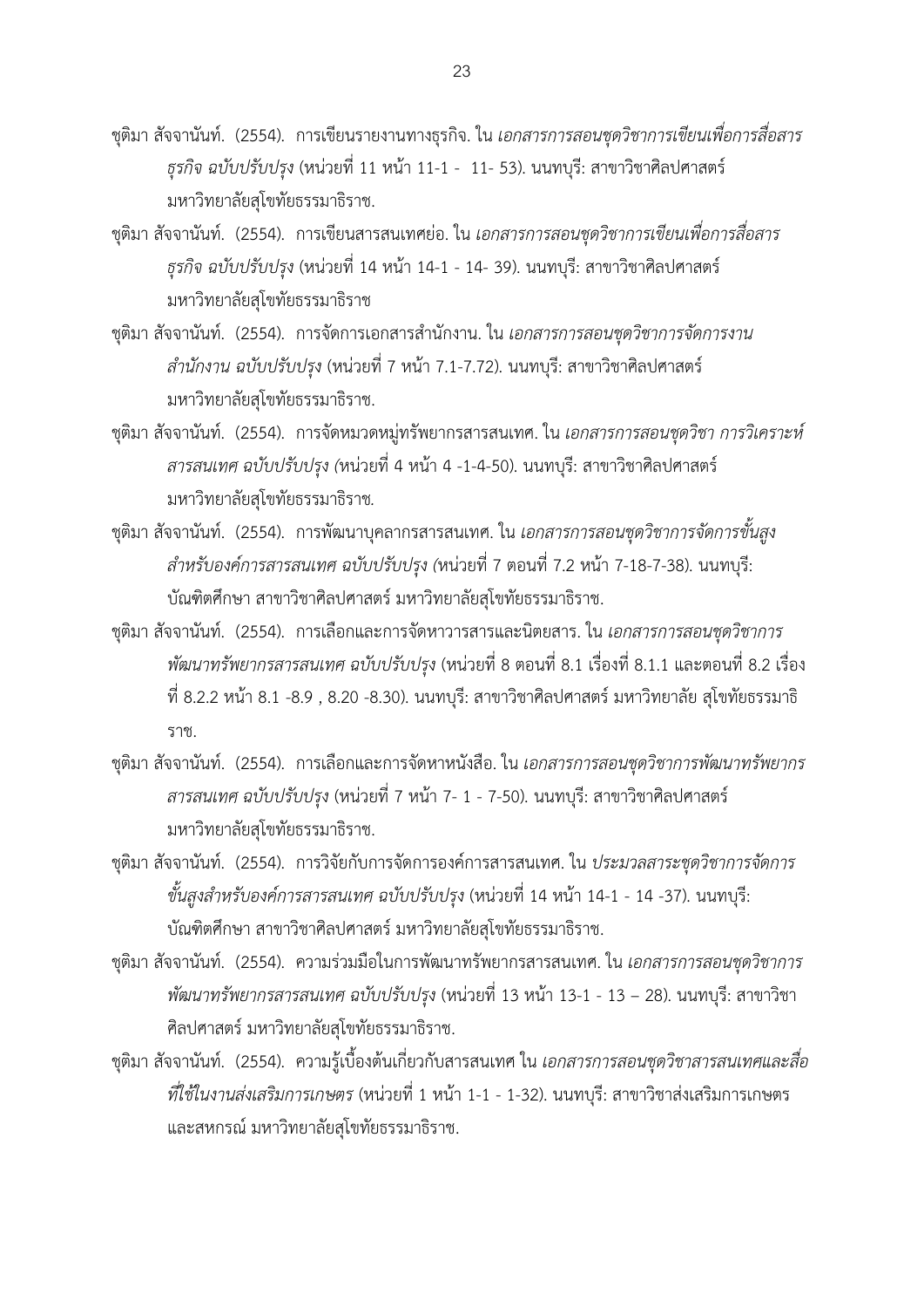ชุติมา สัจจานันท์. (2554). การเขียนรายงานทางธุรกิจ. ใน *เอกสารการสอนชุดวิชาการเขียนเพื่อการสื่อสารธุรกิจ ฉบับปรับปรุง* (หน่วยที่ 11 หน้า 11-1 - 11- 53). นนทบุรี: สาขาวิชาศิลปศาสตร์ มหาวิทยาลัยสุโขทัยธรรมาธิราช.

ชุติมา สัจจานันท์. (2554). การเขียนสารสนเทศย่อ. ใน *เอกสารการสอนชุดวิชาการเขียนเพื่อการสื่อสารธุรกิจ ฉบับปรับปรุง* (หน่วยที่ 14 หน้า 14-1 - 14- 39). นนทบุรี: สาขาวิชาศิลปศาสตร์ มหาวิทยาลัยสุโขทัยธรรมาธิราช

ชุติมา สัจจานันท์. (2554). การจัดการเอกสารสำนักงาน. ใน *เอกสารการสอนชุดวิชาการจัดการงานสำนักงาน ฉบับปรับปรุง* (หน่วยที่ 7 หน้า 7.1-7.72). นนทบุรี: สาขาวิชาศิลปศาสตร์ มหาวิทยาลัยสุโขทัยธรรมาธิราช.

ชุติมา สัจจานันท์. (2554). การจัดหมวดหมู่ทรัพยากรสารสนเทศ. ใน *เอกสารการสอนชุดวิชา การวิเคราะห์สารสนเทศ ฉบับปรับปรุง (*หน่วยที่ 4 หน้า 4 -1-4-50). นนทบุรี: สาขาวิชาศิลปศาสตร์ มหาวิทยาลัยสุโขทัยธรรมาธิราช.

ชุติมา สัจจานันท์. (2554). การพัฒนาบุคลากรสารสนเทศ. ใน *เอกสารการสอนชุดวิชาการจัดการขั้นสูงสำหรับองค์การสารสนเทศ ฉบับปรับปรุง (*หน่วยที่ 7 ตอนที่ 7.2 หน้า 7-18-7-38). นนทบุรี: บัณฑิตศึกษา สาขาวิชาศิลปศาสตร์ มหาวิทยาลัยสุโขทัยธรรมาธิราช.

ชุติมา สัจจานันท์. (2554). การเลือกและการจัดหาวารสารและนิตยสาร. ใน *เอกสารการสอนชุดวิชาการพัฒนาทรัพยากรสารสนเทศ ฉบับปรับปรุง* (หน่วยที่ 8 ตอนที่ 8.1 เรื่องที่ 8.1.1 และตอนที่ 8.2 เรื่องที่ 8.2.2 หน้า 8.1 -8.9 , 8.20 -8.30). นนทบุรี: สาขาวิชาศิลปศาสตร์ มหาวิทยาลัย สุโขทัยธรรมาธิราช.

ชุติมา สัจจานันท์. (2554). การเลือกและการจัดหาหนังสือ. ใน *เอกสารการสอนชุดวิชาการพัฒนาทรัพยากรสารสนเทศ ฉบับปรับปรุง* (หน่วยที่ 7 หน้า 7- 1 - 7-50). นนทบุรี: สาขาวิชาศิลปศาสตร์ มหาวิทยาลัยสุโขทัยธรรมาธิราช.

ชุติมา สัจจานันท์. (2554). การวิจัยกับการจัดการองค์การสารสนเทศ. ใน *ประมวลสาระชุดวิชาการจัดการขั้นสูงสำหรับองค์การสารสนเทศ ฉบับปรับปรุง* (หน่วยที่ 14 หน้า 14-1 - 14 -37). นนทบุรี: บัณฑิตศึกษา สาขาวิชาศิลปศาสตร์ มหาวิทยาลัยสุโขทัยธรรมาธิราช.

ชุติมา สัจจานันท์. (2554). ความร่วมมือในการพัฒนาทรัพยากรสารสนเทศ. ใน *เอกสารการสอนชุดวิชาการพัฒนาทรัพยากรสารสนเทศ ฉบับปรับปรุง* (หน่วยที่ 13 หน้า 13-1 - 13 – 28). นนทบุรี: สาขาวิชาศิลปศาสตร์ มหาวิทยาลัยสุโขทัยธรรมาธิราช.

ชุติมา สัจจานันท์. (2554). ความรู้เบื้องต้นเกี่ยวกับสารสนเทศ ใน *เอกสารการสอนชุดวิชาสารสนเทศและสื่อที่ใช้ในงานส่งเสริมการเกษตร* (หน่วยที่ 1 หน้า 1-1 - 1-32). นนทบุรี: สาขาวิชาส่งเสริมการเกษตรและสหกรณ์ มหาวิทยาลัยสุโขทัยธรรมาธิราช.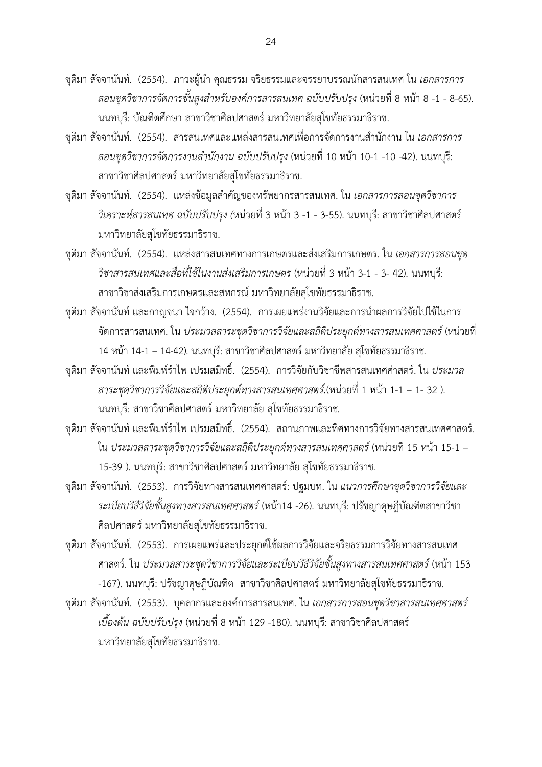ชุติมา สัจจานันท์. (2554). ภาวะผู้นำ คุณธรรม จริยธรรมและจรรยาบรรณนักสารสนเทศ ใน *เอกสารการสอนชุดวิชาการจัดการขั้นสูงสำหรับองค์การสารสนเทศ ฉบับปรับปรุง* (หน่วยที่ 8 หน้า 8 -1 - 8-65). นนทบุรี: บัณฑิตศึกษา สาขาวิชาศิลปศาสตร์ มหาวิทยาลัยสุโขทัยธรรมาธิราช.

ชุติมา สัจจานันท์. (2554). สารสนเทศและแหล่งสารสนเทศเพื่อการจัดการงานสำนักงาน ใน *เอกสารการสอนชุดวิชาการจัดการงานสำนักงาน ฉบับปรับปรุง* (หน่วยที่ 10 หน้า 10-1 -10 -42). นนทบุรี: สาขาวิชาศิลปศาสตร์ มหาวิทยาลัยสุโขทัยธรรมาธิราช.

ชุติมา สัจจานันท์. (2554). แหล่งข้อมูลสำคัญของทรัพยากรสารสนเทศ. ใน *เอกสารการสอนชุดวิชาการวิเคราะห์สารสนเทศ ฉบับปรับปรุง (*หน่วยที่ 3 หน้า 3 -1 - 3-55). นนทบุรี: สาขาวิชาศิลปศาสตร์ มหาวิทยาลัยสุโขทัยธรรมาธิราช.

ชุติมา สัจจานันท์. (2554). แหล่งสารสนเทศทางการเกษตรและส่งเสริมการเกษตร. ใน *เอกสารการสอนชุดวิชาสารสนเทศและสื่อที่ใช้ในงานส่งเสริมการเกษตร* (หน่วยที่ 3 หน้า 3-1 - 3- 42). นนทบุรี: สาขาวิชาส่งเสริมการเกษตรและสหกรณ์ มหาวิทยาลัยสุโขทัยธรรมาธิราช.

ชุติมา สัจจานันท์ และกาญจนา ใจกว้าง. (2554). การเผยแพร่งานวิจัยและการนำผลการวิจัยไปใช้ในการจัดการสารสนเทศ. ใน *ประมวลสาระชุดวิชาการวิจัยและสถิติประยุกต์ทางสารสนเทศศาสตร์* (หน่วยที่ 14 หน้า 14-1 – 14-42). นนทบุรี: สาขาวิชาศิลปศาสตร์ มหาวิทยาลัย สุโขทัยธรรมาธิราช.

ชุติมา สัจจานันท์ และพิมพ์รำไพ เปรมสมิทธิ์. (2554). การวิจัยกับวิชาชีพสารสนเทศศาสตร์. ใน *ประมวลสาระชุดวิชาการวิจัยและสถิติประยุกต์ทางสารสนเทศศาสตร์*.(หน่วยที่ 1 หน้า 1-1 – 1- 32 ). นนทบุรี: สาขาวิชาศิลปศาสตร์ มหาวิทยาลัย สุโขทัยธรรมาธิราช.

ชุติมา สัจจานันท์ และพิมพ์รำไพ เปรมสมิทธิ์. (2554). สถานภาพและทิศทางการวิจัยทางสารสนเทศศาสตร์. ใน *ประมวลสาระชุดวิชาการวิจัยและสถิติประยุกต์ทางสารสนเทศศาสตร์* (หน่วยที่ 15 หน้า 15-1 – 15-39 ). นนทบุรี: สาขาวิชาศิลปศาสตร์ มหาวิทยาลัย สุโขทัยธรรมาธิราช.

ชุติมา สัจจานันท์. (2553). การวิจัยทางสารสนเทศศาสตร์: ปฐมบท. ใน *แนวการศึกษาชุดวิชาการวิจัยและระเบียบวิธีวิจัยขั้นสูงทางสารสนเทศศาสตร์* (หน้า14 -26). นนทบุรี: ปรัชญาดุษฎีบัณฑิตสาขาวิชาศิลปศาสตร์ มหาวิทยาลัยสุโขทัยธรรมาธิราช.

ชุติมา สัจจานันท์. (2553). การเผยแพร่และประยุกต์ใช้ผลการวิจัยและจริยธรรมการวิจัยทางสารสนเทศศาสตร์. ใน *ประมวลสาระชุดวิชาการวิจัยและระเบียบวิธีวิจัยขั้นสูงทางสารสนเทศศาสตร์* (หน้า 153 -167). นนทบุรี: ปรัชญาดุษฎีบัณฑิต สาขาวิชาศิลปศาสตร์ มหาวิทยาลัยสุโขทัยธรรมาธิราช.

ชุติมา สัจจานันท์. (2553). บุคลากรและองค์การสารสนเทศ. ใน *เอกสารการสอนชุดวิชาสารสนเทศศาสตร์เบื้องต้น ฉบับปรับปรุง* (หน่วยที่ 8 หน้า 129 -180). นนทบุรี: สาขาวิชาศิลปศาสตร์ มหาวิทยาลัยสุโขทัยธรรมาธิราช.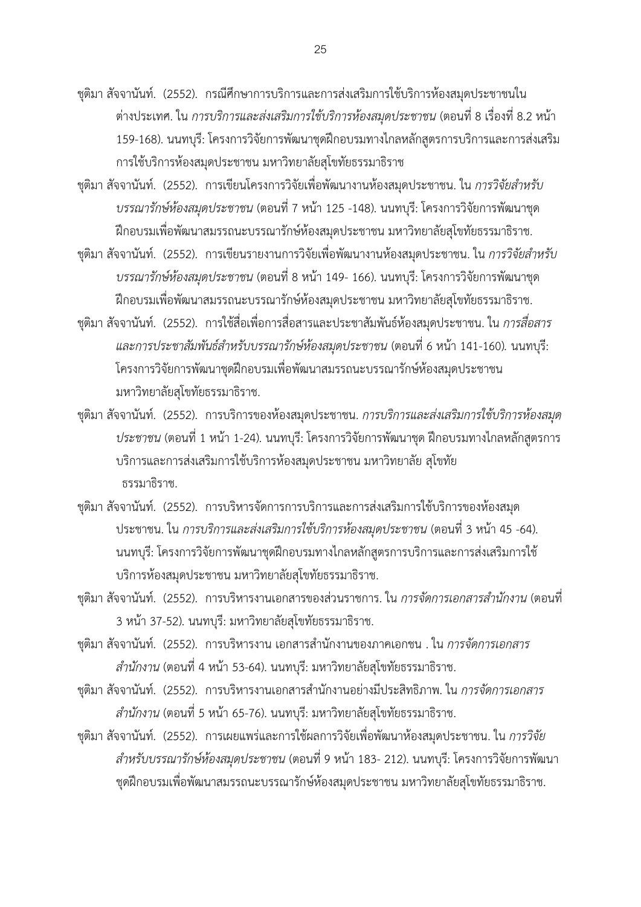ชุติมา สัจจานันท์. (2552). กรณีศึกษาการบริการและการส่งเสริมการใช้บริการห้องสมุดประชาชนในต่างประเทศ. ใน *การบริการและส่งเสริมการใช้บริการห้องสมุดประชาชน* (ตอนที่ 8 เรื่องที่ 8.2 หน้า 159-168). นนทบุรี: โครงการวิจัยการพัฒนาชุดฝึกอบรมทางไกลหลักสูตรการบริการและการส่งเสริมการใช้บริการห้องสมุดประชาชน มหาวิทยาลัยสุโขทัยธรรมาธิราช

ชุติมา สัจจานันท์. (2552). การเขียนโครงการวิจัยเพื่อพัฒนางานห้องสมุดประชาชน. ใน *การวิจัยสำหรับบรรณารักษ์ห้องสมุดประชาชน* (ตอนที่ 7 หน้า 125 -148). นนทบุรี: โครงการวิจัยการพัฒนาชุดฝึกอบรมเพื่อพัฒนาสมรรถนะบรรณารักษ์ห้องสมุดประชาชน มหาวิทยาลัยสุโขทัยธรรมาธิราช.

ชุติมา สัจจานันท์. (2552). การเขียนรายงานการวิจัยเพื่อพัฒนางานห้องสมุดประชาชน. ใน *การวิจัยสำหรับบรรณารักษ์ห้องสมุดประชาชน* (ตอนที่ 8 หน้า 149- 166). นนทบุรี: โครงการวิจัยการพัฒนาชุดฝึกอบรมเพื่อพัฒนาสมรรถนะบรรณารักษ์ห้องสมุดประชาชน มหาวิทยาลัยสุโขทัยธรรมาธิราช.

ชุติมา สัจจานันท์. (2552). การใช้สื่อเพื่อการสื่อสารและประชาสัมพันธ์ห้องสมุดประชาชน. ใน *การสื่อสารและการประชาสัมพันธ์สำหรับบรรณารักษ์ห้องสมุดประชาชน* (ตอนที่ 6 หน้า 141-160). นนทบุรี: โครงการวิจัยการพัฒนาชุดฝึกอบรมเพื่อพัฒนาสมรรถนะบรรณารักษ์ห้องสมุดประชาชน มหาวิทยาลัยสุโขทัยธรรมาธิราช.

ชุติมา สัจจานันท์. (2552). การบริการของห้องสมุดประชาชน. *การบริการและส่งเสริมการใช้บริการห้องสมุดประชาชน* (ตอนที่ 1 หน้า 1-24). นนทบุรี: โครงการวิจัยการพัฒนาชุด ฝึกอบรมทางไกลหลักสูตรการบริการและการส่งเสริมการใช้บริการห้องสมุดประชาชน มหาวิทยาลัย สุโขทัย ธรรมาธิราช.

ชุติมา สัจจานันท์. (2552). การบริหารจัดการการบริการและการส่งเสริมการใช้บริการของห้องสมุดประชาชน. ใน *การบริการและส่งเสริมการใช้บริการห้องสมุดประชาชน* (ตอนที่ 3 หน้า 45 -64). นนทบุรี: โครงการวิจัยการพัฒนาชุดฝึกอบรมทางไกลหลักสูตรการบริการและการส่งเสริมการใช้บริการห้องสมุดประชาชน มหาวิทยาลัยสุโขทัยธรรมาธิราช.

ชุติมา สัจจานันท์. (2552). การบริหารงานเอกสารของส่วนราชการ. ใน *การจัดการเอกสารสำนักงาน* (ตอนที่ 3 หน้า 37-52). นนทบุรี: มหาวิทยาลัยสุโขทัยธรรมาธิราช.

ชุติมา สัจจานันท์. (2552). การบริหารงาน เอกสารสำนักงานของภาคเอกชน . ใน *การจัดการเอกสารสำนักงาน* (ตอนที่ 4 หน้า 53-64). นนทบุรี: มหาวิทยาลัยสุโขทัยธรรมาธิราช.

ชุติมา สัจจานันท์. (2552). การบริหารงานเอกสารสำนักงานอย่างมีประสิทธิภาพ. ใน *การจัดการเอกสารสำนักงาน* (ตอนที่ 5 หน้า 65-76). นนทบุรี: มหาวิทยาลัยสุโขทัยธรรมาธิราช.

ชุติมา สัจจานันท์. (2552). การเผยแพร่และการใช้ผลการวิจัยเพื่อพัฒนาห้องสมุดประชาชน. ใน *การวิจัยสำหรับบรรณารักษ์ห้องสมุดประชาชน* (ตอนที่ 9 หน้า 183- 212). นนทบุรี: โครงการวิจัยการพัฒนาชุดฝึกอบรมเพื่อพัฒนาสมรรถนะบรรณารักษ์ห้องสมุดประชาชน มหาวิทยาลัยสุโขทัยธรรมาธิราช.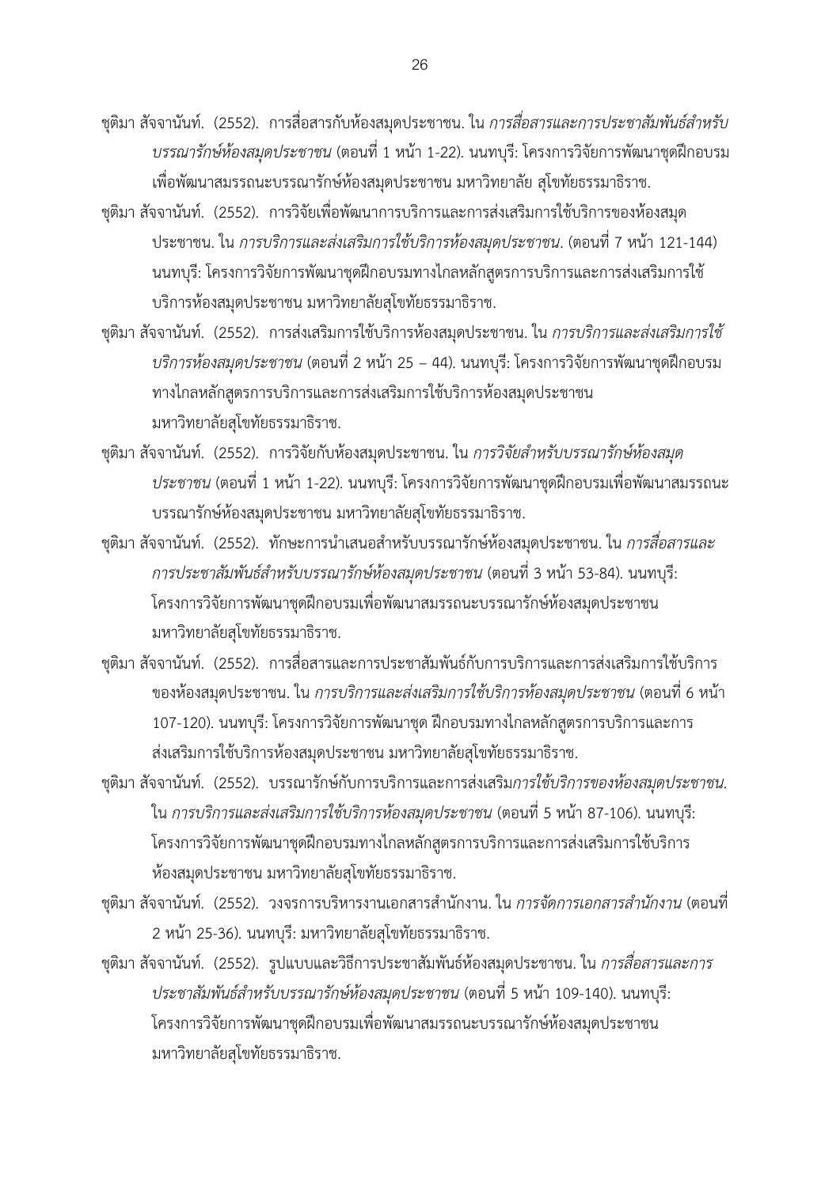ชุติมา สัจจานันท์. (2552). การสื่อสารกับห้องสมุดประชาชน. ใน *การสื่อสารและการประชาสัมพันธ์สำหรับบรรณารักษ์ห้องสมุดประชาชน* (ตอนที่ 1 หน้า 1-22). นนทบุรี: โครงการวิจัยการพัฒนาชุดฝึกอบรมเพื่อพัฒนาสมรรถนะบรรณารักษ์ห้องสมุดประชาชน มหาวิทยาลัย สุโขทัยธรรมาธิราช.

ชุติมา สัจจานันท์. (2552). การวิจัยเพื่อพัฒนาการบริการและการส่งเสริมการใช้บริการของห้องสมุดประชาชน. ใน *การบริการและส่งเสริมการใช้บริการห้องสมุดประชาชน*. (ตอนที่ 7 หน้า 121-144) นนทบุรี: โครงการวิจัยการพัฒนาชุดฝึกอบรมทางไกลหลักสูตรการบริการและการส่งเสริมการใช้บริการห้องสมุดประชาชน มหาวิทยาลัยสุโขทัยธรรมาธิราช.

ชุติมา สัจจานันท์. (2552). การส่งเสริมการใช้บริการห้องสมุดประชาชน. ใน *การบริการและส่งเสริมการใช้บริการห้องสมุดประชาชน* (ตอนที่ 2 หน้า 25 – 44). นนทบุรี: โครงการวิจัยการพัฒนาชุดฝึกอบรมทางไกลหลักสูตรการบริการและการส่งเสริมการใช้บริการห้องสมุดประชาชน มหาวิทยาลัยสุโขทัยธรรมาธิราช.

ชุติมา สัจจานันท์. (2552). การวิจัยกับห้องสมุดประชาชน. ใน *การวิจัยสำหรับบรรณารักษ์ห้องสมุดประชาชน* (ตอนที่ 1 หน้า 1-22). นนทบุรี: โครงการวิจัยการพัฒนาชุดฝึกอบรมเพื่อพัฒนาสมรรถนะบรรณารักษ์ห้องสมุดประชาชน มหาวิทยาลัยสุโขทัยธรรมาธิราช.

ชุติมา สัจจานันท์. (2552). ทักษะการนำเสนอสำหรับบรรณารักษ์ห้องสมุดประชาชน. ใน *การสื่อสารและการประชาสัมพันธ์สำหรับบรรณารักษ์ห้องสมุดประชาชน* (ตอนที่ 3 หน้า 53-84). นนทบุรี: โครงการวิจัยการพัฒนาชุดฝึกอบรมเพื่อพัฒนาสมรรถนะบรรณารักษ์ห้องสมุดประชาชน มหาวิทยาลัยสุโขทัยธรรมาธิราช.

ชุติมา สัจจานันท์. (2552). การสื่อสารและการประชาสัมพันธ์กับการบริการและการส่งเสริมการใช้บริการของห้องสมุดประชาชน. ใน *การบริการและส่งเสริมการใช้บริการห้องสมุดประชาชน* (ตอนที่ 6 หน้า 107-120). นนทบุรี: โครงการวิจัยการพัฒนาชุด ฝึกอบรมทางไกลหลักสูตรการบริการและการส่งเสริมการใช้บริการห้องสมุดประชาชน มหาวิทยาลัยสุโขทัยธรรมาธิราช.

ชุติมา สัจจานันท์. (2552). บรรณารักษ์กับการบริการและการส่งเสริม*การใช้บริการของห้องสมุดประชาชน.* ใน *การบริการและส่งเสริมการใช้บริการห้องสมุดประชาชน* (ตอนที่ 5 หน้า 87-106). นนทบุรี: โครงการวิจัยการพัฒนาชุดฝึกอบรมทางไกลหลักสูตรการบริการและการส่งเสริมการใช้บริการห้องสมุดประชาชน มหาวิทยาลัยสุโขทัยธรรมาธิราช.

ชุติมา สัจจานันท์. (2552). วงจรการบริหารงานเอกสารสำนักงาน. ใน *การจัดการเอกสารสำนักงาน* (ตอนที่ 2 หน้า 25-36). นนทบุรี: มหาวิทยาลัยสุโขทัยธรรมาธิราช.

ชุติมา สัจจานันท์. (2552). รูปแบบและวิธีการประชาสัมพันธ์ห้องสมุดประชาชน. ใน *การสื่อสารและการประชาสัมพันธ์สำหรับบรรณารักษ์ห้องสมุดประชาชน* (ตอนที่ 5 หน้า 109-140). นนทบุรี: โครงการวิจัยการพัฒนาชุดฝึกอบรมเพื่อพัฒนาสมรรถนะบรรณารักษ์ห้องสมุดประชาชน มหาวิทยาลัยสุโขทัยธรรมาธิราช.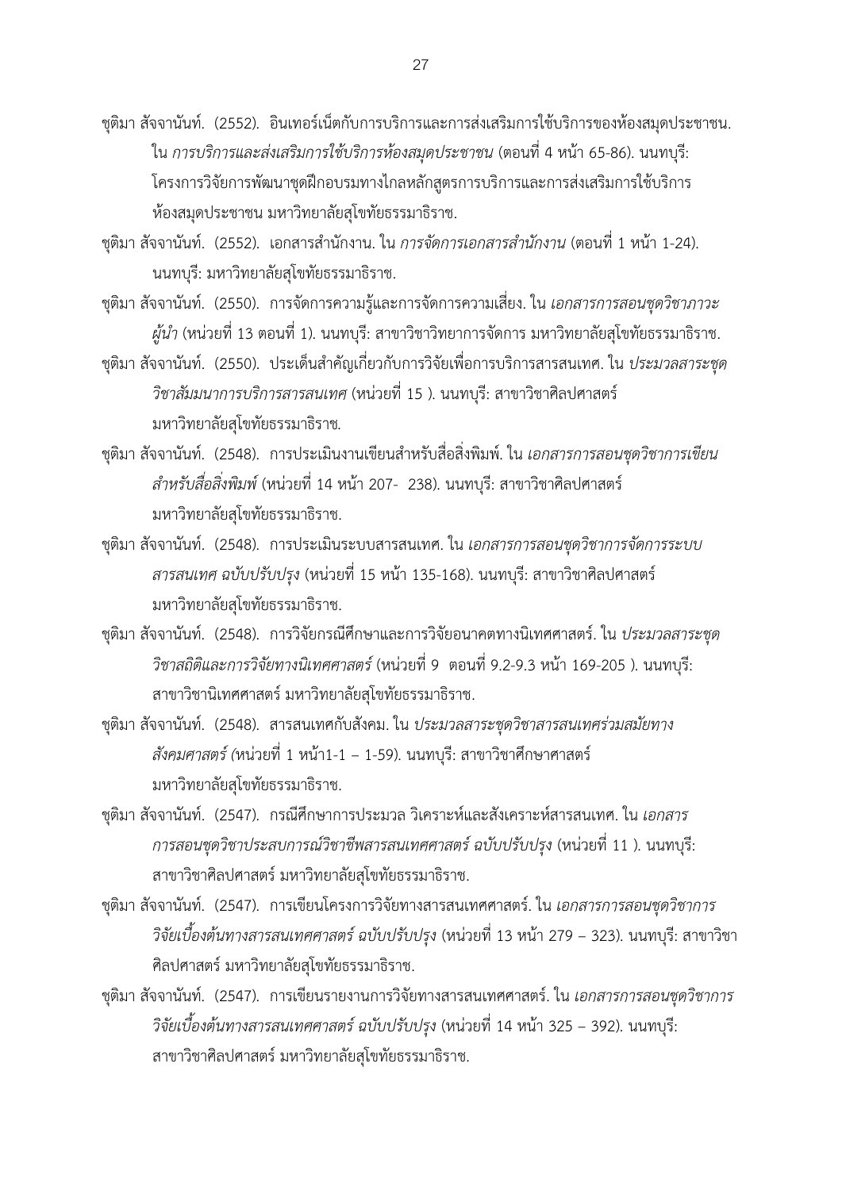ชุติมา สัจจานันท์. (2552). อินเทอร์เน็ตกับการบริการและการส่งเสริมการใช้บริการของห้องสมุดประชาชน. ใน *การบริการและส่งเสริมการใช้บริการห้องสมุดประชาชน* (ตอนที่ 4 หน้า 65-86). นนทบุรี: โครงการวิจัยการพัฒนาชุดฝึกอบรมทางไกลหลักสูตรการบริการและการส่งเสริมการใช้บริการห้องสมุดประชาชน มหาวิทยาลัยสุโขทัยธรรมาธิราช.

ชุติมา สัจจานันท์. (2552). เอกสารสำนักงาน. ใน *การจัดการเอกสารสำนักงาน* (ตอนที่ 1 หน้า 1-24). นนทบุรี: มหาวิทยาลัยสุโขทัยธรรมาธิราช.

ชุติมา สัจจานันท์. (2550). การจัดการความรู้และการจัดการความเสี่ยง. ใน *เอกสารการสอนชุดวิชาภาวะผู้นำ* (หน่วยที่ 13 ตอนที่ 1). นนทบุรี: สาขาวิชาวิทยาการจัดการ มหาวิทยาลัยสุโขทัยธรรมาธิราช.

ชุติมา สัจจานันท์. (2550). ประเด็นสำคัญเกี่ยวกับการวิจัยเพื่อการบริการสารสนเทศ. ใน *ประมวลสาระชุดวิชาสัมมนาการบริการสารสนเทศ* (หน่วยที่ 15 ). นนทบุรี: สาขาวิชาศิลปศาสตร์ มหาวิทยาลัยสุโขทัยธรรมาธิราช.

ชุติมา สัจจานันท์. (2548). การประเมินงานเขียนสำหรับสื่อสิ่งพิมพ์. ใน *เอกสารการสอนชุดวิชาการเขียนสำหรับสื่อสิ่งพิมพ์* (หน่วยที่ 14 หน้า 207- 238). นนทบุรี: สาขาวิชาศิลปศาสตร์ มหาวิทยาลัยสุโขทัยธรรมาธิราช.

ชุติมา สัจจานันท์. (2548). การประเมินระบบสารสนเทศ. ใน *เอกสารการสอนชุดวิชาการจัดการระบบสารสนเทศ ฉบับปรับปรุง* (หน่วยที่ 15 หน้า 135-168). นนทบุรี: สาขาวิชาศิลปศาสตร์ มหาวิทยาลัยสุโขทัยธรรมาธิราช.

ชุติมา สัจจานันท์. (2548). การวิจัยกรณีศึกษาและการวิจัยอนาคตทางนิเทศศาสตร์. ใน *ประมวลสาระชุดวิชาสถิติและการวิจัยทางนิเทศศาสตร์* (หน่วยที่ 9 ตอนที่ 9.2-9.3 หน้า 169-205 ). นนทบุรี: สาขาวิชานิเทศศาสตร์ มหาวิทยาลัยสุโขทัยธรรมาธิราช.

ชุติมา สัจจานันท์. (2548). สารสนเทศกับสังคม. ใน *ประมวลสาระชุดวิชาสารสนเทศร่วมสมัยทางสังคมศาสตร์* (หน่วยที่ 1 หน้า1-1 – 1-59). นนทบุรี: สาขาวิชาศึกษาศาสตร์ มหาวิทยาลัยสุโขทัยธรรมาธิราช.

ชุติมา สัจจานันท์. (2547). กรณีศึกษาการประมวล วิเคราะห์และสังเคราะห์สารสนเทศ. ใน *เอกสารการสอนชุดวิชาประสบการณ์วิชาชีพสารสนเทศศาสตร์ ฉบับปรับปรุง* (หน่วยที่ 11 ). นนทบุรี: สาขาวิชาศิลปศาสตร์ มหาวิทยาลัยสุโขทัยธรรมาธิราช.

ชุติมา สัจจานันท์. (2547). การเขียนโครงการวิจัยทางสารสนเทศศาสตร์. ใน *เอกสารการสอนชุดวิชาการวิจัยเบื้องต้นทางสารสนเทศศาสตร์ ฉบับปรับปรุง* (หน่วยที่ 13 หน้า 279 – 323). นนทบุรี: สาขาวิชาศิลปศาสตร์ มหาวิทยาลัยสุโขทัยธรรมาธิราช.

ชุติมา สัจจานันท์. (2547). การเขียนรายงานการวิจัยทางสารสนเทศศาสตร์. ใน *เอกสารการสอนชุดวิชาการวิจัยเบื้องต้นทางสารสนเทศศาสตร์ ฉบับปรับปรุง* (หน่วยที่ 14 หน้า 325 – 392). นนทบุรี: สาขาวิชาศิลปศาสตร์ มหาวิทยาลัยสุโขทัยธรรมาธิราช.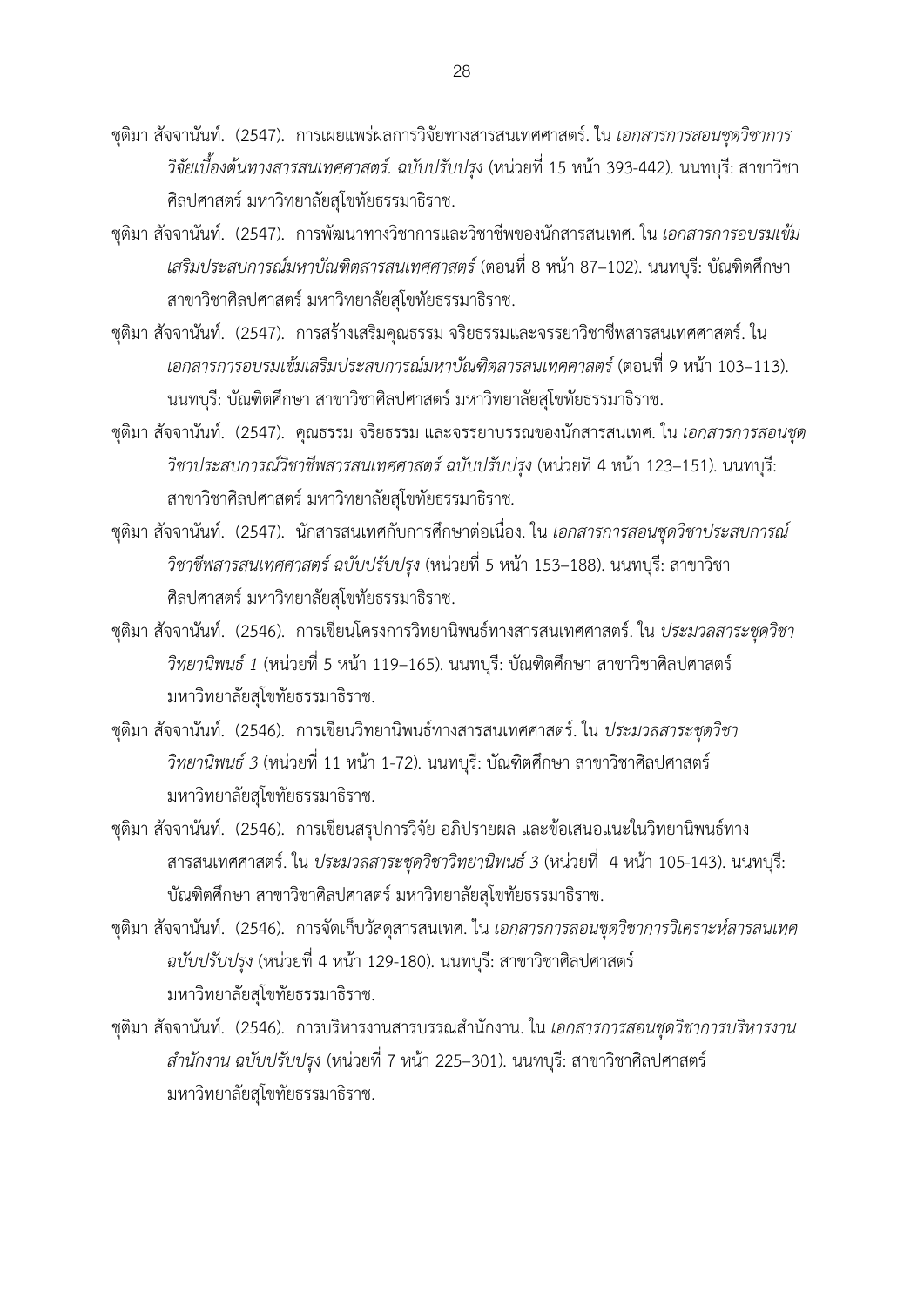ชุติมา สัจจานันท์. (2547). การเผยแพร่ผลการวิจัยทางสารสนเทศศาสตร์. ใน *เอกสารการสอนชุดวิชาการวิจัยเบื้องต้นทางสารสนเทศศาสตร์. ฉบับปรับปรุง* (หน่วยที่ 15 หน้า 393-442). นนทบุรี: สาขาวิชาศิลปศาสตร์ มหาวิทยาลัยสุโขทัยธรรมาธิราช.

ชุติมา สัจจานันท์. (2547). การพัฒนาทางวิชาการและวิชาชีพของนักสารสนเทศ. ใน *เอกสารการอบรมเข้มเสริมประสบการณ์มหาบัณฑิตสารสนเทศศาสตร์* (ตอนที่ 8 หน้า 87–102). นนทบุรี: บัณฑิตศึกษา สาขาวิชาศิลปศาสตร์ มหาวิทยาลัยสุโขทัยธรรมาธิราช.

ชุติมา สัจจานันท์. (2547). การสร้างเสริมคุณธรรม จริยธรรมและจรรยาวิชาชีพสารสนเทศศาสตร์. ใน *เอกสารการอบรมเข้มเสริมประสบการณ์มหาบัณฑิตสารสนเทศศาสตร์* (ตอนที่ 9 หน้า 103–113). นนทบุรี: บัณฑิตศึกษา สาขาวิชาศิลปศาสตร์ มหาวิทยาลัยสุโขทัยธรรมาธิราช.

ชุติมา สัจจานันท์. (2547). คุณธรรม จริยธรรม และจรรยาบรรณของนักสารสนเทศ. ใน *เอกสารการสอนชุดวิชาประสบการณ์วิชาชีพสารสนเทศศาสตร์ ฉบับปรับปรุง* (หน่วยที่ 4 หน้า 123–151). นนทบุรี: สาขาวิชาศิลปศาสตร์ มหาวิทยาลัยสุโขทัยธรรมาธิราช.

ชุติมา สัจจานันท์. (2547). นักสารสนเทศกับการศึกษาต่อเนื่อง. ใน *เอกสารการสอนชุดวิชาประสบการณ์วิชาชีพสารสนเทศศาสตร์ ฉบับปรับปรุง* (หน่วยที่ 5 หน้า 153–188). นนทบุรี: สาขาวิชาศิลปศาสตร์ มหาวิทยาลัยสุโขทัยธรรมาธิราช.

ชุติมา สัจจานันท์. (2546). การเขียนโครงการวิทยานิพนธ์ทางสารสนเทศศาสตร์. ใน *ประมวลสาระชุดวิชาวิทยานิพนธ์ 1* (หน่วยที่ 5 หน้า 119–165). นนทบุรี: บัณฑิตศึกษา สาขาวิชาศิลปศาสตร์ มหาวิทยาลัยสุโขทัยธรรมาธิราช.

ชุติมา สัจจานันท์. (2546). การเขียนวิทยานิพนธ์ทางสารสนเทศศาสตร์. ใน *ประมวลสาระชุดวิชาวิทยานิพนธ์ 3* (หน่วยที่ 11 หน้า 1-72). นนทบุรี: บัณฑิตศึกษา สาขาวิชาศิลปศาสตร์ มหาวิทยาลัยสุโขทัยธรรมาธิราช.

ชุติมา สัจจานันท์. (2546). การเขียนสรุปการวิจัย อภิปรายผล และข้อเสนอแนะในวิทยานิพนธ์ทางสารสนเทศศาสตร์. ใน *ประมวลสาระชุดวิชาวิทยานิพนธ์ 3* (หน่วยที่ 4 หน้า 105-143). นนทบุรี: บัณฑิตศึกษา สาขาวิชาศิลปศาสตร์ มหาวิทยาลัยสุโขทัยธรรมาธิราช.

ชุติมา สัจจานันท์. (2546). การจัดเก็บวัสดุสารสนเทศ. ใน *เอกสารการสอนชุดวิชาการวิเคราะห์สารสนเทศ ฉบับปรับปรุง* (หน่วยที่ 4 หน้า 129-180). นนทบุรี: สาขาวิชาศิลปศาสตร์ มหาวิทยาลัยสุโขทัยธรรมาธิราช.

ชุติมา สัจจานันท์. (2546). การบริหารงานสารบรรณสำนักงาน. ใน *เอกสารการสอนชุดวิชาการบริหารงานสำนักงาน ฉบับปรับปรุง* (หน่วยที่ 7 หน้า 225–301). นนทบุรี: สาขาวิชาศิลปศาสตร์ มหาวิทยาลัยสุโขทัยธรรมาธิราช.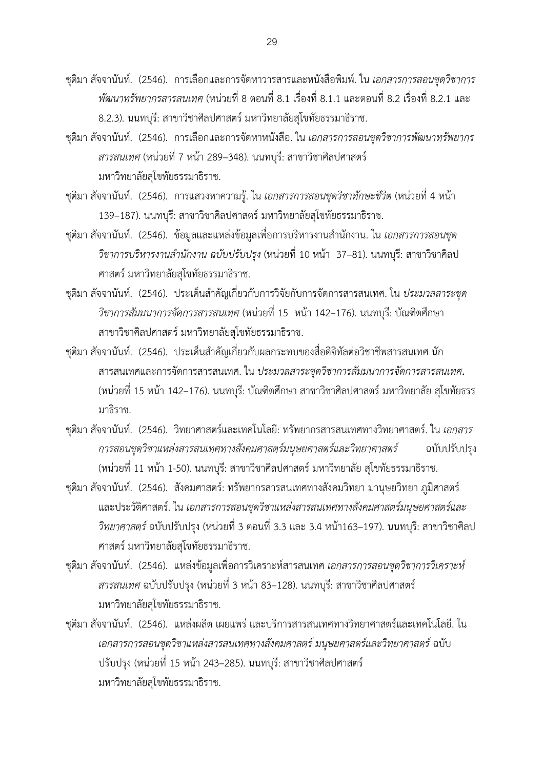ชุติมา สัจจานันท์. (2546). การเลือกและการจัดหาวารสารและหนังสือพิมพ์. ใน *เอกสารการสอนชุดวิชาการพัฒนาทรัพยากรสารสนเทศ* (หน่วยที่ 8 ตอนที่ 8.1 เรื่องที่ 8.1.1 และตอนที่ 8.2 เรื่องที่ 8.2.1 และ 8.2.3). นนทบุรี: สาขาวิชาศิลปศาสตร์ มหาวิทยาลัยสุโขทัยธรรมาธิราช.

ชุติมา สัจจานันท์. (2546). การเลือกและการจัดหาหนังสือ. ใน *เอกสารการสอนชุดวิชาการพัฒนาทรัพยากรสารสนเทศ* (หน่วยที่ 7 หน้า 289–348). นนทบุรี: สาขาวิชาศิลปศาสตร์ มหาวิทยาลัยสุโขทัยธรรมาธิราช.

ชุติมา สัจจานันท์. (2546). การแสวงหาความรู้. ใน *เอกสารการสอนชุดวิชาทักษะชีวิต* (หน่วยที่ 4 หน้า 139–187). นนทบุรี: สาขาวิชาศิลปศาสตร์ มหาวิทยาลัยสุโขทัยธรรมาธิราช.

ชุติมา สัจจานันท์. (2546). ข้อมูลและแหล่งข้อมูลเพื่อการบริหารงานสำนักงาน. ใน *เอกสารการสอนชุดวิชาการบริหารงานสำนักงาน ฉบับปรับปรุง* (หน่วยที่ 10 หน้า 37–81). นนทบุรี: สาขาวิชาศิลปศาสตร์ มหาวิทยาลัยสุโขทัยธรรมาธิราช.

ชุติมา สัจจานันท์. (2546). ประเด็นสำคัญเกี่ยวกับการวิจัยกับการจัดการสารสนเทศ. ใน *ประมวลสาระชุดวิชาการสัมมนาการจัดการสารสนเทศ* (หน่วยที่ 15 หน้า 142–176). นนทบุรี: บัณฑิตศึกษา สาขาวิชาศิลปศาสตร์ มหาวิทยาลัยสุโขทัยธรรมาธิราช.

ชุติมา สัจจานันท์. (2546). ประเด็นสำคัญเกี่ยวกับผลกระทบของสื่อดิจิทัลต่อวิชาชีพสารสนเทศ นักสารสนเทศและการจัดการสารสนเทศ. ใน *ประมวลสาระชุดวิชาการสัมมนาการจัดการสารสนเทศ.* (หน่วยที่ 15 หน้า 142–176). นนทบุรี: บัณฑิตศึกษา สาขาวิชาศิลปศาสตร์ มหาวิทยาลัย สุโขทัยธรรมาธิราช.

ชุติมา สัจจานันท์. (2546). วิทยาศาสตร์และเทคโนโลยี: ทรัพยากรสารสนเทศทางวิทยาศาสตร์. ใน *เอกสารการสอนชุดวิชาแหล่งสารสนเทศทางสังคมศาสตร์มนุษยศาสตร์และวิทยาศาสตร์* ฉบับปรับปรุง (หน่วยที่ 11 หน้า 1-50). นนทบุรี: สาขาวิชาศิลปศาสตร์ มหาวิทยาลัย สุโขทัยธรรมาธิราช.

ชุติมา สัจจานันท์. (2546). สังคมศาสตร์: ทรัพยากรสารสนเทศทางสังคมวิทยา มานุษยวิทยา ภูมิศาสตร์ และประวัติศาสตร์. ใน *เอกสารการสอนชุดวิชาแหล่งสารสนเทศทางสังคมศาสตร์มนุษยศาสตร์และวิทยาศาสตร์* ฉบับปรับปรุง (หน่วยที่ 3 ตอนที่ 3.3 และ 3.4 หน้า163–197). นนทบุรี: สาขาวิชาศิลปศาสตร์ มหาวิทยาลัยสุโขทัยธรรมาธิราช.

ชุติมา สัจจานันท์. (2546). แหล่งข้อมูลเพื่อการวิเคราะห์สารสนเทศ *เอกสารการสอนชุดวิชาการวิเคราะห์สารสนเทศ* ฉบับปรับปรุง (หน่วยที่ 3 หน้า 83–128). นนทบุรี: สาขาวิชาศิลปศาสตร์ มหาวิทยาลัยสุโขทัยธรรมาธิราช.

ชุติมา สัจจานันท์. (2546). แหล่งผลิต เผยแพร่ และบริการสารสนเทศทางวิทยาศาสตร์และเทคโนโลยี. ใน *เอกสารการสอนชุดวิชาแหล่งสารสนเทศทางสังคมศาสตร์ มนุษยศาสตร์และวิทยาศาสตร์* ฉบับปรับปรุง (หน่วยที่ 15 หน้า 243–285). นนทบุรี: สาขาวิชาศิลปศาสตร์ มหาวิทยาลัยสุโขทัยธรรมาธิราช.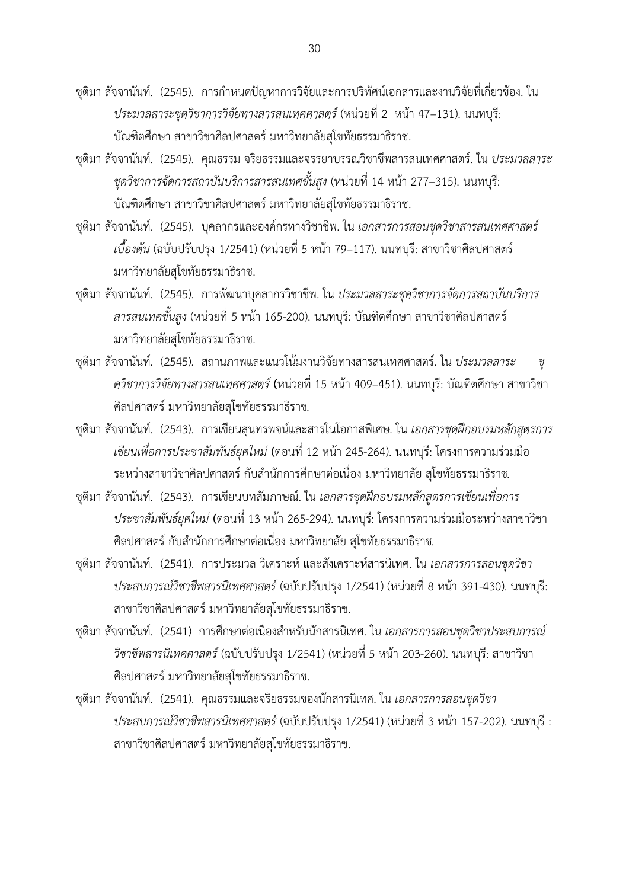ชุติมา สัจจานันท์. (2545). การกำหนดปัญหาการวิจัยและการปริทัศน์เอกสารและงานวิจัยที่เกี่ยวข้อง. ใน *ประมวลสาระชุดวิชาการวิจัยทางสารสนเทศศาสตร์* (หน่วยที่ 2 หน้า 47–131). นนทบุรี: บัณฑิตศึกษา สาขาวิชาศิลปศาสตร์ มหาวิทยาลัยสุโขทัยธรรมาธิราช.

ชุติมา สัจจานันท์. (2545). คุณธรรม จริยธรรมและจรรยาบรรณวิชาชีพสารสนเทศศาสตร์. ใน *ประมวลสาระชุดวิชาการจัดการสถาบันบริการสารสนเทศขั้นสูง* (หน่วยที่ 14 หน้า 277–315). นนทบุรี: บัณฑิตศึกษา สาขาวิชาศิลปศาสตร์ มหาวิทยาลัยสุโขทัยธรรมาธิราช.

ชุติมา สัจจานันท์. (2545). บุคลากรและองค์กรทางวิชาชีพ. ใน *เอกสารการสอนชุดวิชาสารสนเทศศาสตร์เบื้องต้น* (ฉบับปรับปรุง 1/2541) (หน่วยที่ 5 หน้า 79–117). นนทบุรี: สาขาวิชาศิลปศาสตร์ มหาวิทยาลัยสุโขทัยธรรมาธิราช.

ชุติมา สัจจานันท์. (2545). การพัฒนาบุคลากรวิชาชีพ. ใน *ประมวลสาระชุดวิชาการจัดการสถาบันบริการสารสนเทศขั้นสูง* (หน่วยที่ 5 หน้า 165-200). นนทบุรี: บัณฑิตศึกษา สาขาวิชาศิลปศาสตร์ มหาวิทยาลัยสุโขทัยธรรมาธิราช.

ชุติมา สัจจานันท์. (2545). สถานภาพและแนวโน้มงานวิจัยทางสารสนเทศศาสตร์. ใน *ประมวลสาระ ชุดวิชาการวิจัยทางสารสนเทศศาสตร์* **(**หน่วยที่ 15 หน้า 409–451). นนทบุรี: บัณฑิตศึกษา สาขาวิชาศิลปศาสตร์ มหาวิทยาลัยสุโขทัยธรรมาธิราช.

ชุติมา สัจจานันท์. (2543). การเขียนสุนทรพจน์และสารในโอกาสพิเศษ. ใน *เอกสารชุดฝึกอบรมหลักสูตรการเขียนเพื่อการประชาสัมพันธ์ยุคใหม่* **(**ตอนที่ 12 หน้า 245-264). นนทบุรี: โครงการความร่วมมือระหว่างสาขาวิชาศิลปศาสตร์ กับสำนักการศึกษาต่อเนื่อง มหาวิทยาลัย สุโขทัยธรรมาธิราช.

ชุติมา สัจจานันท์. (2543). การเขียนบทสัมภาษณ์. ใน *เอกสารชุดฝึกอบรมหลักสูตรการเขียนเพื่อการประชาสัมพันธ์ยุคใหม่* **(**ตอนที่ 13 หน้า 265-294). นนทบุรี: โครงการความร่วมมือระหว่างสาขาวิชาศิลปศาสตร์ กับสำนักการศึกษาต่อเนื่อง มหาวิทยาลัย สุโขทัยธรรมาธิราช.

ชุติมา สัจจานันท์. (2541). การประมวล วิเคราะห์ และสังเคราะห์สารนิเทศ. ใน *เอกสารการสอนชุดวิชาประสบการณ์วิชาชีพสารนิเทศศาสตร์* (ฉบับปรับปรุง 1/2541) (หน่วยที่ 8 หน้า 391-430). นนทบุรี: สาขาวิชาศิลปศาสตร์ มหาวิทยาลัยสุโขทัยธรรมาธิราช.

ชุติมา สัจจานันท์. (2541) การศึกษาต่อเนื่องสำหรับนักสารนิเทศ. ใน *เอกสารการสอนชุดวิชาประสบการณ์วิชาชีพสารนิเทศศาสตร์* (ฉบับปรับปรุง 1/2541) (หน่วยที่ 5 หน้า 203-260). นนทบุรี: สาขาวิชาศิลปศาสตร์ มหาวิทยาลัยสุโขทัยธรรมาธิราช.

ชุติมา สัจจานันท์. (2541). คุณธรรมและจริยธรรมของนักสารนิเทศ. ใน *เอกสารการสอนชุดวิชาประสบการณ์วิชาชีพสารนิเทศศาสตร์* (ฉบับปรับปรุง 1/2541) (หน่วยที่ 3 หน้า 157-202). นนทบุรี : สาขาวิชาศิลปศาสตร์ มหาวิทยาลัยสุโขทัยธรรมาธิราช.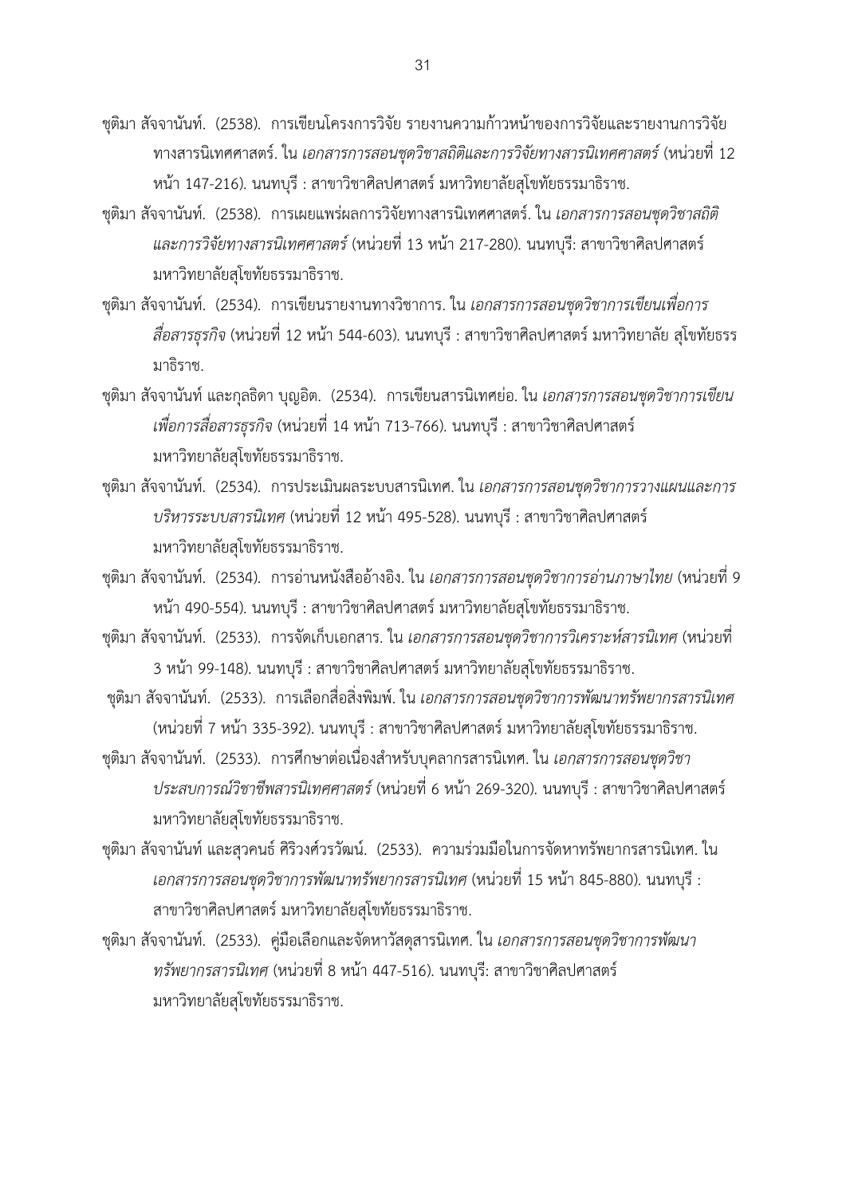ชุติมา สัจจานันท์. (2538). การเขียนโครงการวิจัย รายงานความก้าวหน้าของการวิจัยและรายงานการวิจัยทางสารนิเทศศาสตร์. ใน *เอกสารการสอนชุดวิชาสถิติและการวิจัยทางสารนิเทศศาสตร์* (หน่วยที่ 12 หน้า 147-216). นนทบุรี : สาขาวิชาศิลปศาสตร์ มหาวิทยาลัยสุโขทัยธรรมาธิราช.

ชุติมา สัจจานันท์. (2538). การเผยแพร่ผลการวิจัยทางสารนิเทศศาสตร์. ใน *เอกสารการสอนชุดวิชาสถิติและการวิจัยทางสารนิเทศศาสตร์* (หน่วยที่ 13 หน้า 217-280). นนทบุรี: สาขาวิชาศิลปศาสตร์ มหาวิทยาลัยสุโขทัยธรรมาธิราช.

ชุติมา สัจจานันท์. (2534). การเขียนรายงานทางวิชาการ. ใน *เอกสารการสอนชุดวิชาการเขียนเพื่อการสื่อสารธุรกิจ* (หน่วยที่ 12 หน้า 544-603). นนทบุรี : สาขาวิชาศิลปศาสตร์ มหาวิทยาลัย สุโขทัยธรรมาธิราช.

ชุติมา สัจจานันท์ และกุลธิดา บุญอิต. (2534). การเขียนสารนิเทศย่อ. ใน *เอกสารการสอนชุดวิชาการเขียนเพื่อการสื่อสารธุรกิจ* (หน่วยที่ 14 หน้า 713-766). นนทบุรี : สาขาวิชาศิลปศาสตร์ มหาวิทยาลัยสุโขทัยธรรมาธิราช.

ชุติมา สัจจานันท์. (2534). การประเมินผลระบบสารนิเทศ. ใน *เอกสารการสอนชุดวิชาการวางแผนและการบริหารระบบสารนิเทศ* (หน่วยที่ 12 หน้า 495-528). นนทบุรี : สาขาวิชาศิลปศาสตร์ มหาวิทยาลัยสุโขทัยธรรมาธิราช.

ชุติมา สัจจานันท์. (2534). การอ่านหนังสืออ้างอิง. ใน *เอกสารการสอนชุดวิชาการอ่านภาษาไทย* (หน่วยที่ 9 หน้า 490-554). นนทบุรี : สาขาวิชาศิลปศาสตร์ มหาวิทยาลัยสุโขทัยธรรมาธิราช.

ชุติมา สัจจานันท์. (2533). การจัดเก็บเอกสาร. ใน *เอกสารการสอนชุดวิชาการวิเคราะห์สารนิเทศ* (หน่วยที่ 3 หน้า 99-148). นนทบุรี : สาขาวิชาศิลปศาสตร์ มหาวิทยาลัยสุโขทัยธรรมาธิราช.

ชุติมา สัจจานันท์. (2533). การเลือกสื่อสิ่งพิมพ์. ใน *เอกสารการสอนชุดวิชาการพัฒนาทรัพยากรสารนิเทศ* (หน่วยที่ 7 หน้า 335-392). นนทบุรี : สาขาวิชาศิลปศาสตร์ มหาวิทยาลัยสุโขทัยธรรมาธิราช.

ชุติมา สัจจานันท์. (2533). การศึกษาต่อเนื่องสำหรับบุคลากรสารนิเทศ. ใน *เอกสารการสอนชุดวิชาประสบการณ์วิชาชีพสารนิเทศศาสตร์* (หน่วยที่ 6 หน้า 269-320). นนทบุรี : สาขาวิชาศิลปศาสตร์ มหาวิทยาลัยสุโขทัยธรรมาธิราช.

ชุติมา สัจจานันท์ และสุวคนธ์ ศิริวงศ์วรวัฒน์. (2533). ความร่วมมือในการจัดหาทรัพยากรสารนิเทศ. ใน *เอกสารการสอนชุดวิชาการพัฒนาทรัพยากรสารนิเทศ* (หน่วยที่ 15 หน้า 845-880). นนทบุรี : สาขาวิชาศิลปศาสตร์ มหาวิทยาลัยสุโขทัยธรรมาธิราช.

ชุติมา สัจจานันท์. (2533). คู่มือเลือกและจัดหาวัสดุสารนิเทศ. ใน *เอกสารการสอนชุดวิชาการพัฒนาทรัพยากรสารนิเทศ* (หน่วยที่ 8 หน้า 447-516). นนทบุรี: สาขาวิชาศิลปศาสตร์ มหาวิทยาลัยสุโขทัยธรรมาธิราช.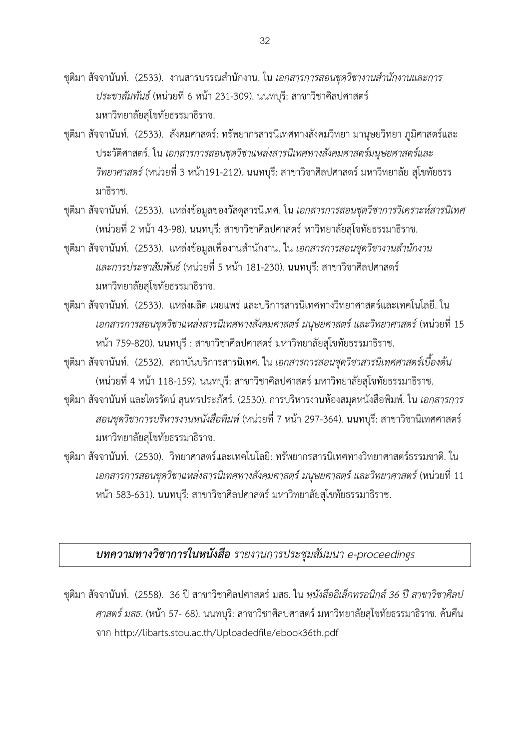ชุติมา สัจจานันท์. (2533). งานสารบรรณสำนักงาน. ใน *เอกสารการสอนชุดวิชางานสำนักงานและการประชาสัมพันธ์* (หน่วยที่ 6 หน้า 231-309). นนทบุรี: สาขาวิชาศิลปศาสตร์ มหาวิทยาลัยสุโขทัยธรรมาธิราช.

ชุติมา สัจจานันท์. (2533). สังคมศาสตร์: ทรัพยากรสารนิเทศทางสังคมวิทยา มานุษยวิทยา ภูมิศาสตร์และประวัติศาสตร์. ใน *เอกสารการสอนชุดวิชาแหล่งสารนิเทศทางสังคมศาสตร์มนุษยศาสตร์และวิทยาศาสตร์* (หน่วยที่ 3 หน้า191-212). นนทบุรี: สาขาวิชาศิลปศาสตร์ มหาวิทยาลัย สุโขทัยธรรมาธิราช.

ชุติมา สัจจานันท์. (2533). แหล่งข้อมูลของวัสดุสารนิเทศ. ใน *เอกสารการสอนชุดวิชาการวิเคราะห์สารนิเทศ* (หน่วยที่ 2 หน้า 43-98). นนทบุรี: สาขาวิชาศิลปศาสตร์ หาวิทยาลัยสุโขทัยธรรมาธิราช.

ชุติมา สัจจานันท์. (2533). แหล่งข้อมูลเพื่องานสำนักงาน. ใน *เอกสารการสอนชุดวิชางานสำนักงานและการประชาสัมพันธ์* (หน่วยที่ 5 หน้า 181-230). นนทบุรี: สาขาวิชาศิลปศาสตร์ มหาวิทยาลัยสุโขทัยธรรมาธิราช.

ชุติมา สัจจานันท์. (2533). แหล่งผลิต เผยแพร่ และบริการสารนิเทศทางวิทยาศาสตร์และเทคโนโลยี. ใน *เอกสารการสอนชุดวิชาแหล่งสารนิเทศทางสังคมศาสตร์ มนุษยศาสตร์ และวิทยาศาสตร์* (หน่วยที่ 15 หน้า 759-820). นนทบุรี : สาขาวิชาศิลปศาสตร์ มหาวิทยาลัยสุโขทัยธรรมาธิราช.

ชุติมา สัจจานันท์. (2532). สถาบันบริการสารนิเทศ. ใน *เอกสารการสอนชุดวิชาสารนิเทศศาสตร์เบื้องต้น* (หน่วยที่ 4 หน้า 118-159). นนทบุรี: สาขาวิชาศิลปศาสตร์ มหาวิทยาลัยสุโขทัยธรรมาธิราช.

ชุติมา สัจจานันท์ และไตรรัตน์ สุนทรประภัศร์. (2530). การบริหารงานห้องสมุดหนังสือพิมพ์. ใน *เอกสารการสอนชุดวิชาการบริหารงานหนังสือพิมพ์* (หน่วยที่ 7 หน้า 297-364). นนทบุรี: สาขาวิชานิเทศศาสตร์ มหาวิทยาลัยสุโขทัยธรรมาธิราช.

ชุติมา สัจจานันท์. (2530). วิทยาศาสตร์และเทคโนโลยี: ทรัพยากรสารนิเทศทางวิทยาศาสตร์ธรรมชาติ. ใน *เอกสารการสอนชุดวิชาแหล่งสารนิเทศทางสังคมศาสตร์ มนุษยศาสตร์ และวิทยาศาสตร์* (หน่วยที่ 11 หน้า 583-631). นนทบุรี: สาขาวิชาศิลปศาสตร์ มหาวิทยาลัยสุโขทัยธรรมาธิราช.

## ***บทความทางวิชาการในหนังสือ*** *รายงานการประชุมสัมมนา e-proceedings*

ชุติมา สัจจานันท์. (2558). 36 ปี สาขาวิชาศิลปศาสตร์ มสธ. ใน *หนังสืออิเล็กทรอนิกส์ 36 ปี สาขาวิชาศิลปศาสตร์ มสธ*. (หน้า 57- 68). นนทบุรี: สาขาวิชาศิลปศาสตร์ มหาวิทยาลัยสุโขทัยธรรมาธิราช. ค้นคืนจาก http://libarts.stou.ac.th/Uploadedfile/ebook36th.pdf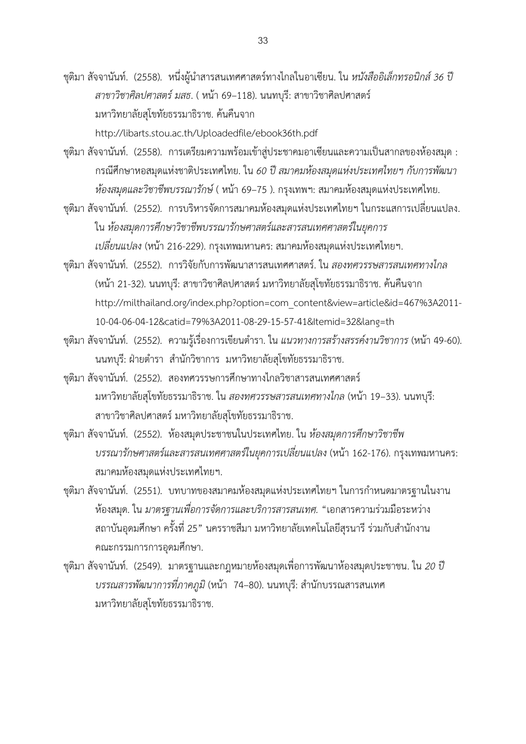ชุติมา สัจจานันท์. (2558). หนึ่งผู้นำสารสนเทศศาสตร์ทางไกลในอาเซียน. ใน *หนังสืออิเล็กทรอนิกส์ 36 ปี สาขาวิชาศิลปศาสตร์ มสธ*. ( หน้า 69–118). นนทบุรี: สาขาวิชาศิลปศาสตร์ มหาวิทยาลัยสุโขทัยธรรมาธิราช. ค้นคืนจาก http://libarts.stou.ac.th/Uploadedfile/ebook36th.pdf

ชุติมา สัจจานันท์. (2558). การเตรียมความพร้อมเข้าสู่ประชาคมอาเซียนและความเป็นสากลของห้องสมุด : กรณีศึกษาหอสมุดแห่งชาติประเทศไทย. ใน *60 ปี สมาคมห้องสมุดแห่งประเทศไทยฯ กับการพัฒนาห้องสมุดและวิชาชีพบรรณารักษ์* ( หน้า 69–75 ). กรุงเทพฯ: สมาคมห้องสมุดแห่งประเทศไทย.

ชุติมา สัจจานันท์. (2552). การบริหารจัดการสมาคมห้องสมุดแห่งประเทศไทยฯ ในกระแสการเปลี่ยนแปลง. ใน *ห้องสมุดการศึกษาวิชาชีพบรรณารักษศาสตร์และสารสนเทศศาสตร์ในยุคการเปลี่ยนแปลง* (หน้า 216-229). กรุงเทพมหานคร: สมาคมห้องสมุดแห่งประเทศไทยฯ.

ชุติมา สัจจานันท์. (2552). การวิจัยกับการพัฒนาสารสนเทศศาสตร์. ใน *สองทศวรรษสารสนเทศทางไกล* (หน้า 21-32). นนทบุรี: สาขาวิชาศิลปศาสตร์ มหาวิทยาลัยสุโขทัยธรรมาธิราช. ค้นคืนจาก http://milthailand.org/index.php?option=com_content&view=article&id=467%3A2011-10-04-06-04-12&catid=79%3A2011-08-29-15-57-41&Itemid=32&lang=th

ชุติมา สัจจานันท์. (2552). ความรู้เรื่องการเขียนตำรา. ใน *แนวทางการสร้างสรรค์งานวิชาการ* (หน้า 49-60). นนทบุรี: ฝ่ายตำรา สำนักวิชาการ มหาวิทยาลัยสุโขทัยธรรมาธิราช.

ชุติมา สัจจานันท์. (2552). สองทศวรรษการศึกษาทางไกลวิชาสารสนเทศศาสตร์ มหาวิทยาลัยสุโขทัยธรรมาธิราช. ใน *สองทศวรรษสารสนเทศทางไกล* (หน้า 19–33). นนทบุรี: สาขาวิชาศิลปศาสตร์ มหาวิทยาลัยสุโขทัยธรรมาธิราช.

ชุติมา สัจจานันท์. (2552). ห้องสมุดประชาชนในประเทศไทย. ใน *ห้องสมุดการศึกษาวิชาชีพบรรณารักษศาสตร์และสารสนเทศศาสตร์ในยุคการเปลี่ยนแปลง* (หน้า 162-176). กรุงเทพมหานคร: สมาคมห้องสมุดแห่งประเทศไทยฯ.

ชุติมา สัจจานันท์. (2551). บทบาทของสมาคมห้องสมุดแห่งประเทศไทยฯ ในการกำหนดมาตรฐานในงานห้องสมุด. ใน *มาตรฐานเพื่อการจัดการและบริการสารสนเทศ.* "เอกสารความร่วมมือระหว่างสถาบันอุดมศึกษา ครั้งที่ 25" นครราชสีมา มหาวิทยาลัยเทคโนโลยีสุรนารี ร่วมกับสำนักงานคณะกรรมการการอุดมศึกษา.

ชุติมา สัจจานันท์. (2549). มาตรฐานและกฎหมายห้องสมุดเพื่อการพัฒนาห้องสมุดประชาชน. ใน *20 ปี บรรณสารพัฒนาการที่ภาคภูมิ* (หน้า 74–80). นนทบุรี: สำนักบรรณสารสนเทศ มหาวิทยาลัยสุโขทัยธรรมาธิราช.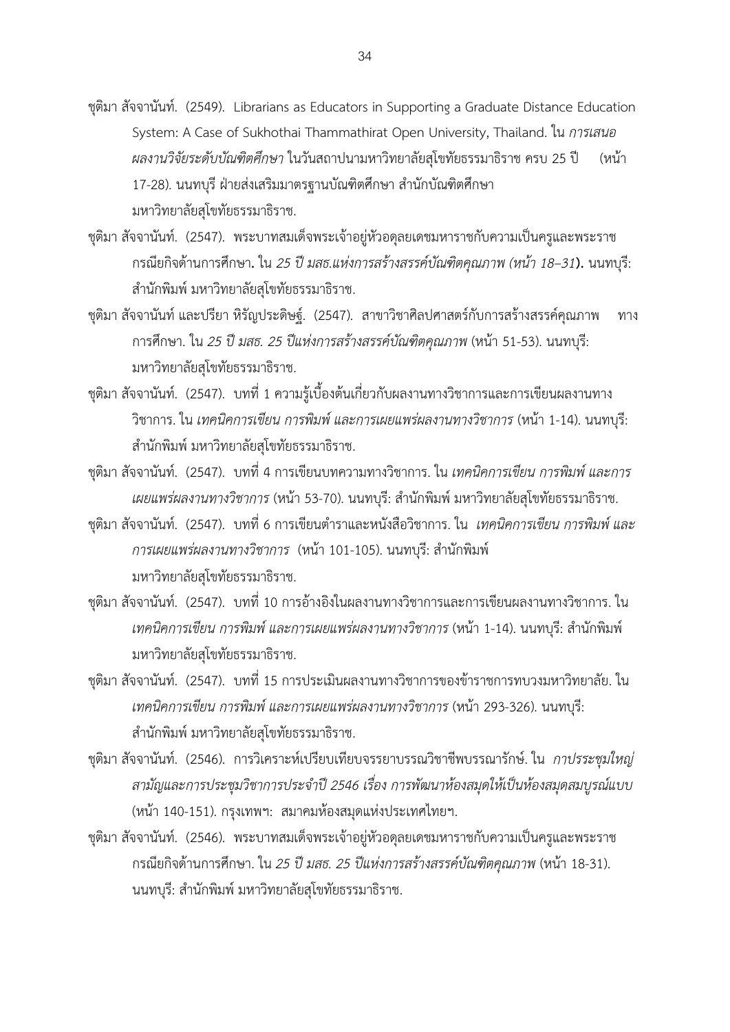ชุติมา สัจจานันท์. (2549). Librarians as Educators in Supporting a Graduate Distance Education System: A Case of Sukhothai Thammathirat Open University, Thailand. ใน *การเสนอผลงานวิจัยระดับบัณฑิตศึกษา* ในวันสถาปนามหาวิทยาลัยสุโขทัยธรรมาธิราช ครบ 25 ปี (หน้า 17-28). นนทบุรี ฝ่ายส่งเสริมมาตรฐานบัณฑิตศึกษา สำนักบัณฑิตศึกษา มหาวิทยาลัยสุโขทัยธรรมาธิราช.

ชุติมา สัจจานันท์. (2547). พระบาทสมเด็จพระเจ้าอยู่หัวอดุลยเดชมหาราชกับความเป็นครูและพระราชกรณียกิจด้านการศึกษา**.** ใน *25 ปี มสธ.แห่งการสร้างสรรค์บัณฑิตคุณภาพ (หน้า 18–31)***.** นนทบุรี: สำนักพิมพ์ มหาวิทยาลัยสุโขทัยธรรมาธิราช.

ชุติมา สัจจานันท์ และปรียา หิรัญประดิษฐ์. (2547). สาขาวิชาศิลปศาสตร์กับการสร้างสรรค์คุณภาพ ทางการศึกษา. ใน *25 ปี มสธ. 25 ปีแห่งการสร้างสรรค์บัณฑิตคุณภาพ* (หน้า 51-53). นนทบุรี: มหาวิทยาลัยสุโขทัยธรรมาธิราช.

ชุติมา สัจจานันท์. (2547). บทที่ 1 ความรู้เบื้องต้นเกี่ยวกับผลงานทางวิชาการและการเขียนผลงานทางวิชาการ. ใน *เทคนิคการเขียน การพิมพ์ และการเผยแพร่ผลงานทางวิชาการ* (หน้า 1-14). นนทบุรี: สำนักพิมพ์ มหาวิทยาลัยสุโขทัยธรรมาธิราช.

ชุติมา สัจจานันท์. (2547). บทที่ 4 การเขียนบทความทางวิชาการ. ใน *เทคนิคการเขียน การพิมพ์ และการเผยแพร่ผลงานทางวิชาการ* (หน้า 53-70). นนทบุรี: สำนักพิมพ์ มหาวิทยาลัยสุโขทัยธรรมาธิราช.

ชุติมา สัจจานันท์. (2547). บทที่ 6 การเขียนตำราและหนังสือวิชาการ. ใน *เทคนิคการเขียน การพิมพ์ และการเผยแพร่ผลงานทางวิชาการ* (หน้า 101-105). นนทบุรี: สำนักพิมพ์ มหาวิทยาลัยสุโขทัยธรรมาธิราช.

ชุติมา สัจจานันท์. (2547). บทที่ 10 การอ้างอิงในผลงานทางวิชาการและการเขียนผลงานทางวิชาการ. ใน *เทคนิคการเขียน การพิมพ์ และการเผยแพร่ผลงานทางวิชาการ* (หน้า 1-14). นนทบุรี: สำนักพิมพ์ มหาวิทยาลัยสุโขทัยธรรมาธิราช.

ชุติมา สัจจานันท์. (2547). บทที่ 15 การประเมินผลงานทางวิชาการของข้าราชการทบวงมหาวิทยาลัย. ใน *เทคนิคการเขียน การพิมพ์ และการเผยแพร่ผลงานทางวิชาการ* (หน้า 293-326). นนทบุรี: สำนักพิมพ์ มหาวิทยาลัยสุโขทัยธรรมาธิราช.

ชุติมา สัจจานันท์. (2546). การวิเคราะห์เปรียบเทียบจรรยาบรรณวิชาชีพบรรณารักษ์. ใน *กาปรระชุมใหญ่สามัญและการประชุมวิชาการประจำปี 2546 เรื่อง การพัฒนาห้องสมุดให้เป็นห้องสมุดสมบูรณ์แบบ* (หน้า 140-151). กรุงเทพฯ: สมาคมห้องสมุดแห่งประเทศไทยฯ.

ชุติมา สัจจานันท์. (2546). พระบาทสมเด็จพระเจ้าอยู่หัวอดุลยเดชมหาราชกับความเป็นครูและพระราชกรณียกิจด้านการศึกษา. ใน *25 ปี มสธ. 25 ปีแห่งการสร้างสรรค์บัณฑิตคุณภาพ* (หน้า 18-31). นนทบุรี: สำนักพิมพ์ มหาวิทยาลัยสุโขทัยธรรมาธิราช.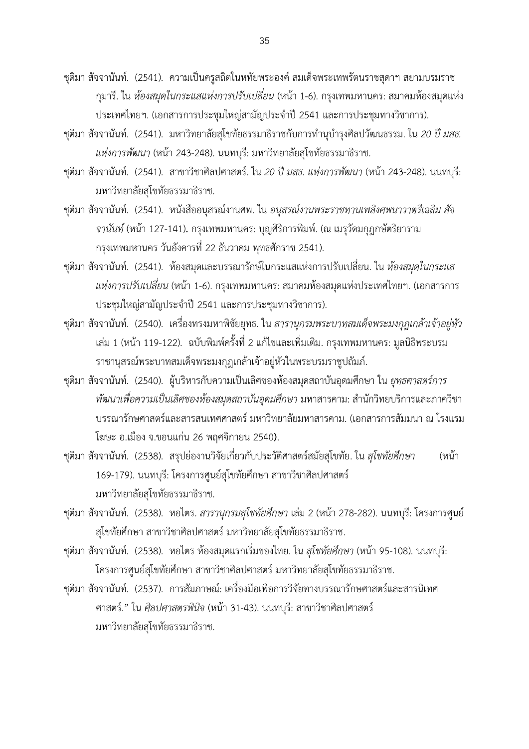ชุติมา สัจจานันท์. (2541). ความเป็นครูสถิตในหทัยพระองค์ สมเด็จพระเทพรัตนราชสุดาฯ สยามบรมราชกุมารี. ใน *ห้องสมุดในกระแสแห่งการปรับเปลี่ยน* (หน้า 1-6). กรุงเทพมหานคร: สมาคมห้องสมุดแห่งประเทศไทยฯ. (เอกสารการประชุมใหญ่สามัญประจำปี 2541 และการประชุมทางวิชาการ).

ชุติมา สัจจานันท์. (2541). มหาวิทยาลัยสุโขทัยธรรมาธิราชกับการทำนุบำรุงศิลปวัฒนธรรม. ใน *20 ปี มสธ. แห่งการพัฒนา* (หน้า 243-248). นนทบุรี: มหาวิทยาลัยสุโขทัยธรรมาธิราช.

ชุติมา สัจจานันท์. (2541). สาขาวิชาศิลปศาสตร์. ใน *20 ปี มสธ. แห่งการพัฒนา* (หน้า 243-248). นนทบุรี: มหาวิทยาลัยสุโขทัยธรรมาธิราช.

ชุติมา สัจจานันท์. (2541). หนังสืออนุสรณ์งานศพ. ใน *อนุสรณ์งานพระราชทานเพลิงศพนาวาตรีเฉลิม สัจจานันท์* (หน้า 127-141)**.** กรุงเทพมหานคร: บุญศิริการพิมพ์. (ณ เมรุวัดมกุฏกษัตริยาราม กรุงเทพมหานคร วันอังคารที่ 22 ธันวาคม พุทธศักราช 2541).

ชุติมา สัจจานันท์. (2541). ห้องสมุดและบรรณารักษ์ในกระแสแห่งการปรับเปลี่ยน. ใน *ห้องสมุดในกระแสแห่งการปรับเปลี่ยน* (หน้า 1-6). กรุงเทพมหานคร: สมาคมห้องสมุดแห่งประเทศไทยฯ. (เอกสารการประชุมใหญ่สามัญประจำปี 2541 และการประชุมทางวิชาการ).

ชุติมา สัจจานันท์. (2540). เครื่องทรงมหาพิชัยยุทธ. ใน *สารานุกรมพระบาทสมเด็จพระมงกุฎเกล้าเจ้าอยู่หัว* เล่ม 1 (หน้า 119-122). ฉบับพิมพ์ครั้งที่ 2 แก้ไขและเพิ่มเติม. กรุงเทพมหานคร: มูลนิธิพระบรมราชานุสรณ์พระบาทสมเด็จพระมงกุฎเกล้าเจ้าอยู่หัวในพระบรมราชูปถัมภ์.

ชุติมา สัจจานันท์. (2540). ผู้บริหารกับความเป็นเลิศของห้องสมุดสถาบันอุดมศึกษา ใน *ยุทธศาสตร์การพัฒนาเพื่อความเป็นเลิศของห้องสมุดสถาบันอุดมศึกษา* มหาสารคาม: สำนักวิทยบริการและภาควิชาบรรณารักษศาสตร์และสารสนเทศศาสตร์ มหาวิทยาลัยมหาสารคาม. (เอกสารการสัมมนา ณ โรงแรมโฆษะ อ.เมือง จ.ขอนแก่น 26 พฤศจิกายน 2540**)**.

ชุติมา สัจจานันท์. (2538). สรุปย่องานวิจัยเกี่ยวกับประวัติศาสตร์สมัยสุโขทัย. ใน *สุโขทัยศึกษา* (หน้า 169-179). นนทบุรี: โครงการศูนย์สุโขทัยศึกษา สาขาวิชาศิลปศาสตร์ มหาวิทยาลัยสุโขทัยธรรมาธิราช.

ชุติมา สัจจานันท์. (2538). หอไตร. *สารานุกรมสุโขทัยศึกษา* เล่ม 2 (หน้า 278-282). นนทบุรี: โครงการศูนย์สุโขทัยศึกษา สาขาวิชาศิลปศาสตร์ มหาวิทยาลัยสุโขทัยธรรมาธิราช.

ชุติมา สัจจานันท์. (2538). หอไตร ห้องสมุดแรกเริ่มของไทย. ใน *สุโขทัยศึกษา* (หน้า 95-108). นนทบุรี: โครงการศูนย์สุโขทัยศึกษา สาขาวิชาศิลปศาสตร์ มหาวิทยาลัยสุโขทัยธรรมาธิราช.

ชุติมา สัจจานันท์. (2537). การสัมภาษณ์: เครื่องมือเพื่อการวิจัยทางบรรณารักษศาสตร์และสารนิเทศศาสตร์." ใน *ศิลปศาสตรพินิจ* (หน้า 31-43). นนทบุรี: สาขาวิชาศิลปศาสตร์ มหาวิทยาลัยสุโขทัยธรรมาธิราช.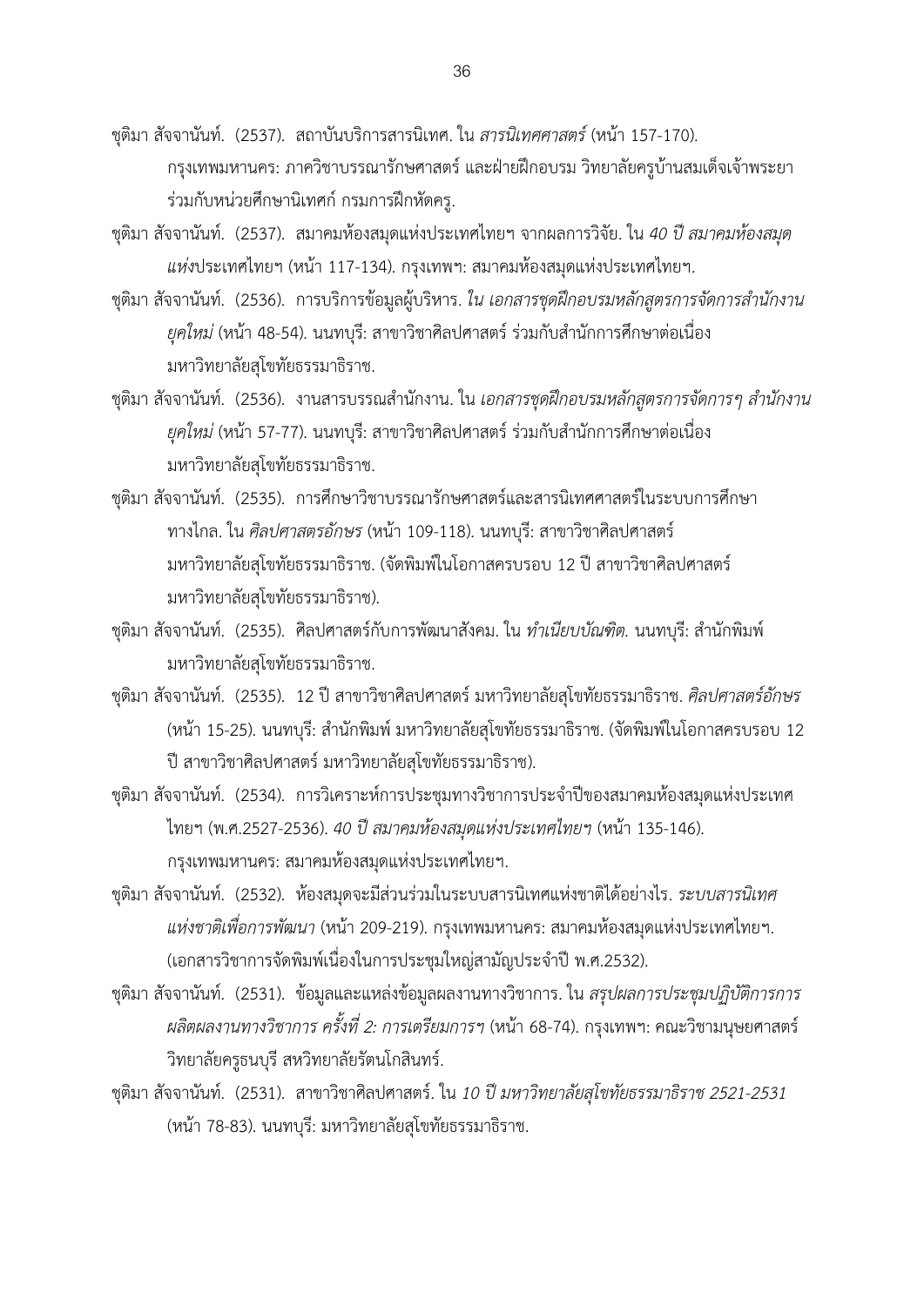ชุติมา สัจจานันท์. (2537). สถาบันบริการสารนิเทศ. ใน *สารนิเทศศาสตร์* (หน้า 157-170). กรุงเทพมหานคร: ภาควิชาบรรณารักษศาสตร์ และฝ่ายฝึกอบรม วิทยาลัยครูบ้านสมเด็จเจ้าพระยา ร่วมกับหน่วยศึกษานิเทศก์ กรมการฝึกหัดครู.

ชุติมา สัจจานันท์. (2537). สมาคมห้องสมุดแห่งประเทศไทยฯ จากผลการวิจัย. ใน *40 ปี สมาคมห้องสมุดแห่ง*ประเทศไทยฯ (หน้า 117-134). กรุงเทพฯ: สมาคมห้องสมุดแห่งประเทศไทยฯ.

ชุติมา สัจจานันท์. (2536). การบริการข้อมูลผู้บริหาร. *ใน เอกสารชุดฝึกอบรมหลักสูตรการจัดการสำนักงานยุคใหม่* (หน้า 48-54). นนทบุรี: สาขาวิชาศิลปศาสตร์ ร่วมกับสำนักการศึกษาต่อเนื่อง มหาวิทยาลัยสุโขทัยธรรมาธิราช.

ชุติมา สัจจานันท์. (2536). งานสารบรรณสำนักงาน. ใน *เอกสารชุดฝึกอบรมหลักสูตรการจัดการฯ สำนักงานยุคใหม่* (หน้า 57-77). นนทบุรี: สาขาวิชาศิลปศาสตร์ ร่วมกับสำนักการศึกษาต่อเนื่อง มหาวิทยาลัยสุโขทัยธรรมาธิราช.

ชุติมา สัจจานันท์. (2535). การศึกษาวิชาบรรณารักษศาสตร์และสารนิเทศศาสตร์ในระบบการศึกษาทางไกล. ใน *ศิลปศาสตรอักษร* (หน้า 109-118). นนทบุรี: สาขาวิชาศิลปศาสตร์ มหาวิทยาลัยสุโขทัยธรรมาธิราช. (จัดพิมพ์ในโอกาสครบรอบ 12 ปี สาขาวิชาศิลปศาสตร์ มหาวิทยาลัยสุโขทัยธรรมาธิราช).

ชุติมา สัจจานันท์. (2535). ศิลปศาสตร์กับการพัฒนาสังคม. ใน *ทำเนียบบัณฑิต*. นนทบุรี: สำนักพิมพ์ มหาวิทยาลัยสุโขทัยธรรมาธิราช.

ชุติมา สัจจานันท์. (2535). 12 ปี สาขาวิชาศิลปศาสตร์ มหาวิทยาลัยสุโขทัยธรรมาธิราช. *ศิลปศาสตร์อักษร* (หน้า 15-25). นนทบุรี: สำนักพิมพ์ มหาวิทยาลัยสุโขทัยธรรมาธิราช. (จัดพิมพ์ในโอกาสครบรอบ 12 ปี สาขาวิชาศิลปศาสตร์ มหาวิทยาลัยสุโขทัยธรรมาธิราช).

ชุติมา สัจจานันท์. (2534). การวิเคราะห์การประชุมทางวิชาการประจำปีของสมาคมห้องสมุดแห่งประเทศไทยฯ (พ.ศ.2527-2536). *40 ปี สมาคมห้องสมุดแห่งประเทศไทยฯ* (หน้า 135-146). กรุงเทพมหานคร: สมาคมห้องสมุดแห่งประเทศไทยฯ.

ชุติมา สัจจานันท์. (2532). ห้องสมุดจะมีส่วนร่วมในระบบสารนิเทศแห่งชาติได้อย่างไร. *ระบบสารนิเทศแห่งชาติเพื่อการพัฒนา* (หน้า 209-219). กรุงเทพมหานคร: สมาคมห้องสมุดแห่งประเทศไทยฯ. (เอกสารวิชาการจัดพิมพ์เนื่องในการประชุมใหญ่สามัญประจำปี พ.ศ.2532).

ชุติมา สัจจานันท์. (2531). ข้อมูลและแหล่งข้อมูลผลงานทางวิชาการ. ใน *สรุปผลการประชุมปฏิบัติการการผลิตผลงานทางวิชาการ ครั้งที่ 2: การเตรียมการฯ* (หน้า 68-74). กรุงเทพฯ: คณะวิชามนุษยศาสตร์ วิทยาลัยครูธนบุรี สหวิทยาลัยรัตนโกสินทร์.

ชุติมา สัจจานันท์. (2531). สาขาวิชาศิลปศาสตร์. ใน *10 ปี มหาวิทยาลัยสุโขทัยธรรมาธิราช 2521-2531* (หน้า 78-83). นนทบุรี: มหาวิทยาลัยสุโขทัยธรรมาธิราช.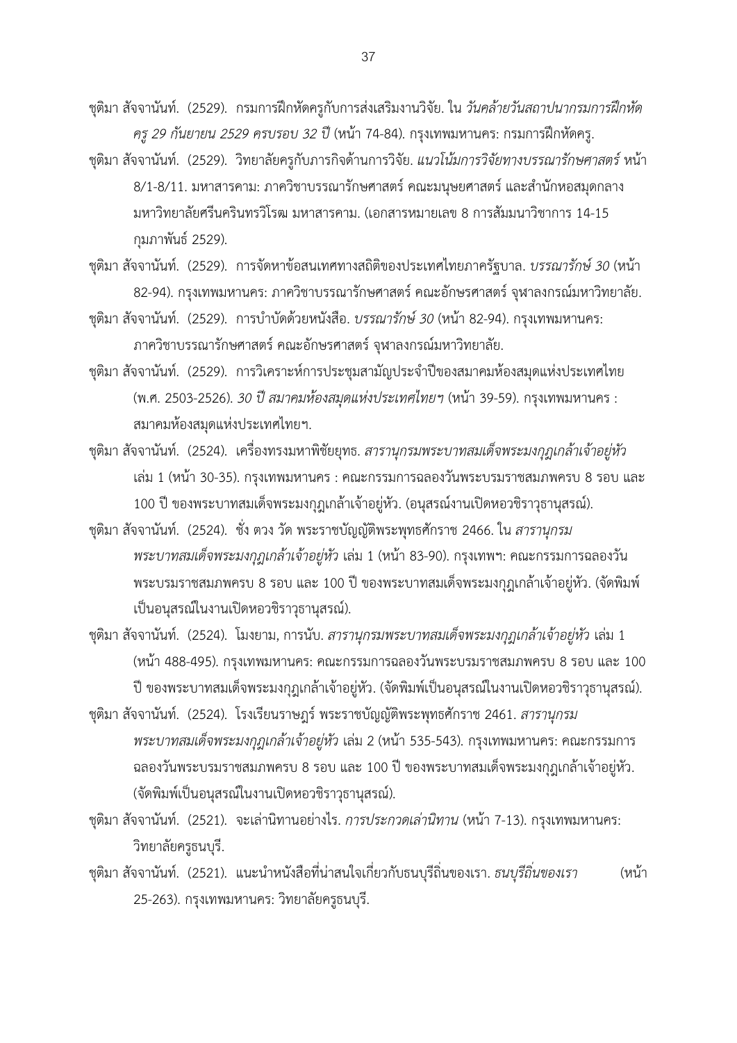ชุติมา สัจจานันท์. (2529). กรมการฝึกหัดครูกับการส่งเสริมงานวิจัย. ใน *วันคล้ายวันสถาปนากรมการฝึกหัดครู 29 กันยายน 2529 ครบรอบ 32 ปี* (หน้า 74-84). กรุงเทพมหานคร: กรมการฝึกหัดครู.

ชุติมา สัจจานันท์. (2529). วิทยาลัยครูกับภารกิจด้านการวิจัย. *แนวโน้มการวิจัยทางบรรณารักษศาสตร์* หน้า 8/1-8/11. มหาสารคาม: ภาควิชาบรรณารักษศาสตร์ คณะมนุษยศาสตร์ และสำนักหอสมุดกลาง มหาวิทยาลัยศรีนครินทรวิโรฒ มหาสารคาม. (เอกสารหมายเลข 8 การสัมมนาวิชาการ 14-15 กุมภาพันธ์ 2529).

ชุติมา สัจจานันท์. (2529). การจัดหาข้อสนเทศทางสถิติของประเทศไทยภาครัฐบาล. *บรรณารักษ์ 30* (หน้า 82-94). กรุงเทพมหานคร: ภาควิชาบรรณารักษศาสตร์ คณะอักษรศาสตร์ จุฬาลงกรณ์มหาวิทยาลัย.

ชุติมา สัจจานันท์. (2529). การบำบัดด้วยหนังสือ. *บรรณารักษ์ 30* (หน้า 82-94). กรุงเทพมหานคร: ภาควิชาบรรณารักษศาสตร์ คณะอักษรศาสตร์ จุฬาลงกรณ์มหาวิทยาลัย.

ชุติมา สัจจานันท์. (2529). การวิเคราะห์การประชุมสามัญประจำปีของสมาคมห้องสมุดแห่งประเทศไทย (พ.ศ. 2503-2526). *30 ปี สมาคมห้องสมุดแห่งประเทศไทยฯ* (หน้า 39-59). กรุงเทพมหานคร : สมาคมห้องสมุดแห่งประเทศไทยฯ.

ชุติมา สัจจานันท์. (2524). เครื่องทรงมหาพิชัยยุทธ. *สารานุกรมพระบาทสมเด็จพระมงกุฎเกล้าเจ้าอยู่หัว* เล่ม 1 (หน้า 30-35). กรุงเทพมหานคร : คณะกรรมการฉลองวันพระบรมราชสมภพครบ 8 รอบ และ 100 ปี ของพระบาทสมเด็จพระมงกุฎเกล้าเจ้าอยู่หัว. (อนุสรณ์งานเปิดหอวชิราวุธานุสรณ์).

ชุติมา สัจจานันท์. (2524). ชั่ง ตวง วัด พระราชบัญญัติพระพุทธศักราช 2466. ใน *สารานุกรมพระบาทสมเด็จพระมงกุฎเกล้าเจ้าอยู่หัว* เล่ม 1 (หน้า 83-90). กรุงเทพฯ: คณะกรรมการฉลองวันพระบรมราชสมภพครบ 8 รอบ และ 100 ปี ของพระบาทสมเด็จพระมงกุฎเกล้าเจ้าอยู่หัว. (จัดพิมพ์เป็นอนุสรณ์ในงานเปิดหอวชิราวุธานุสรณ์).

ชุติมา สัจจานันท์. (2524). โมงยาม, การนับ. *สารานุกรมพระบาทสมเด็จพระมงกุฎเกล้าเจ้าอยู่หัว* เล่ม 1 (หน้า 488-495). กรุงเทพมหานคร: คณะกรรมการฉลองวันพระบรมราชสมภพครบ 8 รอบ และ 100 ปี ของพระบาทสมเด็จพระมงกุฎเกล้าเจ้าอยู่หัว. (จัดพิมพ์เป็นอนุสรณ์ในงานเปิดหอวชิราวุธานุสรณ์).

ชุติมา สัจจานันท์. (2524). โรงเรียนราษฎร์ พระราชบัญญัติพระพุทธศักราช 2461. *สารานุกรมพระบาทสมเด็จพระมงกุฎเกล้าเจ้าอยู่หัว* เล่ม 2 (หน้า 535-543). กรุงเทพมหานคร: คณะกรรมการฉลองวันพระบรมราชสมภพครบ 8 รอบ และ 100 ปี ของพระบาทสมเด็จพระมงกุฎเกล้าเจ้าอยู่หัว. (จัดพิมพ์เป็นอนุสรณ์ในงานเปิดหอวชิราวุธานุสรณ์).

ชุติมา สัจจานันท์. (2521). จะเล่านิทานอย่างไร. *การประกวดเล่านิทาน* (หน้า 7-13). กรุงเทพมหานคร: วิทยาลัยครูธนบุรี.

ชุติมา สัจจานันท์. (2521). แนะนำหนังสือที่น่าสนใจเกี่ยวกับธนบุรีถิ่นของเรา. *ธนบุรีถิ่นของเรา* (หน้า 25-263). กรุงเทพมหานคร: วิทยาลัยครูธนบุรี.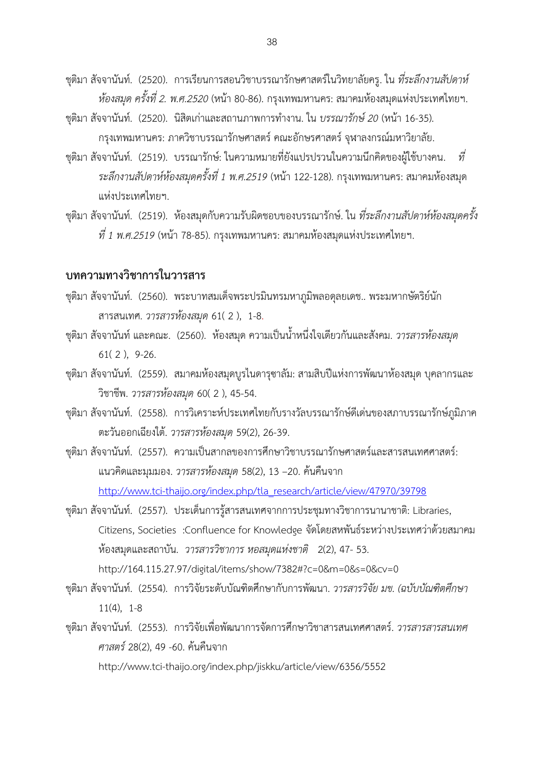ชุติมา สัจจานันท์. (2520). การเรียนการสอนวิชาบรรณารักษศาสตร์ในวิทยาลัยครู. ใน *ที่ระลึกงานสัปดาห์ห้องสมุด ครั้งที่ 2. พ.ศ.2520* (หน้า 80-86). กรุงเทพมหานคร: สมาคมห้องสมุดแห่งประเทศไทยฯ.

ชุติมา สัจจานันท์. (2520). นิสิตเก่าและสถานภาพการทำงาน. ใน *บรรณารักษ์ 20* (หน้า 16-35). กรุงเทพมหานคร: ภาควิชาบรรณารักษศาสตร์ คณะอักษรศาสตร์ จุฬาลงกรณ์มหาวิทยาลัย.

ชุติมา สัจจานันท์. (2519). บรรณารักษ์: ในความหมายที่ยังแปรปรวนในความนึกคิดของผู้ใช้บางคน. *ที่ระลึกงานสัปดาห์ห้องสมุดครั้งที่ 1 พ.ศ.2519* (หน้า 122-128). กรุงเทพมหานคร: สมาคมห้องสมุดแห่งประเทศไทยฯ.

ชุติมา สัจจานันท์. (2519). ห้องสมุดกับความรับผิดชอบของบรรณารักษ์. ใน *ที่ระลึกงานสัปดาห์ห้องสมุดครั้งที่ 1 พ.ศ.2519* (หน้า 78-85). กรุงเทพมหานคร: สมาคมห้องสมุดแห่งประเทศไทยฯ.

## บทความทางวิชาการในวารสาร

ชุติมา สัจจานันท์. (2560). พระบาทสมเด็จพระปรมินทรมหาภูมิพลอดุลยเดช.. พระมหากษัตริย์นักสารสนเทศ. *วารสารห้องสมุด* 61( 2 ), 1-8.

ชุติมา สัจจานันท์ และคณะ. (2560). ห้องสมุด ความเป็นน้ำหนึ่งใจเดียวกันและสังคม. *วารสารห้องสมุด* 61( 2 ), 9-26.

ชุติมา สัจจานันท์. (2559). สมาคมห้องสมุดบรูไนดารุซาลัม: สามสิบปีแห่งการพัฒนาห้องสมุด บุคลากรและวิชาชีพ. *วารสารห้องสมุด* 60( 2 ), 45-54.

ชุติมา สัจจานันท์. (2558). การวิเคราะห์ประเทศไทยกับรางวัลบรรณารักษ์ดีเด่นของสภาบรรณารักษ์ภูมิภาคตะวันออกเฉียงใต้. *วารสารห้องสมุด* 59(2), 26-39.

ชุติมา สัจจานันท์. (2557). ความเป็นสากลของการศึกษาวิชาบรรณารักษศาสตร์และสารสนเทศศาสตร์: แนวคิดและมุมมอง. *วารสารห้องสมุด* 58(2), 13 –20. ค้นคืนจาก http://www.tci-thaijo.org/index.php/tla_research/article/view/47970/39798

ชุติมา สัจจานันท์. (2557). ประเด็นการรู้สารสนเทศจากการประชุมทางวิชาการนานาชาติ: Libraries, Citizens, Societies :Confluence for Knowledge จัดโดยสหพันธ์ระหว่างประเทศว่าด้วยสมาคมห้องสมุดและสถาบัน. *วารสารวิชาการ หอสมุดแห่งชาติ* 2(2), 47- 53. http://164.115.27.97/digital/items/show/7382#?c=0&m=0&s=0&cv=0

ชุติมา สัจจานันท์. (2554). การวิจัยระดับบัณฑิตศึกษากับการพัฒนา. *วารสารวิจัย มข. (ฉบับบัณฑิตศึกษา* 11(4), 1-8

ชุติมา สัจจานันท์. (2553). การวิจัยเพื่อพัฒนาการจัดการศึกษาวิชาสารสนเทศศาสตร์. *วารสารสารสนเทศศาสตร์* 28(2), 49 -60. ค้นคืนจาก http://www.tci-thaijo.org/index.php/jiskku/article/view/6356/5552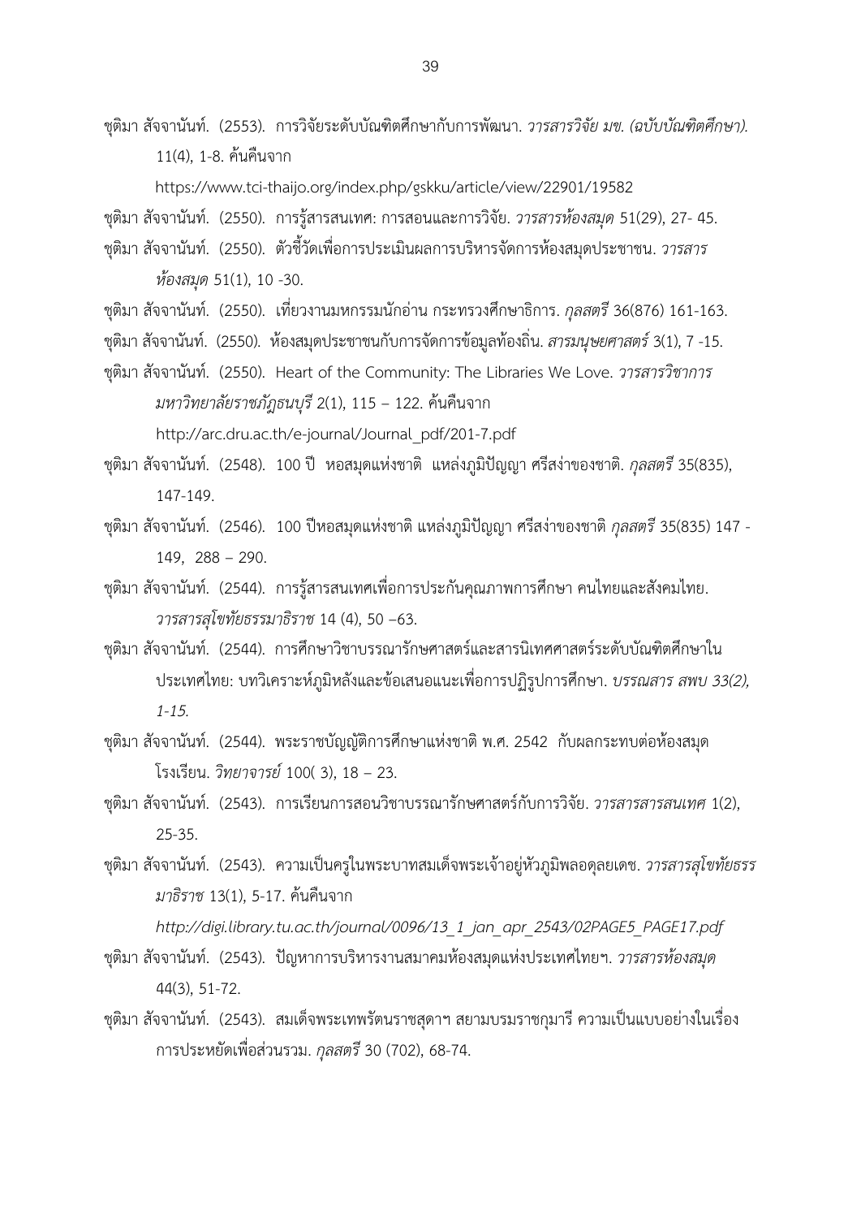ชุติมา สัจจานันท์. (2553). การวิจัยระดับบัณฑิตศึกษากับการพัฒนา. *วารสารวิจัย มข. (ฉบับบัณฑิตศึกษา).* 11(4), 1-8. ค้นคืนจาก https://www.tci-thaijo.org/index.php/gskku/article/view/22901/19582

ชุติมา สัจจานันท์. (2550). การรู้สารสนเทศ: การสอนและการวิจัย. *วารสารห้องสมุด* 51(29), 27- 45.

ชุติมา สัจจานันท์. (2550). ตัวชี้วัดเพื่อการประเมินผลการบริหารจัดการห้องสมุดประชาชน. *วารสารห้องสมุด* 51(1), 10 -30.

ชุติมา สัจจานันท์. (2550). เที่ยวงานมหกรรมนักอ่าน กระทรวงศึกษาธิการ. *กุลสตรี* 36(876) 161-163.

ชุติมา สัจจานันท์. (2550). ห้องสมุดประชาชนกับการจัดการข้อมูลท้องถิ่น. *สารมนุษยศาสตร์* 3(1), 7 -15.

ชุติมา สัจจานันท์. (2550). Heart of the Community: The Libraries We Love. *วารสารวิชาการมหาวิทยาลัยราชภัฏธนบุรี* 2(1), 115 – 122. ค้นคืนจาก http://arc.dru.ac.th/e-journal/Journal_pdf/201-7.pdf

ชุติมา สัจจานันท์. (2548). 100 ปี หอสมุดแห่งชาติ แหล่งภูมิปัญญา ศรีสง่าของชาติ. *กุลสตรี* 35(835), 147-149.

ชุติมา สัจจานันท์. (2546). 100 ปีหอสมุดแห่งชาติ แหล่งภูมิปัญญา ศรีสง่าของชาติ *กุลสตรี* 35(835) 147 -149, 288 – 290.

ชุติมา สัจจานันท์. (2544). การรู้สารสนเทศเพื่อการประกันคุณภาพการศึกษา คนไทยและสังคมไทย. *วารสารสุโขทัยธรรมาธิราช* 14 (4), 50 –63.

ชุติมา สัจจานันท์. (2544). การศึกษาวิชาบรรณารักษศาสตร์และสารนิเทศศาสตร์ระดับบัณฑิตศึกษาในประเทศไทย: บทวิเคราะห์ภูมิหลังและข้อเสนอแนะเพื่อการปฏิรูปการศึกษา. *บรรณสาร สพบ 33(2), 1-15.*

ชุติมา สัจจานันท์. (2544). พระราชบัญญัติการศึกษาแห่งชาติ พ.ศ. 2542 กับผลกระทบต่อห้องสมุดโรงเรียน. *วิทยาจารย์* 100( 3), 18 – 23.

ชุติมา สัจจานันท์. (2543). การเรียนการสอนวิชาบรรณารักษศาสตร์กับการวิจัย. *วารสารสารสนเทศ* 1(2), 25-35.

ชุติมา สัจจานันท์. (2543). ความเป็นครูในพระบาทสมเด็จพระเจ้าอยู่หัวภูมิพลอดุลยเดช. *วารสารสุโขทัยธรรมาธิราช* 13(1), 5-17. ค้นคืนจาก *http://digi.library.tu.ac.th/journal/0096/13_1_jan_apr_2543/02PAGE5_PAGE17.pdf*

ชุติมา สัจจานันท์. (2543). ปัญหาการบริหารงานสมาคมห้องสมุดแห่งประเทศไทยฯ. *วารสารห้องสมุด* 44(3), 51-72.

ชุติมา สัจจานันท์. (2543). สมเด็จพระเทพรัตนราชสุดาฯ สยามบรมราชกุมารี ความเป็นแบบอย่างในเรื่องการประหยัดเพื่อส่วนรวม. *กุลสตรี* 30 (702), 68-74.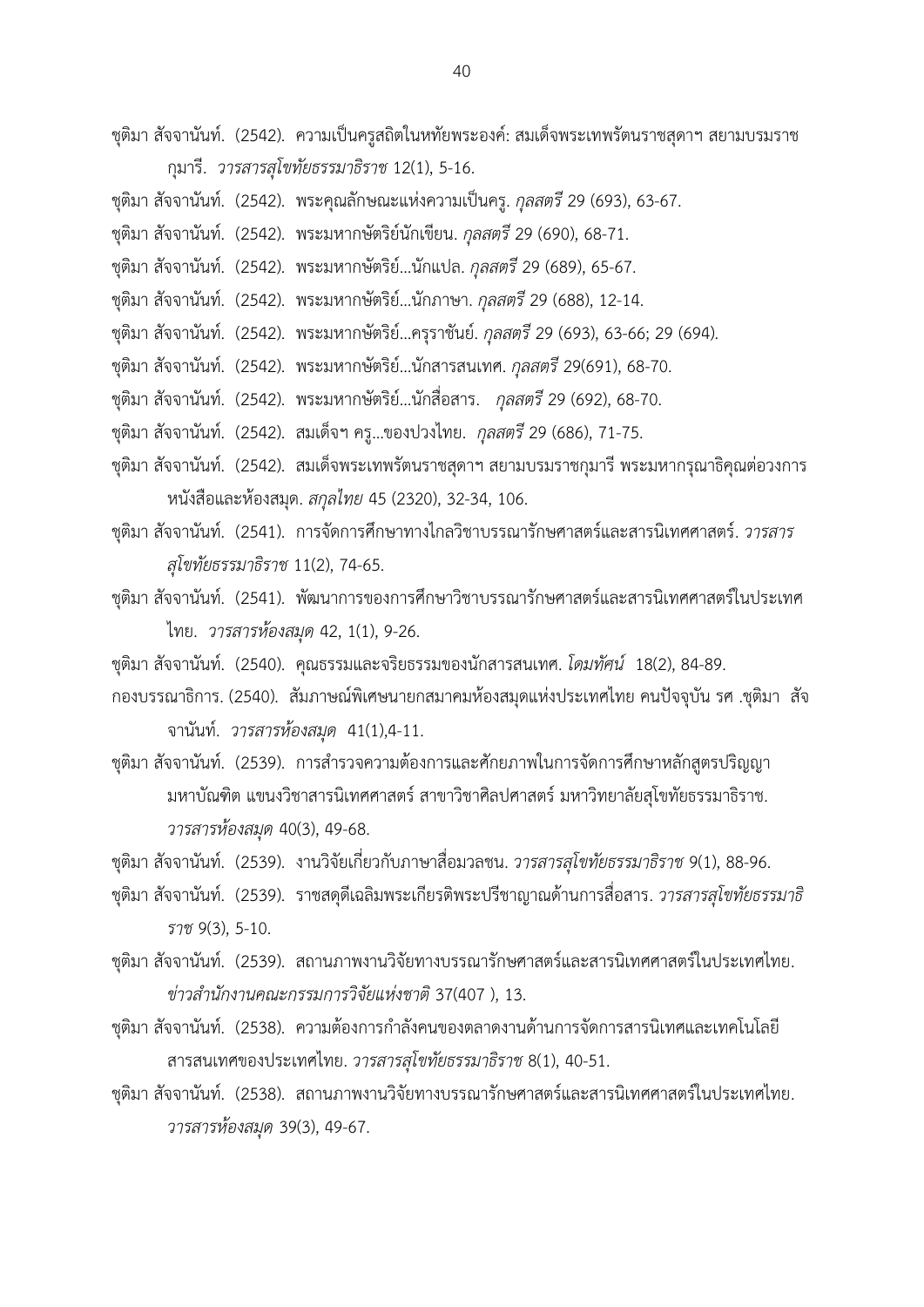ชุติมา สัจจานันท์. (2542). ความเป็นครูสถิตในหทัยพระองค์: สมเด็จพระเทพรัตนราชสุดาฯ สยามบรมราชกุมารี. *วารสารสุโขทัยธรรมาธิราช* 12(1), 5-16.

ชุติมา สัจจานันท์. (2542). พระคุณลักษณะแห่งความเป็นครู. *กุลสตรี* 29 (693), 63-67.

ชุติมา สัจจานันท์. (2542). พระมหากษัตริย์นักเขียน. *กุลสตรี* 29 (690), 68-71.

ชุติมา สัจจานันท์. (2542). พระมหากษัตริย์...นักแปล. *กุลสตรี* 29 (689), 65-67.

ชุติมา สัจจานันท์. (2542). พระมหากษัตริย์...นักภาษา. *กุลสตรี* 29 (688), 12-14.

ชุติมา สัจจานันท์. (2542). พระมหากษัตริย์...ครุราชันย์. *กุลสตรี* 29 (693), 63-66; 29 (694).

ชุติมา สัจจานันท์. (2542). พระมหากษัตริย์...นักสารสนเทศ. *กุลสตรี* 29(691), 68-70.

ชุติมา สัจจานันท์. (2542). พระมหากษัตริย์...นักสื่อสาร. *กุลสตรี* 29 (692), 68-70.

ชุติมา สัจจานันท์. (2542). สมเด็จฯ ครู...ของปวงไทย. *กุลสตรี* 29 (686), 71-75.

ชุติมา สัจจานันท์. (2542). สมเด็จพระเทพรัตนราชสุดาฯ สยามบรมราชกุมารี พระมหากรุณาธิคุณต่อวงการหนังสือและห้องสมุด. *สกุลไทย* 45 (2320), 32-34, 106.

ชุติมา สัจจานันท์. (2541). การจัดการศึกษาทางไกลวิชาบรรณารักษศาสตร์และสารนิเทศศาสตร์. *วารสารสุโขทัยธรรมาธิราช* 11(2), 74-65.

ชุติมา สัจจานันท์. (2541). พัฒนาการของการศึกษาวิชาบรรณารักษศาสตร์และสารนิเทศศาสตร์ในประเทศไทย. *วารสารห้องสมุด* 42, 1(1), 9-26.

ชุติมา สัจจานันท์. (2540). คุณธรรมและจริยธรรมของนักสารสนเทศ. *โดมทัศน์* 18(2), 84-89.

กองบรรณาธิการ. (2540). สัมภาษณ์พิเศษนายกสมาคมห้องสมุดแห่งประเทศไทย คนปัจจุบัน รศ .ชุติมา สัจจานันท์. *วารสารห้องสมุด* 41(1),4-11.

ชุติมา สัจจานันท์. (2539). การสำรวจความต้องการและศักยภาพในการจัดการศึกษาหลักสูตรปริญญามหาบัณฑิต แขนงวิชาสารนิเทศศาสตร์ สาขาวิชาศิลปศาสตร์ มหาวิทยาลัยสุโขทัยธรรมาธิราช. *วารสารห้องสมุด* 40(3), 49-68.

ชุติมา สัจจานันท์. (2539). งานวิจัยเกี่ยวกับภาษาสื่อมวลชน. *วารสารสุโขทัยธรรมาธิราช* 9(1), 88-96.

ชุติมา สัจจานันท์. (2539). ราชสดุดีเฉลิมพระเกียรติพระปรีชาญาณด้านการสื่อสาร. *วารสารสุโขทัยธรรมาธิราช* 9(3), 5-10.

ชุติมา สัจจานันท์. (2539). สถานภาพงานวิจัยทางบรรณารักษศาสตร์และสารนิเทศศาสตร์ในประเทศไทย. *ข่าวสำนักงานคณะกรรมการวิจัยแห่งชาติ* 37(407 ), 13.

ชุติมา สัจจานันท์. (2538). ความต้องการกำลังคนของตลาดงานด้านการจัดการสารนิเทศและเทคโนโลยีสารสนเทศของประเทศไทย. *วารสารสุโขทัยธรรมาธิราช* 8(1), 40-51.

ชุติมา สัจจานันท์. (2538). สถานภาพงานวิจัยทางบรรณารักษศาสตร์และสารนิเทศศาสตร์ในประเทศไทย. *วารสารห้องสมุด* 39(3), 49-67.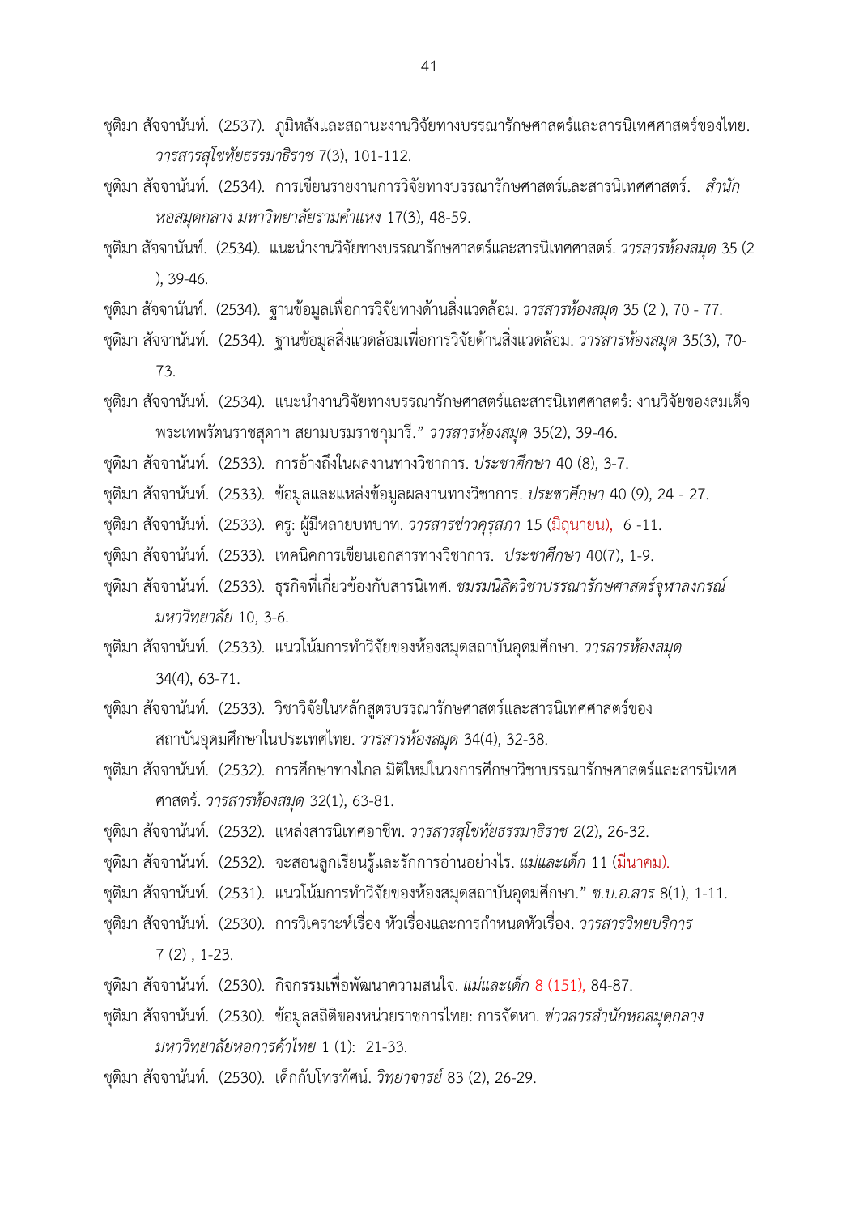ชุติมา สัจจานันท์. (2537). ภูมิหลังและสถานะงานวิจัยทางบรรณารักษศาสตร์และสารนิเทศศาสตร์ของไทย. *วารสารสุโขทัยธรรมาธิราช* 7(3), 101-112.

ชุติมา สัจจานันท์. (2534). การเขียนรายงานการวิจัยทางบรรณารักษศาสตร์และสารนิเทศศาสตร์. *สำนักหอสมุดกลาง มหาวิทยาลัยรามคำแหง* 17(3), 48-59.

ชุติมา สัจจานันท์. (2534). แนะนำงานวิจัยทางบรรณารักษศาสตร์และสารนิเทศศาสตร์. *วารสารห้องสมุด* 35 (2 ), 39-46.

ชุติมา สัจจานันท์. (2534). ฐานข้อมูลเพื่อการวิจัยทางด้านสิ่งแวดล้อม. *วารสารห้องสมุด* 35 (2 ), 70 - 77.

ชุติมา สัจจานันท์. (2534). ฐานข้อมูลสิ่งแวดล้อมเพื่อการวิจัยด้านสิ่งแวดล้อม. *วารสารห้องสมุด* 35(3), 70-73.

ชุติมา สัจจานันท์. (2534). แนะนำงานวิจัยทางบรรณารักษศาสตร์และสารนิเทศศาสตร์: งานวิจัยของสมเด็จพระเทพรัตนราชสุดาฯ สยามบรมราชกุมารี." *วารสารห้องสมุด* 35(2), 39-46.

ชุติมา สัจจานันท์. (2533). การอ้างถึงในผลงานทางวิชาการ. *ประชาศึกษา* 40 (8), 3-7.

ชุติมา สัจจานันท์. (2533). ข้อมูลและแหล่งข้อมูลผลงานทางวิชาการ. *ประชาศึกษา* 40 (9), 24 - 27.

ชุติมา สัจจานันท์. (2533). ครู: ผู้มีหลายบทบาท. *วารสารข่าวคุรุสภา* 15 (มิถุนายน), 6 -11.

ชุติมา สัจจานันท์. (2533). เทคนิคการเขียนเอกสารทางวิชาการ. *ประชาศึกษา* 40(7), 1-9.

ชุติมา สัจจานันท์. (2533). ธุรกิจที่เกี่ยวข้องกับสารนิเทศ. *ชมรมนิสิตวิชาบรรณารักษศาสตร์จุฬาลงกรณ์มหาวิทยาลัย* 10, 3-6.

ชุติมา สัจจานันท์. (2533). แนวโน้มการทำวิจัยของห้องสมุดสถาบันอุดมศึกษา. *วารสารห้องสมุด* 34(4), 63-71.

ชุติมา สัจจานันท์. (2533). วิชาวิจัยในหลักสูตรบรรณารักษศาสตร์และสารนิเทศศาสตร์ของสถาบันอุดมศึกษาในประเทศไทย. *วารสารห้องสมุด* 34(4), 32-38.

ชุติมา สัจจานันท์. (2532). การศึกษาทางไกล มิติใหม่ในวงการศึกษาวิชาบรรณารักษศาสตร์และสารนิเทศศาสตร์. *วารสารห้องสมุด* 32(1), 63-81.

ชุติมา สัจจานันท์. (2532). แหล่งสารนิเทศอาชีพ. *วารสารสุโขทัยธรรมาธิราช* 2(2), 26-32.

ชุติมา สัจจานันท์. (2532). จะสอนลูกเรียนรู้และรักการอ่านอย่างไร. *แม่และเด็ก* 11 (มีนาคม).

ชุติมา สัจจานันท์. (2531). แนวโน้มการทำวิจัยของห้องสมุดสถาบันอุดมศึกษา." *ช.บ.อ.สาร* 8(1), 1-11.

ชุติมา สัจจานันท์. (2530). การวิเคราะห์เรื่อง หัวเรื่องและการกำหนดหัวเรื่อง. *วารสารวิทยบริการ* 7 (2) , 1-23.

ชุติมา สัจจานันท์. (2530). กิจกรรมเพื่อพัฒนาความสนใจ. *แม่และเด็ก* 8 (151), 84-87.

ชุติมา สัจจานันท์. (2530). ข้อมูลสถิติของหน่วยราชการไทย: การจัดหา. *ข่าวสารสำนักหอสมุดกลาง มหาวิทยาลัยหอการค้าไทย* 1 (1): 21-33.

ชุติมา สัจจานันท์. (2530). เด็กกับโทรทัศน์. *วิทยาจารย์* 83 (2), 26-29.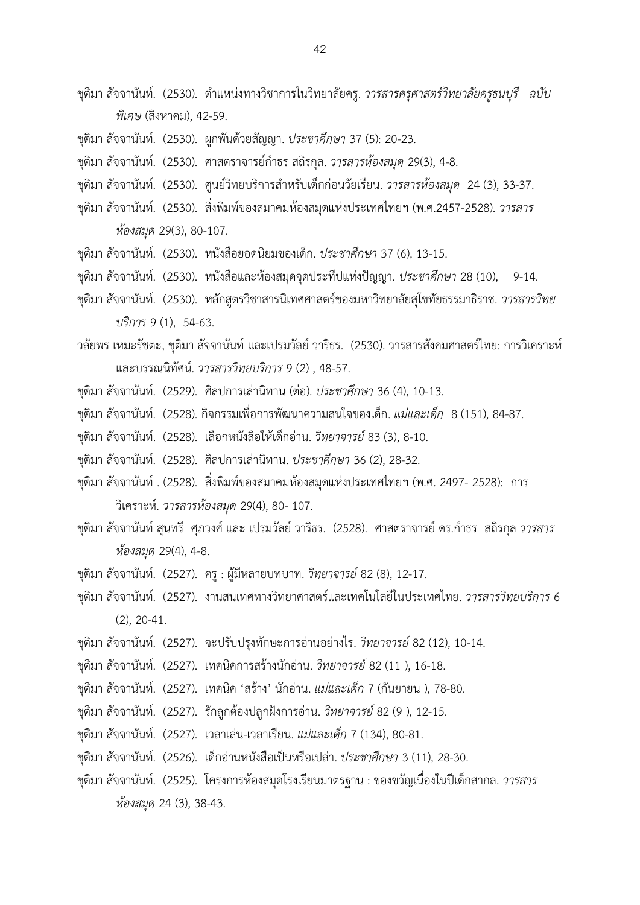ชุติมา สัจจานันท์. (2530). ตำแหน่งทางวิชาการในวิทยาลัยครู. *วารสารครุศาสตร์วิทยาลัยครูธนบุรี ฉบับพิเศษ* (สิงหาคม), 42-59.

ชุติมา สัจจานันท์. (2530). ผูกพันด้วยสัญญา. *ประชาศึกษา* 37 (5): 20-23.

ชุติมา สัจจานันท์. (2530). ศาสตราจารย์กำธร สถิรกุล. *วารสารห้องสมุด* 29(3), 4-8.

ชุติมา สัจจานันท์. (2530). ศูนย์วิทยบริการสำหรับเด็กก่อนวัยเรียน. *วารสารห้องสมุด* 24 (3), 33-37.

ชุติมา สัจจานันท์. (2530). สิ่งพิมพ์ของสมาคมห้องสมุดแห่งประเทศไทยฯ (พ.ศ.2457-2528). *วารสารห้องสมุด* 29(3), 80-107.

ชุติมา สัจจานันท์. (2530). หนังสือยอดนิยมของเด็ก. *ประชาศึกษา* 37 (6), 13-15.

ชุติมา สัจจานันท์. (2530). หนังสือและห้องสมุดจุดประทีปแห่งปัญญา. *ประชาศึกษา* 28 (10), 9-14.

ชุติมา สัจจานันท์. (2530). หลักสูตรวิชาสารนิเทศศาสตร์ของมหาวิทยาลัยสุโขทัยธรรมาธิราช. *วารสารวิทยบริการ* 9 (1), 54-63.

วลัยพร เหมะรัชตะ, ชุติมา สัจจานันท์ และเปรมวลัย์ วาริธร. (2530). วารสารสังคมศาสตร์ไทย: การวิเคราะห์และบรรณนิทัศน์. *วารสารวิทยบริการ* 9 (2) , 48-57.

ชุติมา สัจจานันท์. (2529). ศิลปการเล่านิทาน (ต่อ). *ประชาศึกษา* 36 (4), 10-13.

ชุติมา สัจจานันท์. (2528). กิจกรรมเพื่อการพัฒนาความสนใจของเด็ก. *แม่และเด็ก* 8 (151), 84-87.

ชุติมา สัจจานันท์. (2528). เลือกหนังสือให้เด็กอ่าน. *วิทยาจารย์* 83 (3), 8-10.

ชุติมา สัจจานันท์. (2528). ศิลปการเล่านิทาน. *ประชาศึกษา* 36 (2), 28-32.

ชุติมา สัจจานันท์ . (2528). สิ่งพิมพ์ของสมาคมห้องสมุดแห่งประเทศไทยฯ (พ.ศ. 2497- 2528): การวิเคราะห์. *วารสารห้องสมุด* 29(4), 80- 107.

ชุติมา สัจจานันท์ สุนทรี ศุภวงศ์ และ เปรมวลัย์ วาริธร. (2528). ศาสตราจารย์ ดร.กำธร สถิรกุล *วารสารห้องสมุด* 29(4), 4-8.

ชุติมา สัจจานันท์. (2527). ครู : ผู้มีหลายบทบาท. *วิทยาจารย์* 82 (8), 12-17.

ชุติมา สัจจานันท์. (2527). งานสนเทศทางวิทยาศาสตร์และเทคโนโลยีในประเทศไทย. *วารสารวิทยบริการ* 6 (2), 20-41.

ชุติมา สัจจานันท์. (2527). จะปรับปรุงทักษะการอ่านอย่างไร. *วิทยาจารย์* 82 (12), 10-14.

ชุติมา สัจจานันท์. (2527). เทคนิคการสร้างนักอ่าน. *วิทยาจารย์* 82 (11 ), 16-18.

ชุติมา สัจจานันท์. (2527). เทคนิค ‘สร้าง’ นักอ่าน. *แม่และเด็ก* 7 (กันยายน ), 78-80.

ชุติมา สัจจานันท์. (2527). รักลูกต้องปลูกฝังการอ่าน. *วิทยาจารย์* 82 (9 ), 12-15.

ชุติมา สัจจานันท์. (2527). เวลาเล่น-เวลาเรียน. *แม่และเด็ก* 7 (134), 80-81.

ชุติมา สัจจานันท์. (2526). เด็กอ่านหนังสือเป็นหรือเปล่า. *ประชาศึกษา* 3 (11), 28-30.

ชุติมา สัจจานันท์. (2525). โครงการห้องสมุดโรงเรียนมาตรฐาน : ของขวัญเนื่องในปีเด็กสากล. *วารสารห้องสมุด* 24 (3), 38-43.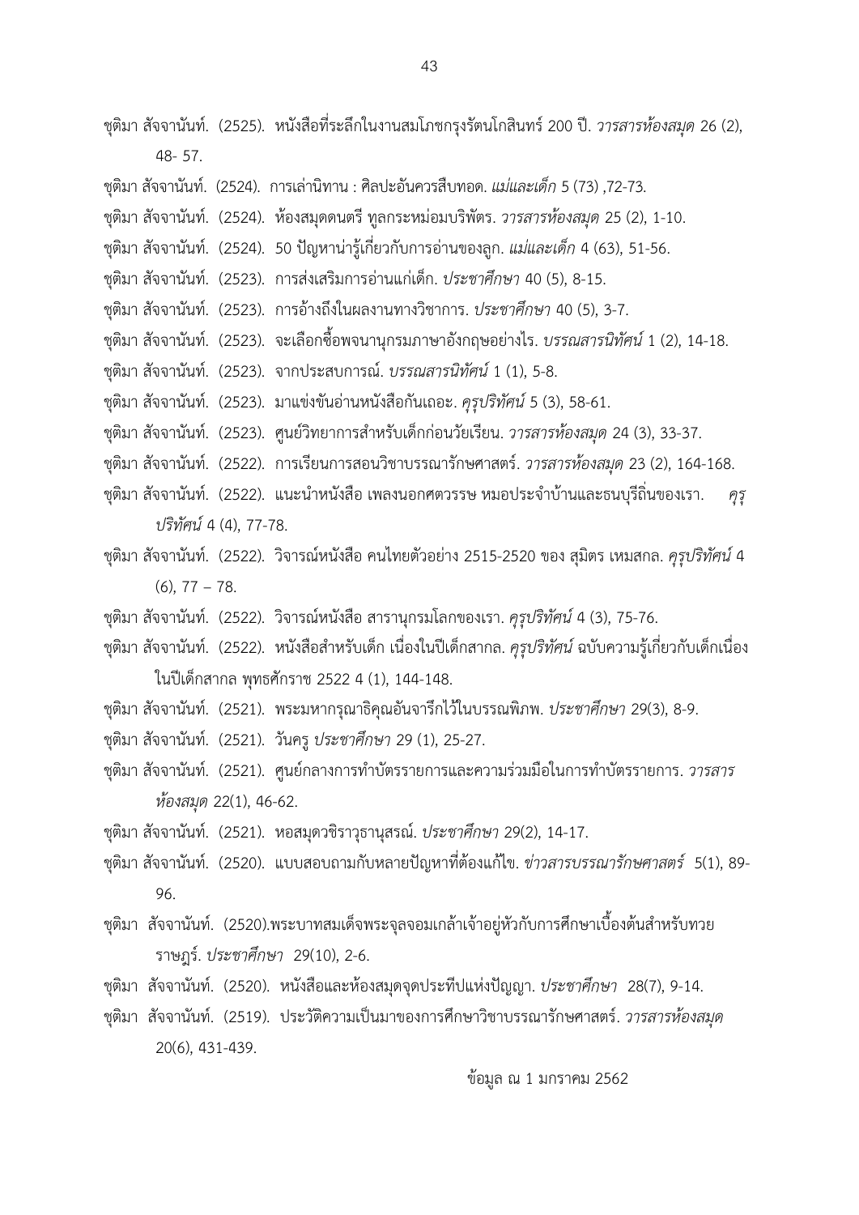ชุติมา สัจจานันท์. (2525). หนังสือที่ระลึกในงานสมโภชกรุงรัตนโกสินทร์ 200 ปี. *วารสารห้องสมุด* 26 (2), 48- 57.

ชุติมา สัจจานันท์. (2524). การเล่านิทาน : ศิลปะอันควรสืบทอด. *แม่และเด็ก* 5 (73) ,72-73.

ชุติมา สัจจานันท์. (2524). ห้องสมุดดนตรี ทูลกระหม่อมบริพัตร. *วารสารห้องสมุด* 25 (2), 1-10.

ชุติมา สัจจานันท์. (2524). 50 ปัญหาน่ารู้เกี่ยวกับการอ่านของลูก. *แม่และเด็ก* 4 (63), 51-56.

ชุติมา สัจจานันท์. (2523). การส่งเสริมการอ่านแก่เด็ก. *ประชาศึกษา* 40 (5), 8-15.

ชุติมา สัจจานันท์. (2523). การอ้างถึงในผลงานทางวิชาการ. *ประชาศึกษา* 40 (5), 3-7.

ชุติมา สัจจานันท์. (2523). จะเลือกซื้อพจนานุกรมภาษาอังกฤษอย่างไร. *บรรณสารนิทัศน์* 1 (2), 14-18.

ชุติมา สัจจานันท์. (2523). จากประสบการณ์. *บรรณสารนิทัศน์* 1 (1), 5-8.

ชุติมา สัจจานันท์. (2523). มาแข่งขันอ่านหนังสือกันเถอะ. *คุรุปริทัศน์* 5 (3), 58-61.

ชุติมา สัจจานันท์. (2523). ศูนย์วิทยาการสำหรับเด็กก่อนวัยเรียน. *วารสารห้องสมุด* 24 (3), 33-37.

ชุติมา สัจจานันท์. (2522). การเรียนการสอนวิชาบรรณารักษศาสตร์. *วารสารห้องสมุด* 23 (2), 164-168.

ชุติมา สัจจานันท์. (2522). แนะนำหนังสือ เพลงนอกศตวรรษ หมอประจำบ้านและธนบุรีถิ่นของเรา. *คุรุปริทัศน์* 4 (4), 77-78.

ชุติมา สัจจานันท์. (2522). วิจารณ์หนังสือ คนไทยตัวอย่าง 2515-2520 ของ สุมิตร เหมสกล. *คุรุปริทัศน์* 4 (6), 77 – 78.

ชุติมา สัจจานันท์. (2522). วิจารณ์หนังสือ สารานุกรมโลกของเรา. *คุรุปริทัศน์* 4 (3), 75-76.

ชุติมา สัจจานันท์. (2522). หนังสือสำหรับเด็ก เนื่องในปีเด็กสากล. *คุรุปริทัศน์* ฉบับความรู้เกี่ยวกับเด็กเนื่องในปีเด็กสากล พุทธศักราช 2522 4 (1), 144-148.

ชุติมา สัจจานันท์. (2521). พระมหากรุณาธิคุณอันจารึกไว้ในบรรณพิภพ. *ประชาศึกษา* 29(3), 8-9.

ชุติมา สัจจานันท์. (2521). วันครู *ประชาศึกษา 29* (1), 25-27.

ชุติมา สัจจานันท์. (2521). ศูนย์กลางการทำบัตรรายการและความร่วมมือในการทำบัตรรายการ. *วารสารห้องสมุด* 22(1), 46-62.

ชุติมา สัจจานันท์. (2521). หอสมุดวชิราวุธานุสรณ์. *ประชาศึกษา* 29(2), 14-17.

ชุติมา สัจจานันท์. (2520). แบบสอบถามกับหลายปัญหาที่ต้องแก้ไข. *ข่าวสารบรรณารักษศาสตร์* 5(1), 89-96.

ชุติมา สัจจานันท์. (2520).พระบาทสมเด็จพระจุลจอมเกล้าเจ้าอยู่หัวกับการศึกษาเบื้องต้นสำหรับทวยราษฎร์. *ประชาศึกษา* 29(10), 2-6.

ชุติมา สัจจานันท์. (2520). หนังสือและห้องสมุดจุดประทีปแห่งปัญญา. *ประชาศึกษา* 28(7), 9-14.

ชุติมา สัจจานันท์. (2519). ประวัติความเป็นมาของการศึกษาวิชาบรรณารักษศาสตร์. *วารสารห้องสมุด* 20(6), 431-439.

ข้อมูล ณ 1 มกราคม 2562